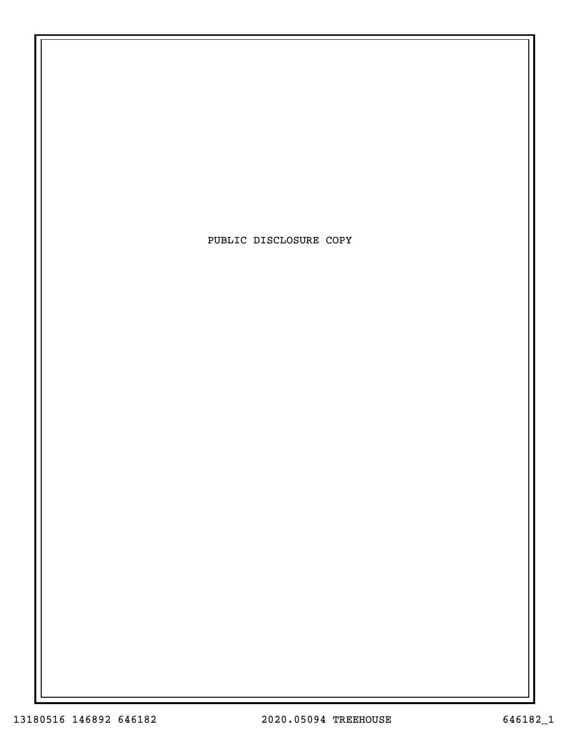PUBLIC DISCLOSURE COPY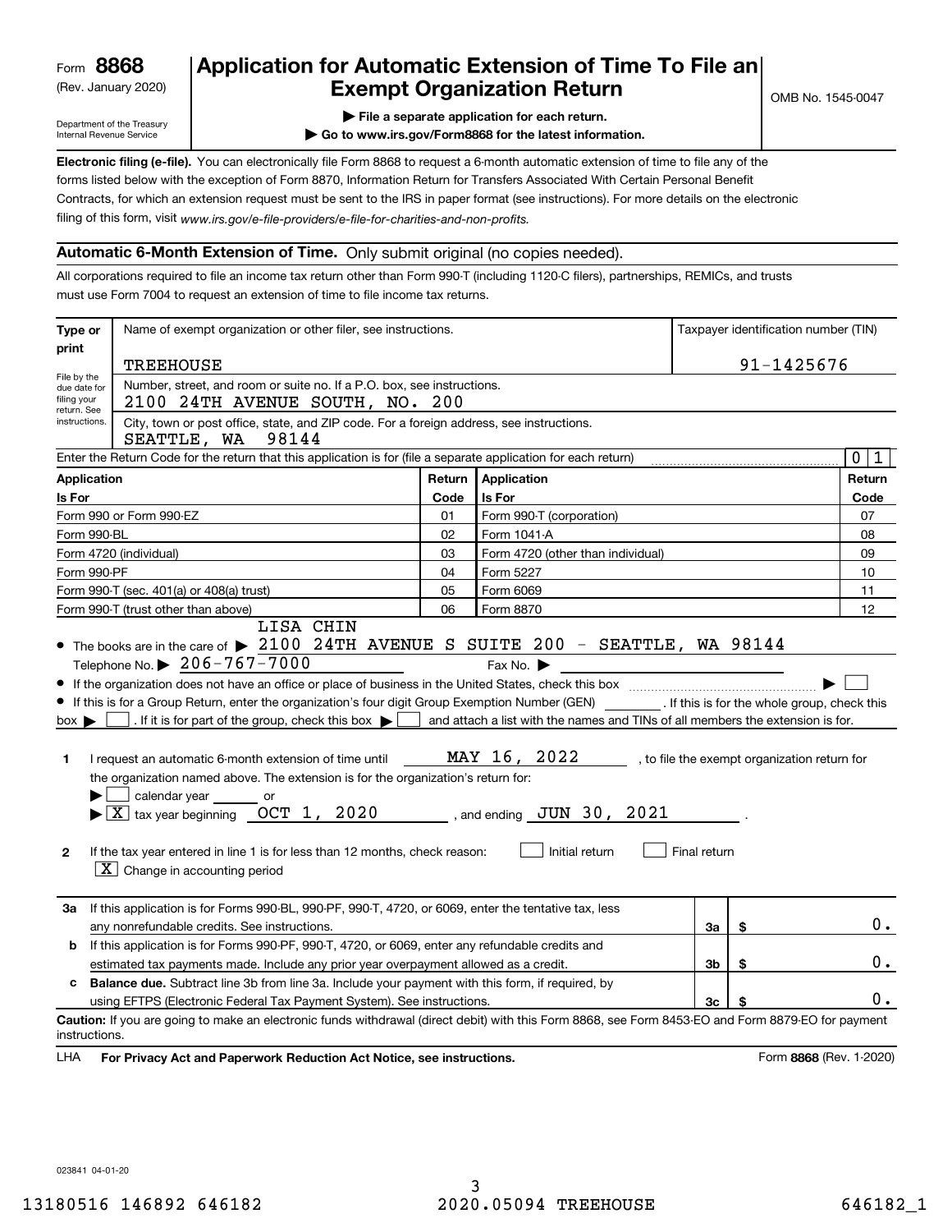Form **8868**
(Rev. January 2020)
Department of the Treasury
Internal Revenue Service

# Application for Automatic Extension of Time To File an Exempt Organization Return

OMB No. 1545-0047

▶ File a separate application for each return.
▶ Go to www.irs.gov/Form8868 for the latest information.

**Electronic filing (e-file).** You can electronically file Form 8868 to request a 6-month automatic extension of time to file any of the forms listed below with the exception of Form 8870, Information Return for Transfers Associated With Certain Personal Benefit Contracts, for which an extension request must be sent to the IRS in paper format (see instructions). For more details on the electronic filing of this form, visit *www.irs.gov/e-file-providers/e-file-for-charities-and-non-profits.*

## Automatic 6-Month Extension of Time. Only submit original (no copies needed).

All corporations required to file an income tax return other than Form 990-T (including 1120-C filers), partnerships, REMICs, and trusts must use Form 7004 to request an extension of time to file income tax returns.

| Type or print | | |
|---|---|---|
| File by the due date for filing your return. See instructions. | Name of exempt organization or other filer, see instructions.<br>TREEHOUSE | Taxpayer identification number (TIN)<br>91-1425676 |
| | Number, street, and room or suite no. If a P.O. box, see instructions.<br>2100 24TH AVENUE SOUTH, NO. 200 | |
| | City, town or post office, state, and ZIP code. For a foreign address, see instructions.<br>SEATTLE, WA 98144 | |

Enter the Return Code for the return that this application is for (file a separate application for each return) .......... 0 1

| Application Is For | Return Code | Application Is For | Return Code |
|---|---|---|---|
| Form 990 or Form 990-EZ | 01 | Form 990-T (corporation) | 07 |
| Form 990-BL | 02 | Form 1041-A | 08 |
| Form 4720 (individual) | 03 | Form 4720 (other than individual) | 09 |
| Form 990-PF | 04 | Form 5227 | 10 |
| Form 990-T (sec. 401(a) or 408(a) trust) | 05 | Form 6069 | 11 |
| Form 990-T (trust other than above) | 06 | Form 8870 | 12 |

- The books are in the care of ▶ LISA CHIN
2100 24TH AVENUE S SUITE 200 - SEATTLE, WA 98144
Telephone No. ▶ 206-767-7000 Fax No. ▶
- If the organization does not have an office or place of business in the United States, check this box ▶ ☐
- If this is for a Group Return, enter the organization's four digit Group Exemption Number (GEN) ______ . If this is for the whole group, check this box ▶ ☐ . If it is for part of the group, check this box ▶ ☐ and attach a list with the names and TINs of all members the extension is for.

**1** I request an automatic 6-month extension of time until MAY 16, 2022 , to file the exempt organization return for the organization named above. The extension is for the organization's return for:
▶ ☐ calendar year ______ or
▶ ☒ tax year beginning OCT 1, 2020 , and ending JUN 30, 2021 .

**2** If the tax year entered in line 1 is for less than 12 months, check reason: ☐ Initial return ☐ Final return
☒ Change in accounting period

| | | | |
|---|---|---|---|
| **3a** | If this application is for Forms 990-BL, 990-PF, 990-T, 4720, or 6069, enter the tentative tax, less any nonrefundable credits. See instructions. | 3a | $ 0. |
| **b** | If this application is for Forms 990-PF, 990-T, 4720, or 6069, enter any refundable credits and estimated tax payments made. Include any prior year overpayment allowed as a credit. | 3b | $ 0. |
| **c** | **Balance due.** Subtract line 3b from line 3a. Include your payment with this form, if required, by using EFTPS (Electronic Federal Tax Payment System). See instructions. | 3c | $ 0. |

**Caution:** If you are going to make an electronic funds withdrawal (direct debit) with this Form 8868, see Form 8453-EO and Form 8879-EO for payment instructions.

LHA **For Privacy Act and Paperwork Reduction Act Notice, see instructions.** Form **8868** (Rev. 1-2020)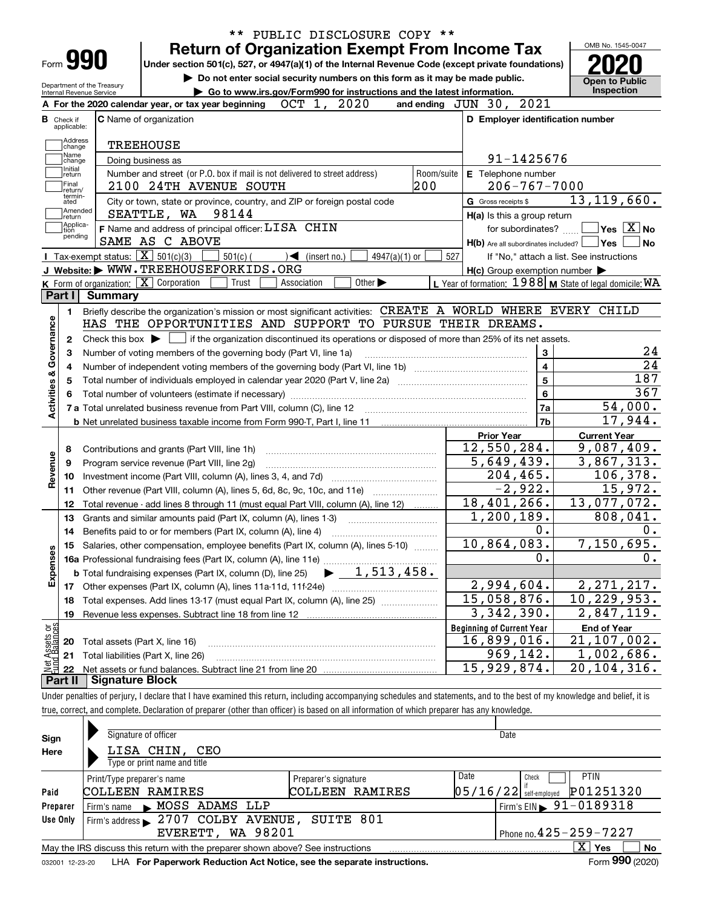\*\* PUBLIC DISCLOSURE COPY \*\*

# Form 990 — Return of Organization Exempt From Income Tax

Under section 501(c), 527, or 4947(a)(1) of the Internal Revenue Code (except private foundations)

▶ Do not enter social security numbers on this form as it may be made public.

▶ Go to www.irs.gov/Form990 for instructions and the latest information.

Department of the Treasury
Internal Revenue Service

OMB No. 1545-0047

**2020**

**Open to Public Inspection**

**A** For the 2020 calendar year, or tax year beginning OCT 1, 2020 and ending JUN 30, 2021

**B** Check if applicable: Address change, Name change, Initial return, Final return/terminated, Amended return, Application pending

**C** Name of organization: TREEHOUSE

Doing business as

Number and street (or P.O. box if mail is not delivered to street address): 2100 24TH AVENUE SOUTH — Room/suite: 200

City or town, state or province, country, and ZIP or foreign postal code: SEATTLE, WA 98144

**D** Employer identification number: 91-1425676

**E** Telephone number: 206-767-7000

**G** Gross receipts $ 13,119,660.

**F** Name and address of principal officer: LISA CHIN, SAME AS C ABOVE

**H(a)** Is this a group return for subordinates? ☐ Yes ☒ No

**H(b)** Are all subordinates included? ☐ Yes ☐ No — If "No," attach a list. See instructions

**H(c)** Group exemption number ▶

**I** Tax-exempt status: ☒ 501(c)(3) ☐ 501(c) ( ) ◀ (insert no.) ☐ 4947(a)(1) or ☐ 527

**J** Website: ▶ WWW.TREEHOUSEFORKIDS.ORG

**K** Form of organization: ☒ Corporation ☐ Trust ☐ Association ☐ Other ▶

**L** Year of formation: 1988 **M** State of legal domicile: WA

## Part I Summary

**Activities & Governance**

1. Briefly describe the organization's mission or most significant activities: CREATE A WORLD WHERE EVERY CHILD HAS THE OPPORTUNITIES AND SUPPORT TO PURSUE THEIR DREAMS.
2. Check this box ▶ ☐ if the organization discontinued its operations or disposed of more than 25% of its net assets.

| Line | Description | No. | Value |
|---|---|---|---|
| 3 | Number of voting members of the governing body (Part VI, line 1a) | 3 | 24 |
| 4 | Number of independent voting members of the governing body (Part VI, line 1b) | 4 | 24 |
| 5 | Total number of individuals employed in calendar year 2020 (Part V, line 2a) | 5 | 187 |
| 6 | Total number of volunteers (estimate if necessary) | 6 | 367 |
| 7a | Total unrelated business revenue from Part VIII, column (C), line 12 | 7a | 54,000. |
| 7b | Net unrelated business taxable income from Form 990-T, Part I, line 11 | 7b | 17,944. |

| Line | Description | Prior Year | Current Year |
|---|---|---|---|
| **Revenue** | | | |
| 8 | Contributions and grants (Part VIII, line 1h) | 12,550,284. | 9,087,409. |
| 9 | Program service revenue (Part VIII, line 2g) | 5,649,439. | 3,867,313. |
| 10 | Investment income (Part VIII, column (A), lines 3, 4, and 7d) | 204,465. | 106,378. |
| 11 | Other revenue (Part VIII, column (A), lines 5, 6d, 8c, 9c, 10c, and 11e) | -2,922. | 15,972. |
| 12 | Total revenue - add lines 8 through 11 (must equal Part VIII, column (A), line 12) | 18,401,266. | 13,077,072. |
| **Expenses** | | | |
| 13 | Grants and similar amounts paid (Part IX, column (A), lines 1-3) | 1,200,189. | 808,041. |
| 14 | Benefits paid to or for members (Part IX, column (A), line 4) | 0. | 0. |
| 15 | Salaries, other compensation, employee benefits (Part IX, column (A), lines 5-10) | 10,864,083. | 7,150,695. |
| 16a | Professional fundraising fees (Part IX, column (A), line 11e) | 0. | 0. |
| b | Total fundraising expenses (Part IX, column (D), line 25) ▶ 1,513,458. | | |
| 17 | Other expenses (Part IX, column (A), lines 11a-11d, 11f-24e) | 2,994,604. | 2,271,217. |
| 18 | Total expenses. Add lines 13-17 (must equal Part IX, column (A), line 25) | 15,058,876. | 10,229,953. |
| 19 | Revenue less expenses. Subtract line 18 from line 12 | 3,342,390. | 2,847,119. |

| Line | Net Assets or Fund Balances | Beginning of Current Year | End of Year |
|---|---|---|---|
| 20 | Total assets (Part X, line 16) | 16,899,016. | 21,107,002. |
| 21 | Total liabilities (Part X, line 26) | 969,142. | 1,002,686. |
| 22 | Net assets or fund balances. Subtract line 21 from line 20 | 15,929,874. | 20,104,316. |

## Part II Signature Block

Under penalties of perjury, I declare that I have examined this return, including accompanying schedules and statements, and to the best of my knowledge and belief, it is true, correct, and complete. Declaration of preparer (other than officer) is based on all information of which preparer has any knowledge.

**Sign Here**

Signature of officer — Date

LISA CHIN, CEO
Type or print name and title

**Paid Preparer Use Only**

| Print/Type preparer's name | Preparer's signature | Date | Check if self-employed | PTIN |
|---|---|---|---|---|
| COLLEEN RAMIRES | COLLEEN RAMIRES | 05/16/22 | ☐ | P01251320 |

Firm's name ▶ MOSS ADAMS LLP — Firm's EIN ▶ 91-0189318

Firm's address ▶ 2707 COLBY AVENUE, SUITE 801, EVERETT, WA 98201 — Phone no. 425-259-7227

May the IRS discuss this return with the preparer shown above? See instructions ☒ Yes ☐ No

032001 12-23-20 LHA For Paperwork Reduction Act Notice, see the separate instructions. Form **990** (2020)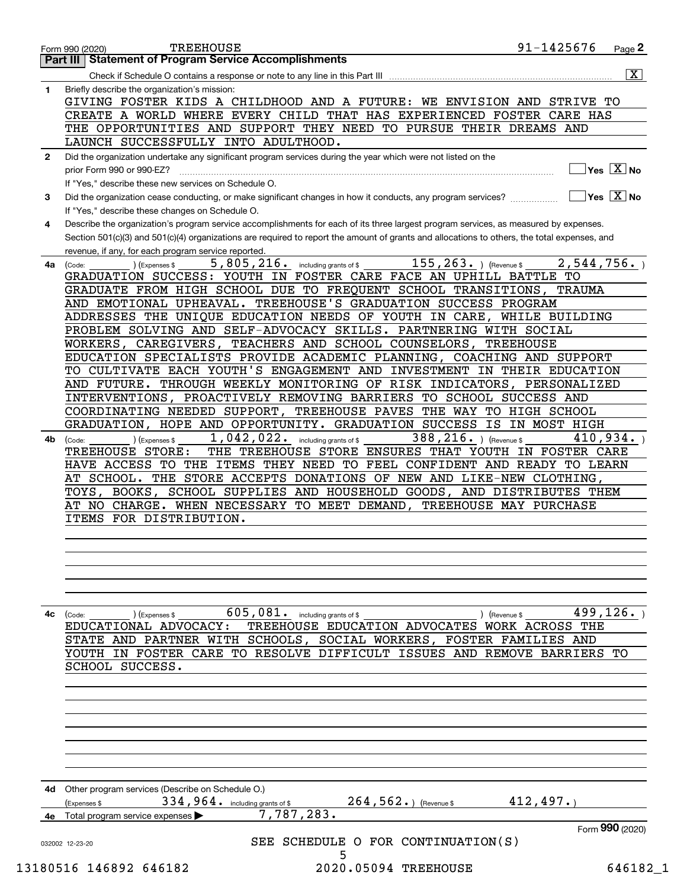Form 990 (2020) TREEHOUSE 91-1425676 Page **2**

## Part III | Statement of Program Service Accomplishments

Check if Schedule O contains a response or note to any line in this Part III ... [X]

**1** Briefly describe the organization's mission:

GIVING FOSTER KIDS A CHILDHOOD AND A FUTURE: WE ENVISION AND STRIVE TO CREATE A WORLD WHERE EVERY CHILD THAT HAS EXPERIENCED FOSTER CARE HAS THE OPPORTUNITIES AND SUPPORT THEY NEED TO PURSUE THEIR DREAMS AND LAUNCH SUCCESSFULLY INTO ADULTHOOD.

**2** Did the organization undertake any significant program services during the year which were not listed on the prior Form 990 or 990-EZ? ... [ ] Yes [X] No

If "Yes," describe these new services on Schedule O.

**3** Did the organization cease conducting, or make significant changes in how it conducts, any program services? ... [ ] Yes [X] No

If "Yes," describe these changes on Schedule O.

**4** Describe the organization's program service accomplishments for each of its three largest program services, as measured by expenses. Section 501(c)(3) and 501(c)(4) organizations are required to report the amount of grants and allocations to others, the total expenses, and revenue, if any, for each program service reported.

**4a** (Code: ) (Expenses $ 5,805,216. including grants of $ 155,263. ) (Revenue $ 2,544,756. )

GRADUATION SUCCESS: YOUTH IN FOSTER CARE FACE AN UPHILL BATTLE TO GRADUATE FROM HIGH SCHOOL DUE TO FREQUENT SCHOOL TRANSITIONS, TRAUMA AND EMOTIONAL UPHEAVAL. TREEHOUSE'S GRADUATION SUCCESS PROGRAM ADDRESSES THE UNIQUE EDUCATION NEEDS OF YOUTH IN CARE, WHILE BUILDING PROBLEM SOLVING AND SELF-ADVOCACY SKILLS. PARTNERING WITH SOCIAL WORKERS, CAREGIVERS, TEACHERS AND SCHOOL COUNSELORS, TREEHOUSE EDUCATION SPECIALISTS PROVIDE ACADEMIC PLANNING, COACHING AND SUPPORT TO CULTIVATE EACH YOUTH'S ENGAGEMENT AND INVESTMENT IN THEIR EDUCATION AND FUTURE. THROUGH WEEKLY MONITORING OF RISK INDICATORS, PERSONALIZED INTERVENTIONS, PROACTIVELY REMOVING BARRIERS TO SCHOOL SUCCESS AND COORDINATING NEEDED SUPPORT, TREEHOUSE PAVES THE WAY TO HIGH SCHOOL GRADUATION, HOPE AND OPPORTUNITY. GRADUATION SUCCESS IS IN MOST HIGH

**4b** (Code: ) (Expenses $ 1,042,022. including grants of $ 388,216. ) (Revenue $ 410,934. )

TREEHOUSE STORE: THE TREEHOUSE STORE ENSURES THAT YOUTH IN FOSTER CARE HAVE ACCESS TO THE ITEMS THEY NEED TO FEEL CONFIDENT AND READY TO LEARN AT SCHOOL. THE STORE ACCEPTS DONATIONS OF NEW AND LIKE-NEW CLOTHING, TOYS, BOOKS, SCHOOL SUPPLIES AND HOUSEHOLD GOODS, AND DISTRIBUTES THEM AT NO CHARGE. WHEN NECESSARY TO MEET DEMAND, TREEHOUSE MAY PURCHASE ITEMS FOR DISTRIBUTION.

**4c** (Code: ) (Expenses $ 605,081. including grants of $ ) (Revenue $ 499,126. )

EDUCATIONAL ADVOCACY: TREEHOUSE EDUCATION ADVOCATES WORK ACROSS THE STATE AND PARTNER WITH SCHOOLS, SOCIAL WORKERS, FOSTER FAMILIES AND YOUTH IN FOSTER CARE TO RESOLVE DIFFICULT ISSUES AND REMOVE BARRIERS TO SCHOOL SUCCESS.

**4d** Other program services (Describe on Schedule O.)

(Expenses $ 334,964. including grants of $ 264,562. ) (Revenue $ 412,497. )

**4e** Total program service expenses ▶ 7,787,283.

Form **990** (2020)

SEE SCHEDULE O FOR CONTINUATION(S)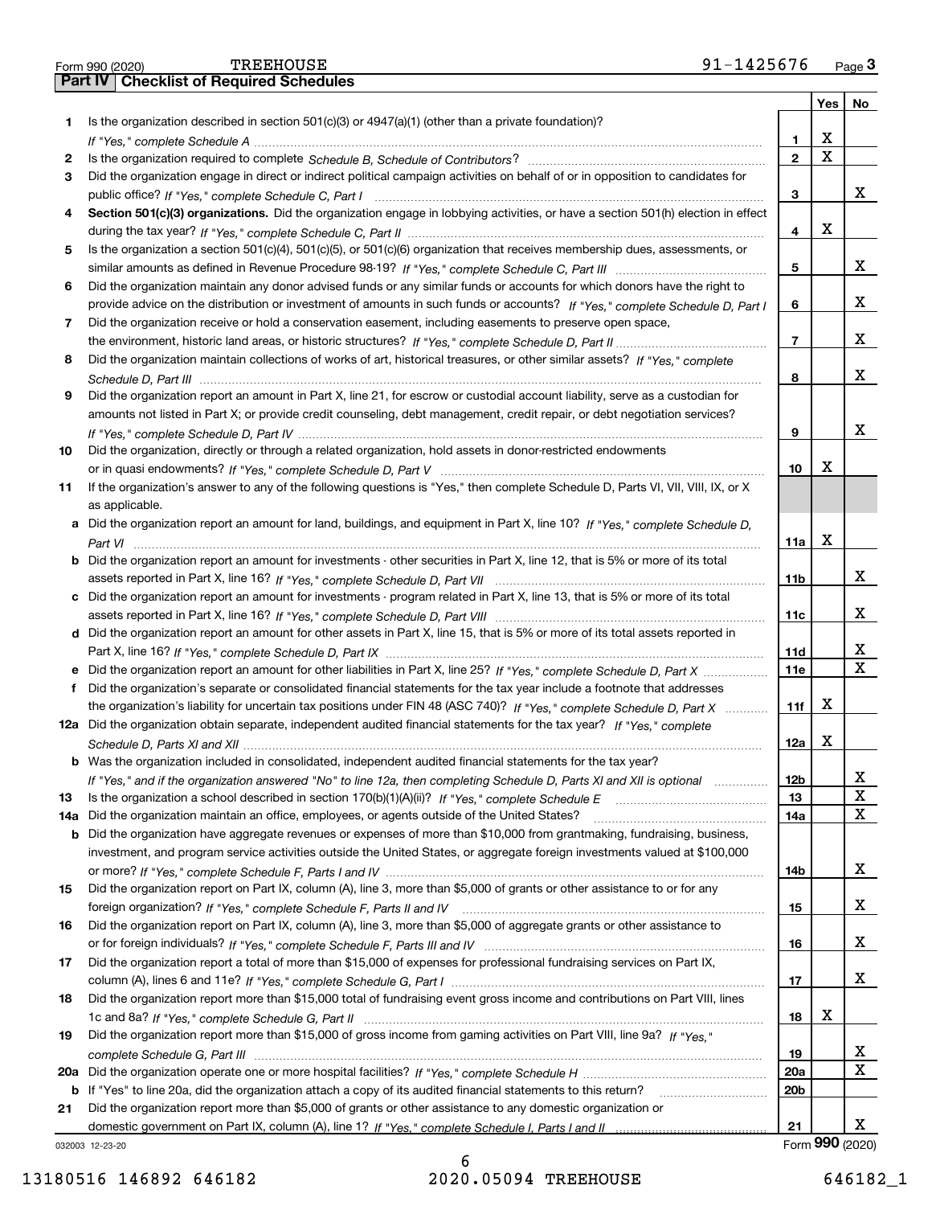Form 990 (2020) TREEHOUSE 91-1425676 Page 3

## Part IV Checklist of Required Schedules

| | | | Yes | No |
|---|---|---|---|---|
| 1 | Is the organization described in section 501(c)(3) or 4947(a)(1) (other than a private foundation)? *If "Yes," complete Schedule A* | 1 | X | |
| 2 | Is the organization required to complete *Schedule B, Schedule of Contributors*? | 2 | X | |
| 3 | Did the organization engage in direct or indirect political campaign activities on behalf of or in opposition to candidates for public office? *If "Yes," complete Schedule C, Part I* | 3 | | X |
| 4 | **Section 501(c)(3) organizations.** Did the organization engage in lobbying activities, or have a section 501(h) election in effect during the tax year? *If "Yes," complete Schedule C, Part II* | 4 | X | |
| 5 | Is the organization a section 501(c)(4), 501(c)(5), or 501(c)(6) organization that receives membership dues, assessments, or similar amounts as defined in Revenue Procedure 98-19? *If "Yes," complete Schedule C, Part III* | 5 | | X |
| 6 | Did the organization maintain any donor advised funds or any similar funds or accounts for which donors have the right to provide advice on the distribution or investment of amounts in such funds or accounts? *If "Yes," complete Schedule D, Part I* | 6 | | X |
| 7 | Did the organization receive or hold a conservation easement, including easements to preserve open space, the environment, historic land areas, or historic structures? *If "Yes," complete Schedule D, Part II* | 7 | | X |
| 8 | Did the organization maintain collections of works of art, historical treasures, or other similar assets? *If "Yes," complete Schedule D, Part III* | 8 | | X |
| 9 | Did the organization report an amount in Part X, line 21, for escrow or custodial account liability, serve as a custodian for amounts not listed in Part X; or provide credit counseling, debt management, credit repair, or debt negotiation services? *If "Yes," complete Schedule D, Part IV* | 9 | | X |
| 10 | Did the organization, directly or through a related organization, hold assets in donor-restricted endowments or in quasi endowments? *If "Yes," complete Schedule D, Part V* | 10 | X | |
| 11 | If the organization's answer to any of the following questions is "Yes," then complete Schedule D, Parts VI, VII, VIII, IX, or X as applicable. | | | |
| a | Did the organization report an amount for land, buildings, and equipment in Part X, line 10? *If "Yes," complete Schedule D, Part VI* | 11a | X | |
| b | Did the organization report an amount for investments - other securities in Part X, line 12, that is 5% or more of its total assets reported in Part X, line 16? *If "Yes," complete Schedule D, Part VII* | 11b | | X |
| c | Did the organization report an amount for investments - program related in Part X, line 13, that is 5% or more of its total assets reported in Part X, line 16? *If "Yes," complete Schedule D, Part VIII* | 11c | | X |
| d | Did the organization report an amount for other assets in Part X, line 15, that is 5% or more of its total assets reported in Part X, line 16? *If "Yes," complete Schedule D, Part IX* | 11d | | X |
| e | Did the organization report an amount for other liabilities in Part X, line 25? *If "Yes," complete Schedule D, Part X* | 11e | | X |
| f | Did the organization's separate or consolidated financial statements for the tax year include a footnote that addresses the organization's liability for uncertain tax positions under FIN 48 (ASC 740)? *If "Yes," complete Schedule D, Part X* | 11f | X | |
| 12a | Did the organization obtain separate, independent audited financial statements for the tax year? *If "Yes," complete Schedule D, Parts XI and XII* | 12a | X | |
| b | Was the organization included in consolidated, independent audited financial statements for the tax year? *If "Yes," and if the organization answered "No" to line 12a, then completing Schedule D, Parts XI and XII is optional* | 12b | | X |
| 13 | Is the organization a school described in section 170(b)(1)(A)(ii)? *If "Yes," complete Schedule E* | 13 | | X |
| 14a | Did the organization maintain an office, employees, or agents outside of the United States? | 14a | | X |
| b | Did the organization have aggregate revenues or expenses of more than $10,000 from grantmaking, fundraising, business, investment, and program service activities outside the United States, or aggregate foreign investments valued at $100,000 or more? *If "Yes," complete Schedule F, Parts I and IV* | 14b | | X |
| 15 | Did the organization report on Part IX, column (A), line 3, more than $5,000 of grants or other assistance to or for any foreign organization? *If "Yes," complete Schedule F, Parts II and IV* | 15 | | X |
| 16 | Did the organization report on Part IX, column (A), line 3, more than $5,000 of aggregate grants or other assistance to or for foreign individuals? *If "Yes," complete Schedule F, Parts III and IV* | 16 | | X |
| 17 | Did the organization report a total of more than $15,000 of expenses for professional fundraising services on Part IX, column (A), lines 6 and 11e? *If "Yes," complete Schedule G, Part I* | 17 | | X |
| 18 | Did the organization report more than $15,000 total of fundraising event gross income and contributions on Part VIII, lines 1c and 8a? *If "Yes," complete Schedule G, Part II* | 18 | X | |
| 19 | Did the organization report more than $15,000 of gross income from gaming activities on Part VIII, line 9a? *If "Yes," complete Schedule G, Part III* | 19 | | X |
| 20a | Did the organization operate one or more hospital facilities? *If "Yes," complete Schedule H* | 20a | | X |
| b | If "Yes" to line 20a, did the organization attach a copy of its audited financial statements to this return? | 20b | | |
| 21 | Did the organization report more than $5,000 of grants or other assistance to any domestic organization or domestic government on Part IX, column (A), line 1? *If "Yes," complete Schedule I, Parts I and II* | 21 | | X |

032003 12-23-20

Form **990** (2020)

13180516 146892 646182 2020.05094 TREEHOUSE 646182_1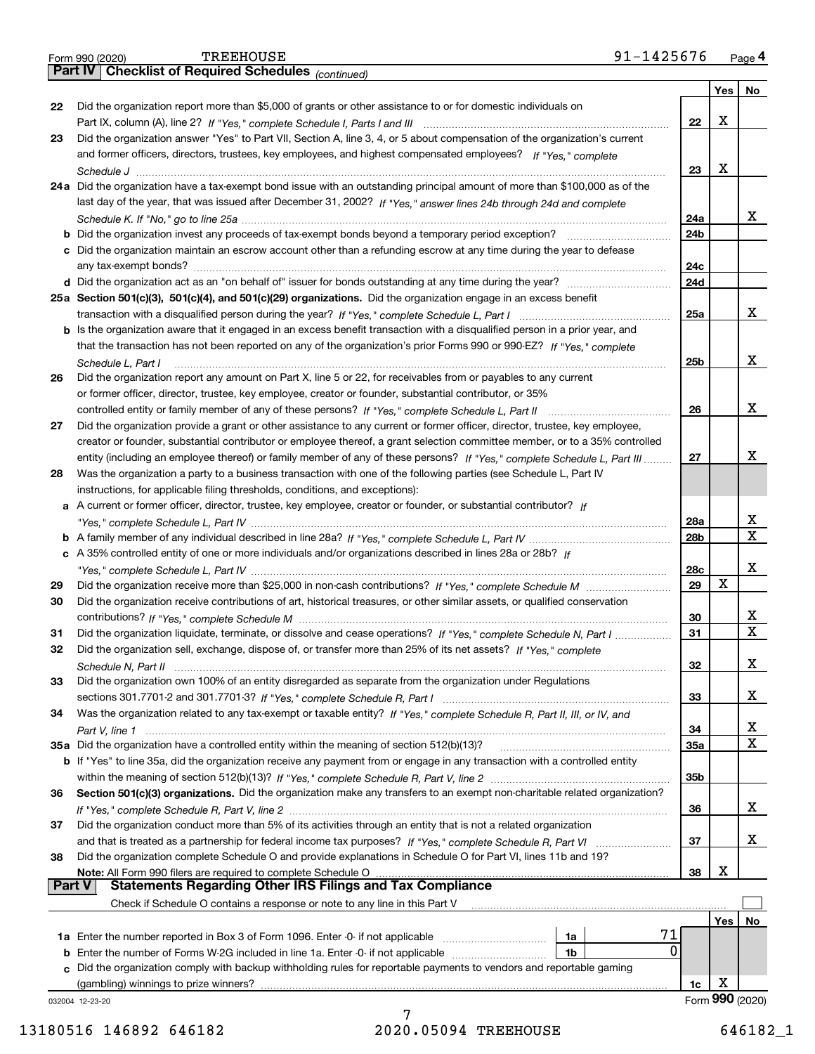Form 990 (2020) TREEHOUSE 91-1425676 Page 4

## Part IV Checklist of Required Schedules *(continued)*

| | | | Yes | No |
|---|---|---|---|---|
| 22 | Did the organization report more than $5,000 of grants or other assistance to or for domestic individuals on Part IX, column (A), line 2? *If "Yes," complete Schedule I, Parts I and III* | 22 | X | |
| 23 | Did the organization answer "Yes" to Part VII, Section A, line 3, 4, or 5 about compensation of the organization's current and former officers, directors, trustees, key employees, and highest compensated employees? *If "Yes," complete Schedule J* | 23 | X | |
| 24a | Did the organization have a tax-exempt bond issue with an outstanding principal amount of more than $100,000 as of the last day of the year, that was issued after December 31, 2002? *If "Yes," answer lines 24b through 24d and complete Schedule K. If "No," go to line 25a* | 24a | | X |
| b | Did the organization invest any proceeds of tax-exempt bonds beyond a temporary period exception? | 24b | | |
| c | Did the organization maintain an escrow account other than a refunding escrow at any time during the year to defease any tax-exempt bonds? | 24c | | |
| d | Did the organization act as an "on behalf of" issuer for bonds outstanding at any time during the year? | 24d | | |
| 25a | **Section 501(c)(3), 501(c)(4), and 501(c)(29) organizations.** Did the organization engage in an excess benefit transaction with a disqualified person during the year? *If "Yes," complete Schedule L, Part I* | 25a | | X |
| b | Is the organization aware that it engaged in an excess benefit transaction with a disqualified person in a prior year, and that the transaction has not been reported on any of the organization's prior Forms 990 or 990-EZ? *If "Yes," complete Schedule L, Part I* | 25b | | X |
| 26 | Did the organization report any amount on Part X, line 5 or 22, for receivables from or payables to any current or former officer, director, trustee, key employee, creator or founder, substantial contributor, or 35% controlled entity or family member of any of these persons? *If "Yes," complete Schedule L, Part II* | 26 | | X |
| 27 | Did the organization provide a grant or other assistance to any current or former officer, director, trustee, key employee, creator or founder, substantial contributor or employee thereof, a grant selection committee member, or to a 35% controlled entity (including an employee thereof) or family member of any of these persons? *If "Yes," complete Schedule L, Part III* | 27 | | X |
| 28 | Was the organization a party to a business transaction with one of the following parties (see Schedule L, Part IV instructions, for applicable filing thresholds, conditions, and exceptions): | | | |
| a | A current or former officer, director, trustee, key employee, creator or founder, or substantial contributor? *If "Yes," complete Schedule L, Part IV* | 28a | | X |
| b | A family member of any individual described in line 28a? *If "Yes," complete Schedule L, Part IV* | 28b | | X |
| c | A 35% controlled entity of one or more individuals and/or organizations described in lines 28a or 28b? *If "Yes," complete Schedule L, Part IV* | 28c | | X |
| 29 | Did the organization receive more than $25,000 in non-cash contributions? *If "Yes," complete Schedule M* | 29 | X | |
| 30 | Did the organization receive contributions of art, historical treasures, or other similar assets, or qualified conservation contributions? *If "Yes," complete Schedule M* | 30 | | X |
| 31 | Did the organization liquidate, terminate, or dissolve and cease operations? *If "Yes," complete Schedule N, Part I* | 31 | | X |
| 32 | Did the organization sell, exchange, dispose of, or transfer more than 25% of its net assets? *If "Yes," complete Schedule N, Part II* | 32 | | X |
| 33 | Did the organization own 100% of an entity disregarded as separate from the organization under Regulations sections 301.7701-2 and 301.7701-3? *If "Yes," complete Schedule R, Part I* | 33 | | X |
| 34 | Was the organization related to any tax-exempt or taxable entity? *If "Yes," complete Schedule R, Part II, III, or IV, and Part V, line 1* | 34 | | X |
| 35a | Did the organization have a controlled entity within the meaning of section 512(b)(13)? | 35a | | X |
| b | If "Yes" to line 35a, did the organization receive any payment from or engage in any transaction with a controlled entity within the meaning of section 512(b)(13)? *If "Yes," complete Schedule R, Part V, line 2* | 35b | | |
| 36 | **Section 501(c)(3) organizations.** Did the organization make any transfers to an exempt non-charitable related organization? *If "Yes," complete Schedule R, Part V, line 2* | 36 | | X |
| 37 | Did the organization conduct more than 5% of its activities through an entity that is not a related organization and that is treated as a partnership for federal income tax purposes? *If "Yes," complete Schedule R, Part VI* | 37 | | X |
| 38 | Did the organization complete Schedule O and provide explanations in Schedule O for Part VI, lines 11b and 19? **Note:** All Form 990 filers are required to complete Schedule O | 38 | X | |

## Part V Statements Regarding Other IRS Filings and Tax Compliance

Check if Schedule O contains a response or note to any line in this Part V ☐

| | | | | | Yes | No |
|---|---|---|---|---|---|---|
| 1a | Enter the number reported in Box 3 of Form 1096. Enter -0- if not applicable | 1a | 71 | | | |
| b | Enter the number of Forms W-2G included in line 1a. Enter -0- if not applicable | 1b | 0 | | | |
| c | Did the organization comply with backup withholding rules for reportable payments to vendors and reportable gaming (gambling) winnings to prize winners? | | | 1c | X | |

032004 12-23-20

Form **990** (2020)

13180516 146892 646182 2020.05094 TREEHOUSE 646182_1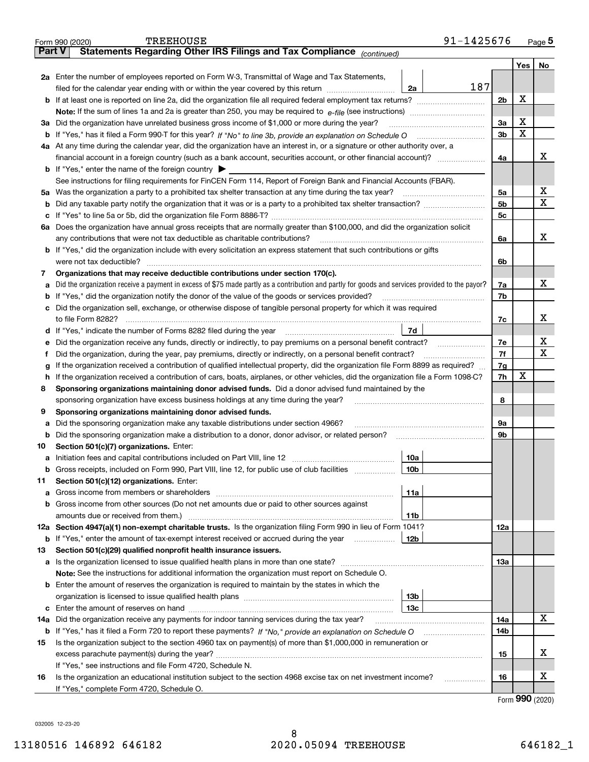Form 990 (2020) TREEHOUSE 91-1425676 Page 5

**Part V Statements Regarding Other IRS Filings and Tax Compliance** *(continued)*

| | | | | Yes | No |
|---|---|---|---|---|---|
| **2a** | Enter the number of employees reported on Form W-3, Transmittal of Wage and Tax Statements, filed for the calendar year ending with or within the year covered by this return | 2a 187 | | | |
| **b** | If at least one is reported on line 2a, did the organization file all required federal employment tax returns? | | 2b | X | |
| | **Note:** If the sum of lines 1a and 2a is greater than 250, you may be required to *e-file* (see instructions) | | | | |
| **3a** | Did the organization have unrelated business gross income of $1,000 or more during the year? | | 3a | X | |
| **b** | If "Yes," has it filed a Form 990-T for this year? *If "No" to line 3b, provide an explanation on Schedule O* | | 3b | X | |
| **4a** | At any time during the calendar year, did the organization have an interest in, or a signature or other authority over, a financial account in a foreign country (such as a bank account, securities account, or other financial account)? | | 4a | | X |
| **b** | If "Yes," enter the name of the foreign country ▶ | | | | |
| | See instructions for filing requirements for FinCEN Form 114, Report of Foreign Bank and Financial Accounts (FBAR). | | | | |
| **5a** | Was the organization a party to a prohibited tax shelter transaction at any time during the tax year? | | 5a | | X |
| **b** | Did any taxable party notify the organization that it was or is a party to a prohibited tax shelter transaction? | | 5b | | X |
| **c** | If "Yes" to line 5a or 5b, did the organization file Form 8886-T? | | 5c | | |
| **6a** | Does the organization have annual gross receipts that are normally greater than $100,000, and did the organization solicit any contributions that were not tax deductible as charitable contributions? | | 6a | | X |
| **b** | If "Yes," did the organization include with every solicitation an express statement that such contributions or gifts were not tax deductible? | | 6b | | |
| **7** | **Organizations that may receive deductible contributions under section 170(c).** | | | | |
| **a** | Did the organization receive a payment in excess of $75 made partly as a contribution and partly for goods and services provided to the payor? | | 7a | | X |
| **b** | If "Yes," did the organization notify the donor of the value of the goods or services provided? | | 7b | | |
| **c** | Did the organization sell, exchange, or otherwise dispose of tangible personal property for which it was required to file Form 8282? | | 7c | | X |
| **d** | If "Yes," indicate the number of Forms 8282 filed during the year | 7d | | | |
| **e** | Did the organization receive any funds, directly or indirectly, to pay premiums on a personal benefit contract? | | 7e | | X |
| **f** | Did the organization, during the year, pay premiums, directly or indirectly, on a personal benefit contract? | | 7f | | X |
| **g** | If the organization received a contribution of qualified intellectual property, did the organization file Form 8899 as required? | | 7g | | |
| **h** | If the organization received a contribution of cars, boats, airplanes, or other vehicles, did the organization file a Form 1098-C? | | 7h | X | |
| **8** | **Sponsoring organizations maintaining donor advised funds.** Did a donor advised fund maintained by the sponsoring organization have excess business holdings at any time during the year? | | 8 | | |
| **9** | **Sponsoring organizations maintaining donor advised funds.** | | | | |
| **a** | Did the sponsoring organization make any taxable distributions under section 4966? | | 9a | | |
| **b** | Did the sponsoring organization make a distribution to a donor, donor advisor, or related person? | | 9b | | |
| **10** | **Section 501(c)(7) organizations.** Enter: | | | | |
| **a** | Initiation fees and capital contributions included on Part VIII, line 12 | 10a | | | |
| **b** | Gross receipts, included on Form 990, Part VIII, line 12, for public use of club facilities | 10b | | | |
| **11** | **Section 501(c)(12) organizations.** Enter: | | | | |
| **a** | Gross income from members or shareholders | 11a | | | |
| **b** | Gross income from other sources (Do not net amounts due or paid to other sources against amounts due or received from them.) | 11b | | | |
| **12a** | **Section 4947(a)(1) non-exempt charitable trusts.** Is the organization filing Form 990 in lieu of Form 1041? | | 12a | | |
| **b** | If "Yes," enter the amount of tax-exempt interest received or accrued during the year | 12b | | | |
| **13** | **Section 501(c)(29) qualified nonprofit health insurance issuers.** | | | | |
| **a** | Is the organization licensed to issue qualified health plans in more than one state? | | 13a | | |
| | **Note:** See the instructions for additional information the organization must report on Schedule O. | | | | |
| **b** | Enter the amount of reserves the organization is required to maintain by the states in which the organization is licensed to issue qualified health plans | 13b | | | |
| **c** | Enter the amount of reserves on hand | 13c | | | |
| **14a** | Did the organization receive any payments for indoor tanning services during the tax year? | | 14a | | X |
| **b** | If "Yes," has it filed a Form 720 to report these payments? *If "No," provide an explanation on Schedule O* | | 14b | | |
| **15** | Is the organization subject to the section 4960 tax on payment(s) of more than $1,000,000 in remuneration or excess parachute payment(s) during the year? | | 15 | | X |
| | If "Yes," see instructions and file Form 4720, Schedule N. | | | | |
| **16** | Is the organization an educational institution subject to the section 4968 excise tax on net investment income? | | 16 | | X |
| | If "Yes," complete Form 4720, Schedule O. | | | | |

Form **990** (2020)

032005 12-23-20

13180516 146892 646182 2020.05094 TREEHOUSE 646182_1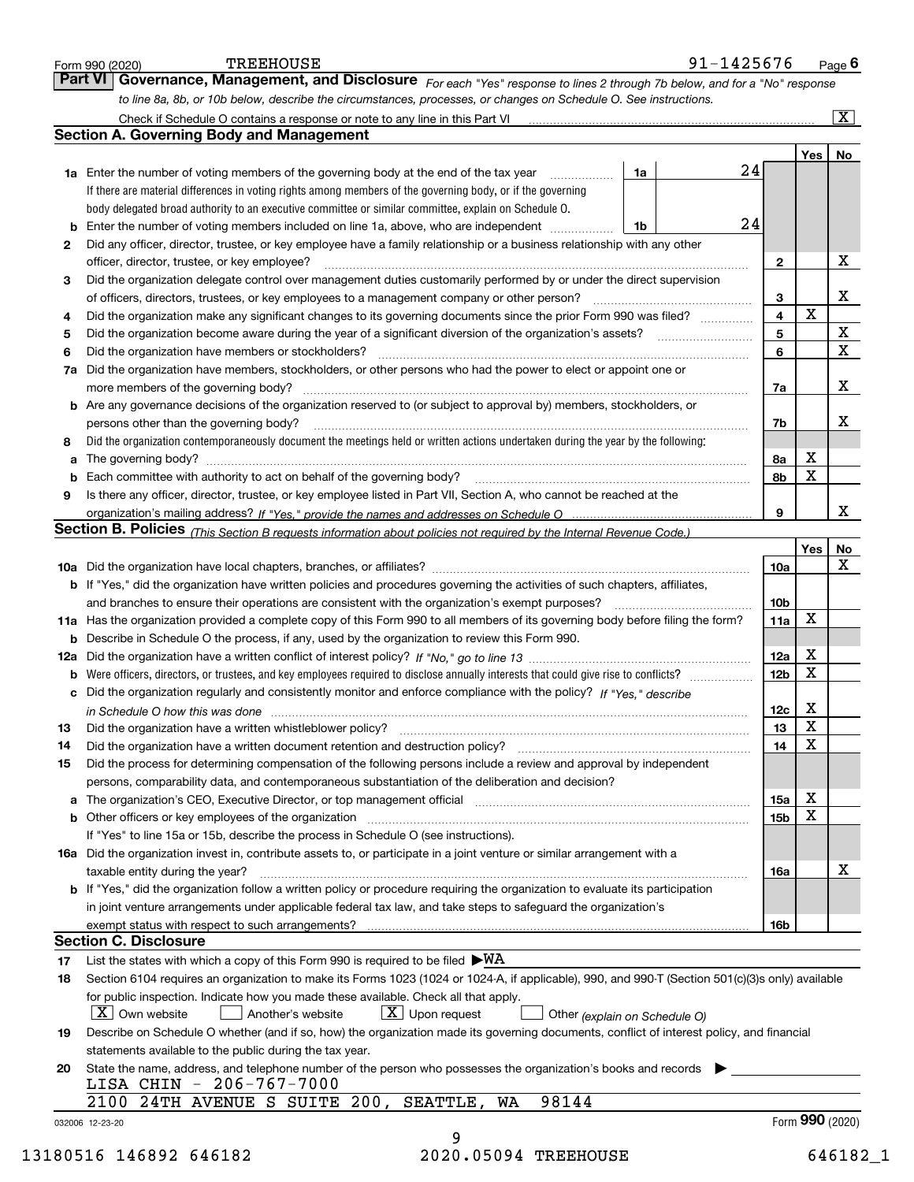Form 990 (2020) TREEHOUSE 91-1425676 Page 6

**Part VI Governance, Management, and Disclosure** *For each "Yes" response to lines 2 through 7b below, and for a "No" response to line 8a, 8b, or 10b below, describe the circumstances, processes, or changes on Schedule O. See instructions.*

Check if Schedule O contains a response or note to any line in this Part VI ..... [X]

## Section A. Governing Body and Management

| | | | | | Yes | No |
|---|---|---|---|---|---|---|
| **1a** | Enter the number of voting members of the governing body at the end of the tax year. If there are material differences in voting rights among members of the governing body, or if the governing body delegated broad authority to an executive committee or similar committee, explain on Schedule O. | 1a | 24 | | | |
| **b** | Enter the number of voting members included on line 1a, above, who are independent | 1b | 24 | | | |
| **2** | Did any officer, director, trustee, or key employee have a family relationship or a business relationship with any other officer, director, trustee, or key employee? | | | 2 | | X |
| **3** | Did the organization delegate control over management duties customarily performed by or under the direct supervision of officers, directors, trustees, or key employees to a management company or other person? | | | 3 | | X |
| **4** | Did the organization make any significant changes to its governing documents since the prior Form 990 was filed? | | | 4 | X | |
| **5** | Did the organization become aware during the year of a significant diversion of the organization's assets? | | | 5 | | X |
| **6** | Did the organization have members or stockholders? | | | 6 | | X |
| **7a** | Did the organization have members, stockholders, or other persons who had the power to elect or appoint one or more members of the governing body? | | | 7a | | X |
| **b** | Are any governance decisions of the organization reserved to (or subject to approval by) members, stockholders, or persons other than the governing body? | | | 7b | | X |
| **8** | Did the organization contemporaneously document the meetings held or written actions undertaken during the year by the following: | | | | | |
| **a** | The governing body? | | | 8a | X | |
| **b** | Each committee with authority to act on behalf of the governing body? | | | 8b | X | |
| **9** | Is there any officer, director, trustee, or key employee listed in Part VII, Section A, who cannot be reached at the organization's mailing address? *If "Yes," provide the names and addresses on Schedule O* | | | 9 | | X |

## Section B. Policies *(This Section B requests information about policies not required by the Internal Revenue Code.)*

| | | | Yes | No |
|---|---|---|---|---|
| **10a** | Did the organization have local chapters, branches, or affiliates? | 10a | | X |
| **b** | If "Yes," did the organization have written policies and procedures governing the activities of such chapters, affiliates, and branches to ensure their operations are consistent with the organization's exempt purposes? | 10b | | |
| **11a** | Has the organization provided a complete copy of this Form 990 to all members of its governing body before filing the form? | 11a | X | |
| **b** | Describe in Schedule O the process, if any, used by the organization to review this Form 990. | | | |
| **12a** | Did the organization have a written conflict of interest policy? *If "No," go to line 13* | 12a | X | |
| **b** | Were officers, directors, or trustees, and key employees required to disclose annually interests that could give rise to conflicts? | 12b | X | |
| **c** | Did the organization regularly and consistently monitor and enforce compliance with the policy? *If "Yes," describe in Schedule O how this was done* | 12c | X | |
| **13** | Did the organization have a written whistleblower policy? | 13 | X | |
| **14** | Did the organization have a written document retention and destruction policy? | 14 | X | |
| **15** | Did the process for determining compensation of the following persons include a review and approval by independent persons, comparability data, and contemporaneous substantiation of the deliberation and decision? | | | |
| **a** | The organization's CEO, Executive Director, or top management official | 15a | X | |
| **b** | Other officers or key employees of the organization | 15b | X | |
| | If "Yes" to line 15a or 15b, describe the process in Schedule O (see instructions). | | | |
| **16a** | Did the organization invest in, contribute assets to, or participate in a joint venture or similar arrangement with a taxable entity during the year? | 16a | | X |
| **b** | If "Yes," did the organization follow a written policy or procedure requiring the organization to evaluate its participation in joint venture arrangements under applicable federal tax law, and take steps to safeguard the organization's exempt status with respect to such arrangements? | 16b | | |

## Section C. Disclosure

**17** List the states with which a copy of this Form 990 is required to be filed ▶WA

**18** Section 6104 requires an organization to make its Forms 1023 (1024 or 1024-A, if applicable), 990, and 990-T (Section 501(c)(3)s only) available for public inspection. Indicate how you made these available. Check all that apply.

[X] Own website [ ] Another's website [X] Upon request [ ] Other *(explain on Schedule O)*

**19** Describe on Schedule O whether (and if so, how) the organization made its governing documents, conflict of interest policy, and financial statements available to the public during the tax year.

**20** State the name, address, and telephone number of the person who possesses the organization's books and records ▶

LISA CHIN - 206-767-7000
2100 24TH AVENUE S SUITE 200, SEATTLE, WA 98144

032006 12-23-20 Form **990** (2020)

13180516 146892 646182 2020.05094 TREEHOUSE 646182_1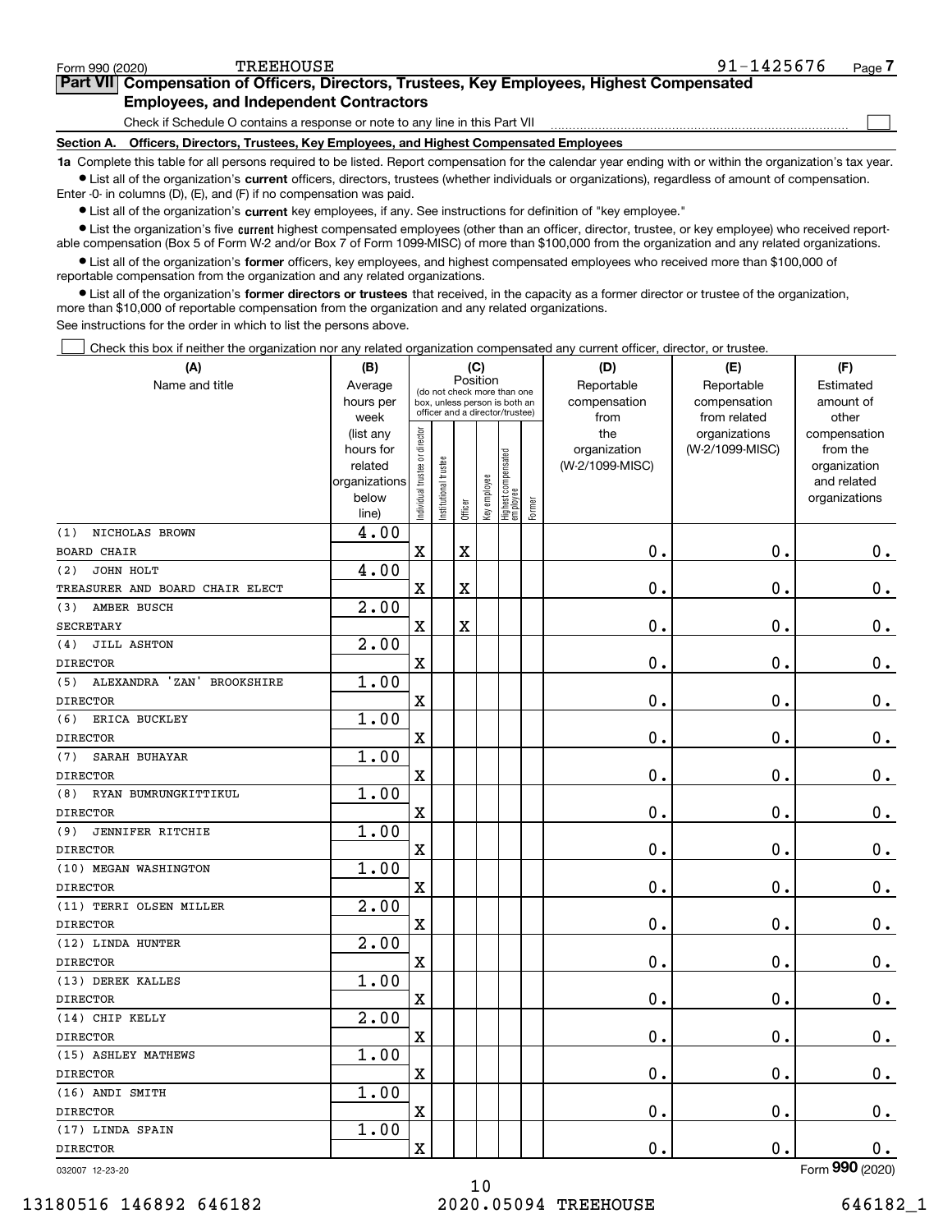Form 990 (2020) TREEHOUSE 91-1425676 Page 7

**Part VII Compensation of Officers, Directors, Trustees, Key Employees, Highest Compensated Employees, and Independent Contractors**

Check if Schedule O contains a response or note to any line in this Part VII

**Section A. Officers, Directors, Trustees, Key Employees, and Highest Compensated Employees**

**1a** Complete this table for all persons required to be listed. Report compensation for the calendar year ending with or within the organization's tax year.

- List all of the organization's **current** officers, directors, trustees (whether individuals or organizations), regardless of amount of compensation. Enter -0- in columns (D), (E), and (F) if no compensation was paid.
- List all of the organization's **current** key employees, if any. See instructions for definition of "key employee."
- List the organization's five **current** highest compensated employees (other than an officer, director, trustee, or key employee) who received reportable compensation (Box 5 of Form W-2 and/or Box 7 of Form 1099-MISC) of more than $100,000 from the organization and any related organizations.
- List all of the organization's **former** officers, key employees, and highest compensated employees who received more than $100,000 of reportable compensation from the organization and any related organizations.
- List all of the organization's **former directors or trustees** that received, in the capacity as a former director or trustee of the organization, more than $10,000 of reportable compensation from the organization and any related organizations.

See instructions for the order in which to list the persons above.

Check this box if neither the organization nor any related organization compensated any current officer, director, or trustee.

| (A) Name and title | (B) Average hours per week (list any hours for related organizations below line) | (C) Position: Individual trustee or director | Institutional trustee | Officer | Key employee | Highest compensated employee | Former | (D) Reportable compensation from the organization (W-2/1099-MISC) | (E) Reportable compensation from related organizations (W-2/1099-MISC) | (F) Estimated amount of other compensation from the organization and related organizations |
|---|---|---|---|---|---|---|---|---|---|---|
| (1) NICHOLAS BROWN<br>BOARD CHAIR | 4.00 | X | | X | | | | 0. | 0. | 0. |
| (2) JOHN HOLT<br>TREASURER AND BOARD CHAIR ELECT | 4.00 | X | | X | | | | 0. | 0. | 0. |
| (3) AMBER BUSCH<br>SECRETARY | 2.00 | X | | X | | | | 0. | 0. | 0. |
| (4) JILL ASHTON<br>DIRECTOR | 2.00 | X | | | | | | 0. | 0. | 0. |
| (5) ALEXANDRA 'ZAN' BROOKSHIRE<br>DIRECTOR | 1.00 | X | | | | | | 0. | 0. | 0. |
| (6) ERICA BUCKLEY<br>DIRECTOR | 1.00 | X | | | | | | 0. | 0. | 0. |
| (7) SARAH BUHAYAR<br>DIRECTOR | 1.00 | X | | | | | | 0. | 0. | 0. |
| (8) RYAN BUMRUNGKITTIKUL<br>DIRECTOR | 1.00 | X | | | | | | 0. | 0. | 0. |
| (9) JENNIFER RITCHIE<br>DIRECTOR | 1.00 | X | | | | | | 0. | 0. | 0. |
| (10) MEGAN WASHINGTON<br>DIRECTOR | 1.00 | X | | | | | | 0. | 0. | 0. |
| (11) TERRI OLSEN MILLER<br>DIRECTOR | 2.00 | X | | | | | | 0. | 0. | 0. |
| (12) LINDA HUNTER<br>DIRECTOR | 2.00 | X | | | | | | 0. | 0. | 0. |
| (13) DEREK KALLES<br>DIRECTOR | 1.00 | X | | | | | | 0. | 0. | 0. |
| (14) CHIP KELLY<br>DIRECTOR | 2.00 | X | | | | | | 0. | 0. | 0. |
| (15) ASHLEY MATHEWS<br>DIRECTOR | 1.00 | X | | | | | | 0. | 0. | 0. |
| (16) ANDI SMITH<br>DIRECTOR | 1.00 | X | | | | | | 0. | 0. | 0. |
| (17) LINDA SPAIN<br>DIRECTOR | 1.00 | X | | | | | | 0. | 0. | 0. |

032007 12-23-20 Form **990** (2020)

13180516 146892 646182 2020.05094 TREEHOUSE 646182_1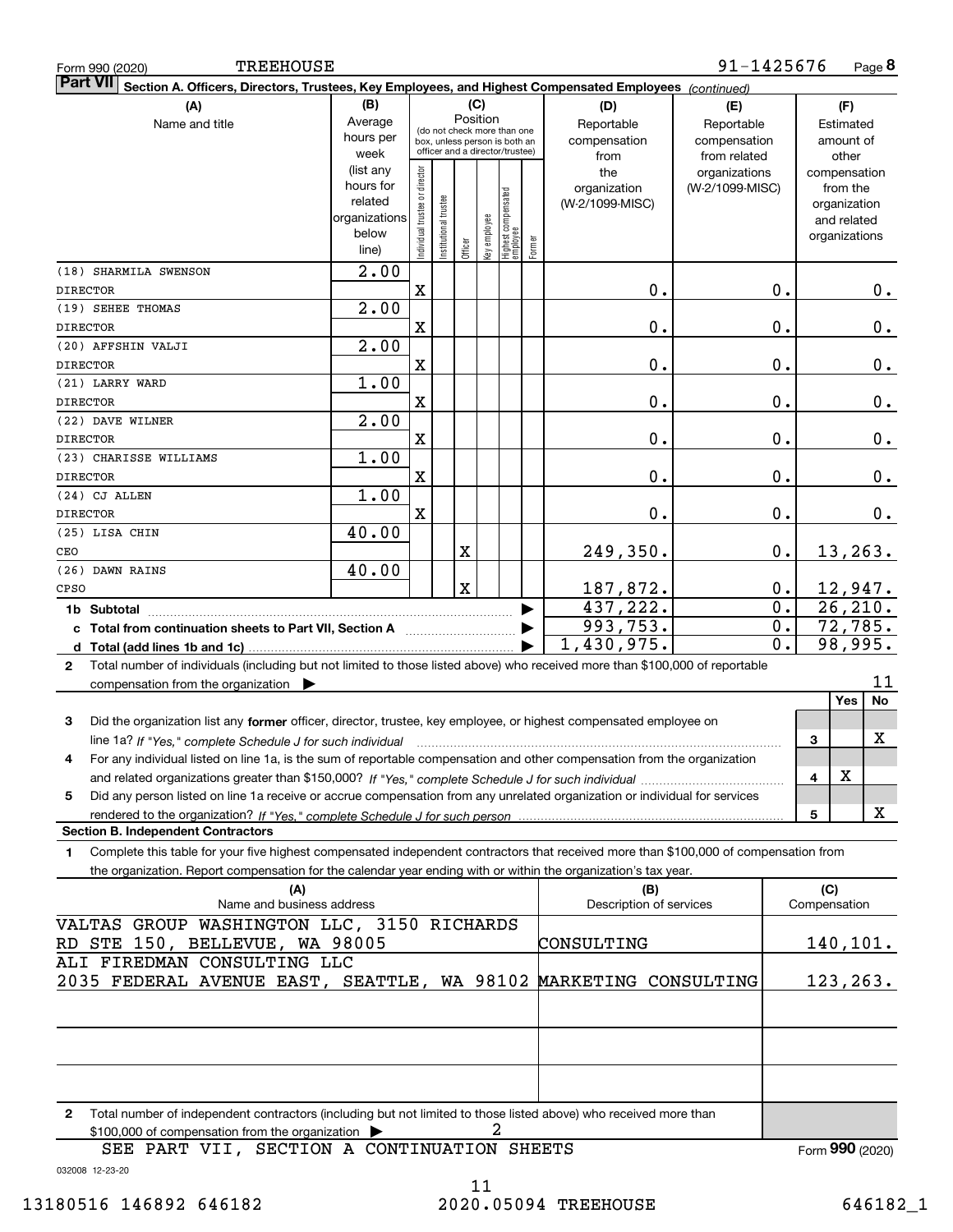Form 990 (2020) TREEHOUSE 91-1425676

**Part VII** **Section A. Officers, Directors, Trustees, Key Employees, and Highest Compensated Employees** *(continued)*

| (A) Name and title | (B) Average hours per week (list any hours for related organizations below line) | (C) Position: Individual trustee or director | Institutional trustee | Officer | Key employee | Highest compensated employee | Former | (D) Reportable compensation from the organization (W-2/1099-MISC) | (E) Reportable compensation from related organizations (W-2/1099-MISC) | (F) Estimated amount of other compensation from the organization and related organizations |
|---|---|---|---|---|---|---|---|---|---|---|
| (18) SHARMILA SWENSON<br>DIRECTOR | 2.00 | X | | | | | | 0. | 0. | 0. |
| (19) SEHEE THOMAS<br>DIRECTOR | 2.00 | X | | | | | | 0. | 0. | 0. |
| (20) AFFSHIN VALJI<br>DIRECTOR | 2.00 | X | | | | | | 0. | 0. | 0. |
| (21) LARRY WARD<br>DIRECTOR | 1.00 | X | | | | | | 0. | 0. | 0. |
| (22) DAVE WILNER<br>DIRECTOR | 2.00 | X | | | | | | 0. | 0. | 0. |
| (23) CHARISSE WILLIAMS<br>DIRECTOR | 1.00 | X | | | | | | 0. | 0. | 0. |
| (24) CJ ALLEN<br>DIRECTOR | 1.00 | X | | | | | | 0. | 0. | 0. |
| (25) LISA CHIN<br>CEO | 40.00 | | | X | | | | 249,350. | 0. | 13,263. |
| (26) DAWN RAINS<br>CPSO | 40.00 | | | X | | | | 187,872. | 0. | 12,947. |
| **1b Subtotal** | | | | | | | | 437,222. | 0. | 26,210. |
| **c Total from continuation sheets to Part VII, Section A** | | | | | | | | 993,753. | 0. | 72,785. |
| **d Total (add lines 1b and 1c)** | | | | | | | | 1,430,975. | 0. | 98,995. |

**2** Total number of individuals (including but not limited to those listed above) who received more than $100,000 of reportable compensation from the organization ▶ 11

| | | Yes | No |
|---|---|---|---|
| **3** Did the organization list any **former** officer, director, trustee, key employee, or highest compensated employee on line 1a? *If "Yes," complete Schedule J for such individual* | 3 | | X |
| **4** For any individual listed on line 1a, is the sum of reportable compensation and other compensation from the organization and related organizations greater than $150,000? *If "Yes," complete Schedule J for such individual* | 4 | X | |
| **5** Did any person listed on line 1a receive or accrue compensation from any unrelated organization or individual for services rendered to the organization? *If "Yes," complete Schedule J for such person* | 5 | | X |

**Section B. Independent Contractors**

**1** Complete this table for your five highest compensated independent contractors that received more than $100,000 of compensation from the organization. Report compensation for the calendar year ending with or within the organization's tax year.

| (A) Name and business address | (B) Description of services | (C) Compensation |
|---|---|---|
| VALTAS GROUP WASHINGTON LLC, 3150 RICHARDS RD STE 150, BELLEVUE, WA 98005 | CONSULTING | 140,101. |
| ALI FIREDMAN CONSULTING LLC 2035 FEDERAL AVENUE EAST, SEATTLE, WA 98102 | MARKETING CONSULTING | 123,263. |
| | | |
| | | |
| | | |

**2** Total number of independent contractors (including but not limited to those listed above) who received more than $100,000 of compensation from the organization ▶ 2

SEE PART VII, SECTION A CONTINUATION SHEETS

Form **990** (2020)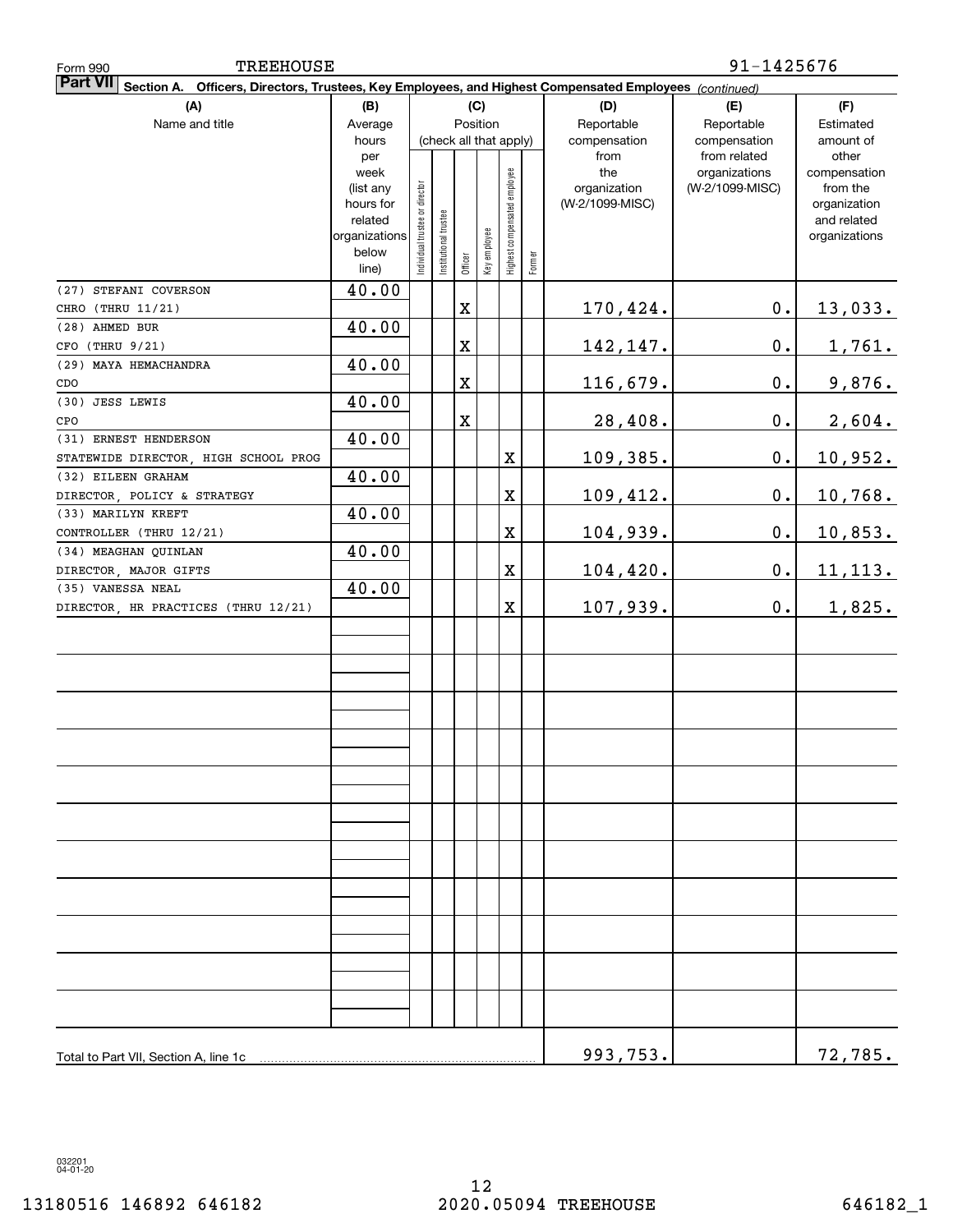Form 990 TREEHOUSE 91-1425676

**Part VII** **Section A. Officers, Directors, Trustees, Key Employees, and Highest Compensated Employees** *(continued)*

| (A) Name and title | (B) Average hours per week (list any hours for related organizations below line) | (C) Position (check all that apply): Individual trustee or director | Institutional trustee | Officer | Key employee | Highest compensated employee | Former | (D) Reportable compensation from the organization (W-2/1099-MISC) | (E) Reportable compensation from related organizations (W-2/1099-MISC) | (F) Estimated amount of other compensation from the organization and related organizations |
|---|---|---|---|---|---|---|---|---|---|---|
| (27) STEFANI COVERSON<br>CHRO (THRU 11/21) | 40.00 | | | X | | | | 170,424. | 0. | 13,033. |
| (28) AHMED BUR<br>CFO (THRU 9/21) | 40.00 | | | X | | | | 142,147. | 0. | 1,761. |
| (29) MAYA HEMACHANDRA<br>CDO | 40.00 | | | X | | | | 116,679. | 0. | 9,876. |
| (30) JESS LEWIS<br>CPO | 40.00 | | | X | | | | 28,408. | 0. | 2,604. |
| (31) ERNEST HENDERSON<br>STATEWIDE DIRECTOR, HIGH SCHOOL PROG | 40.00 | | | | | X | | 109,385. | 0. | 10,952. |
| (32) EILEEN GRAHAM<br>DIRECTOR, POLICY & STRATEGY | 40.00 | | | | | X | | 109,412. | 0. | 10,768. |
| (33) MARILYN KREFT<br>CONTROLLER (THRU 12/21) | 40.00 | | | | | X | | 104,939. | 0. | 10,853. |
| (34) MEAGHAN QUINLAN<br>DIRECTOR, MAJOR GIFTS | 40.00 | | | | | X | | 104,420. | 0. | 11,113. |
| (35) VANESSA NEAL<br>DIRECTOR, HR PRACTICES (THRU 12/21) | 40.00 | | | | | X | | 107,939. | 0. | 1,825. |
| Total to Part VII, Section A, line 1c | | | | | | | | 993,753. | | 72,785. |

032201 04-01-20

13180516 146892 646182 2020.05094 TREEHOUSE 646182_1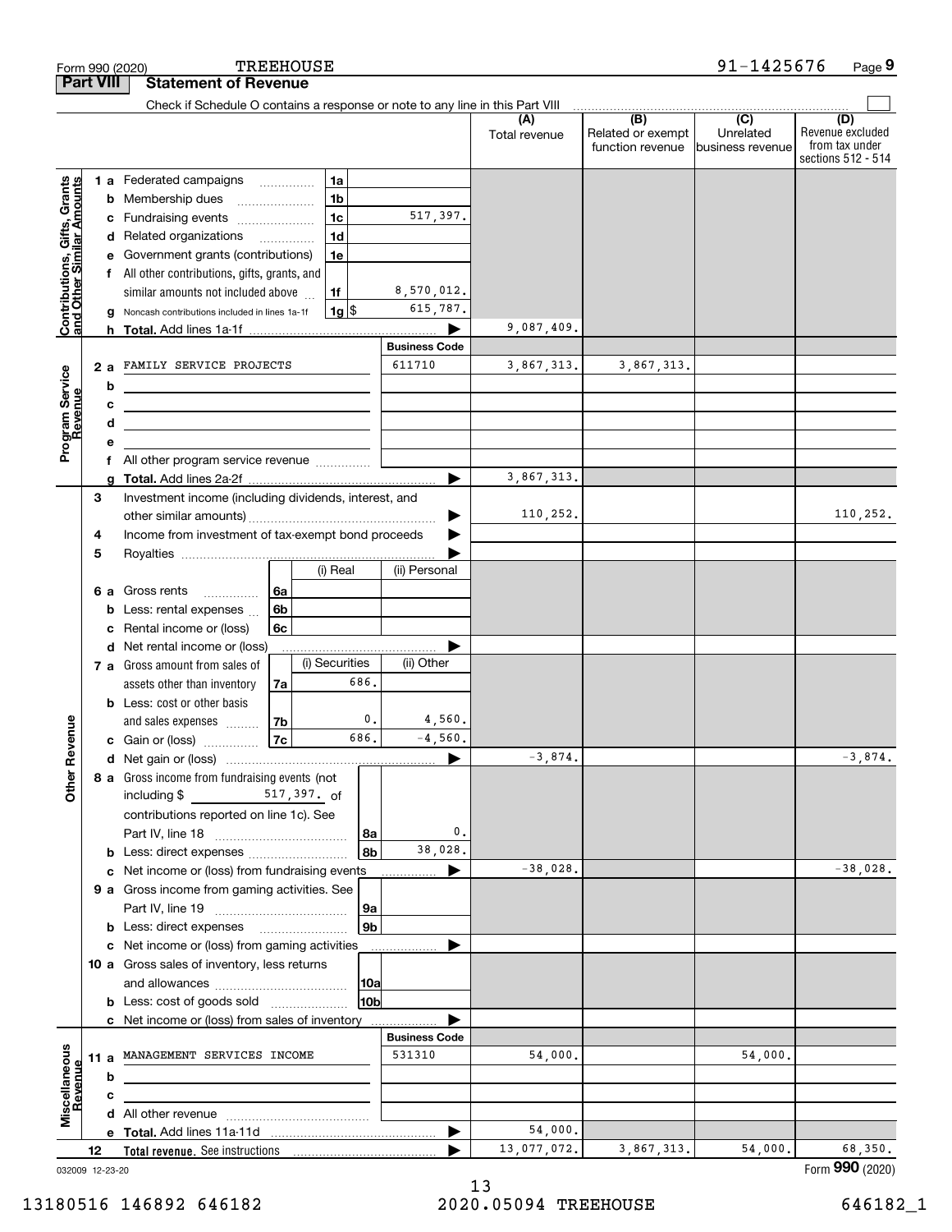Form 990 (2020) TREEHOUSE 91-1425676 Page 9

## Part VIII Statement of Revenue

Check if Schedule O contains a response or note to any line in this Part VIII

| | | | | (A) Total revenue | (B) Related or exempt function revenue | (C) Unrelated business revenue | (D) Revenue excluded from tax under sections 512 - 514 |
|---|---|---|---|---|---|---|---|
| **Contributions, Gifts, Grants and Other Similar Amounts** | 1 a Federated campaigns | 1a | | | | | |
| | b Membership dues | 1b | | | | | |
| | c Fundraising events | 1c | 517,397. | | | | |
| | d Related organizations | 1d | | | | | |
| | e Government grants (contributions) | 1e | | | | | |
| | f All other contributions, gifts, grants, and similar amounts not included above | 1f | 8,570,012. | | | | |
| | g Noncash contributions included in lines 1a-1f | 1g $ | 615,787. | | | | |
| | h **Total.** Add lines 1a-1f | | ▶ | 9,087,409. | | | |
| **Program Service Revenue** | | | **Business Code** | | | | |
| | 2 a FAMILY SERVICE PROJECTS | | 611710 | 3,867,313. | 3,867,313. | | |
| | b | | | | | | |
| | c | | | | | | |
| | d | | | | | | |
| | e | | | | | | |
| | f All other program service revenue | | | | | | |
| | g **Total.** Add lines 2a-2f | | ▶ | 3,867,313. | | | |
| **Other Revenue** | 3 Investment income (including dividends, interest, and other similar amounts) | | ▶ | 110,252. | | | 110,252. |
| | 4 Income from investment of tax-exempt bond proceeds | | ▶ | | | | |
| | 5 Royalties | | ▶ | | | | |
| | | (i) Real | (ii) Personal | | | | |
| | 6 a Gross rents | 6a | | | | | |
| | b Less: rental expenses | 6b | | | | | |
| | c Rental income or (loss) | 6c | | | | | |
| | d Net rental income or (loss) | | ▶ | | | | |
| | 7 a Gross amount from sales of assets other than inventory | (i) Securities 7a 686. | (ii) Other | | | | |
| | b Less: cost or other basis and sales expenses | 7b 0. | 4,560. | | | | |
| | c Gain or (loss) | 7c 686. | -4,560. | | | | |
| | d Net gain or (loss) | | ▶ | -3,874. | | | -3,874. |
| | 8 a Gross income from fundraising events (not including $ 517,397. of contributions reported on line 1c). See Part IV, line 18 | 8a | 0. | | | | |
| | b Less: direct expenses | 8b | 38,028. | | | | |
| | c Net income or (loss) from fundraising events | | ▶ | -38,028. | | | -38,028. |
| | 9 a Gross income from gaming activities. See Part IV, line 19 | 9a | | | | | |
| | b Less: direct expenses | 9b | | | | | |
| | c Net income or (loss) from gaming activities | | ▶ | | | | |
| | 10 a Gross sales of inventory, less returns and allowances | 10a | | | | | |
| | b Less: cost of goods sold | 10b | | | | | |
| | c Net income or (loss) from sales of inventory | | ▶ | | | | |
| **Miscellaneous Revenue** | | | **Business Code** | | | | |
| | 11 a MANAGEMENT SERVICES INCOME | | 531310 | 54,000. | | 54,000. | |
| | b | | | | | | |
| | c | | | | | | |
| | d All other revenue | | | | | | |
| | e **Total.** Add lines 11a-11d | | ▶ | 54,000. | | | |
| | 12 **Total revenue.** See instructions | | ▶ | 13,077,072. | 3,867,313. | 54,000. | 68,350. |

032009 12-23-20 Form **990** (2020)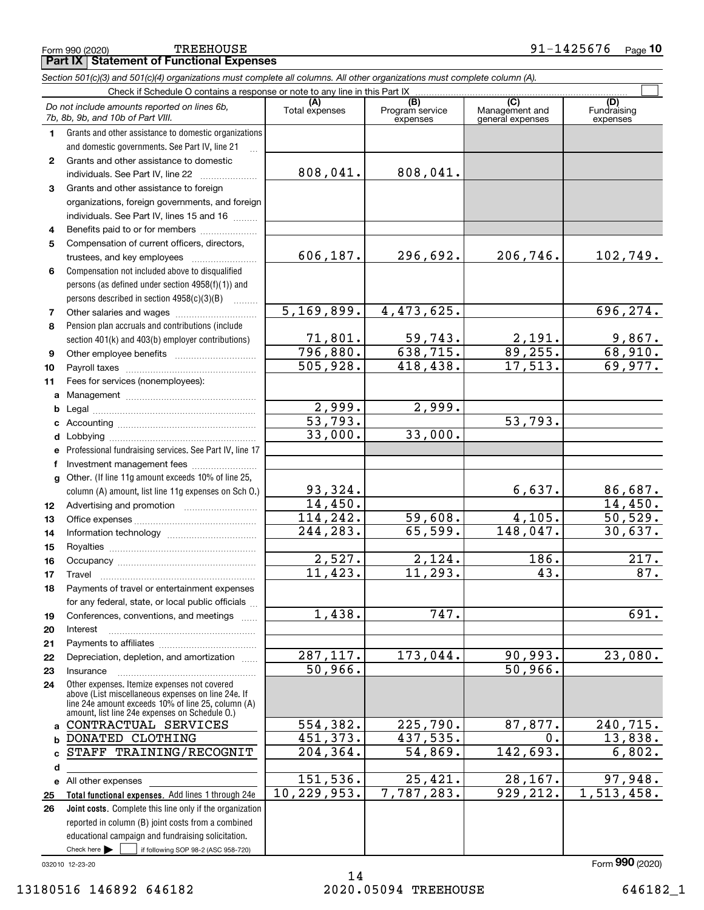Form 990 (2020) TREEHOUSE 91-1425676 Page 10

**Part IX Statement of Functional Expenses**

*Section 501(c)(3) and 501(c)(4) organizations must complete all columns. All other organizations must complete column (A).*

Check if Schedule O contains a response or note to any line in this Part IX

| | *Do not include amounts reported on lines 6b, 7b, 8b, 9b, and 10b of Part VIII.* | (A) Total expenses | (B) Program service expenses | (C) Management and general expenses | (D) Fundraising expenses |
|---|---|---|---|---|---|
| 1 | Grants and other assistance to domestic organizations and domestic governments. See Part IV, line 21 | | | | |
| 2 | Grants and other assistance to domestic individuals. See Part IV, line 22 | 808,041. | 808,041. | | |
| 3 | Grants and other assistance to foreign organizations, foreign governments, and foreign individuals. See Part IV, lines 15 and 16 | | | | |
| 4 | Benefits paid to or for members | | | | |
| 5 | Compensation of current officers, directors, trustees, and key employees | 606,187. | 296,692. | 206,746. | 102,749. |
| 6 | Compensation not included above to disqualified persons (as defined under section 4958(f)(1)) and persons described in section 4958(c)(3)(B) | | | | |
| 7 | Other salaries and wages | 5,169,899. | 4,473,625. | | 696,274. |
| 8 | Pension plan accruals and contributions (include section 401(k) and 403(b) employer contributions) | 71,801. | 59,743. | 2,191. | 9,867. |
| 9 | Other employee benefits | 796,880. | 638,715. | 89,255. | 68,910. |
| 10 | Payroll taxes | 505,928. | 418,438. | 17,513. | 69,977. |
| 11 | Fees for services (nonemployees): | | | | |
| a | Management | | | | |
| b | Legal | 2,999. | 2,999. | | |
| c | Accounting | 53,793. | | 53,793. | |
| d | Lobbying | 33,000. | 33,000. | | |
| e | Professional fundraising services. See Part IV, line 17 | | | | |
| f | Investment management fees | | | | |
| g | Other. (If line 11g amount exceeds 10% of line 25, column (A) amount, list line 11g expenses on Sch O.) | 93,324. | | 6,637. | 86,687. |
| 12 | Advertising and promotion | 14,450. | | | 14,450. |
| 13 | Office expenses | 114,242. | 59,608. | 4,105. | 50,529. |
| 14 | Information technology | 244,283. | 65,599. | 148,047. | 30,637. |
| 15 | Royalties | | | | |
| 16 | Occupancy | 2,527. | 2,124. | 186. | 217. |
| 17 | Travel | 11,423. | 11,293. | 43. | 87. |
| 18 | Payments of travel or entertainment expenses for any federal, state, or local public officials | | | | |
| 19 | Conferences, conventions, and meetings | 1,438. | 747. | | 691. |
| 20 | Interest | | | | |
| 21 | Payments to affiliates | | | | |
| 22 | Depreciation, depletion, and amortization | 287,117. | 173,044. | 90,993. | 23,080. |
| 23 | Insurance | 50,966. | | 50,966. | |
| 24 | Other expenses. Itemize expenses not covered above (List miscellaneous expenses on line 24e. If line 24e amount exceeds 10% of line 25, column (A) amount, list line 24e expenses on Schedule O.) | | | | |
| a | CONTRACTUAL SERVICES | 554,382. | 225,790. | 87,877. | 240,715. |
| b | DONATED CLOTHING | 451,373. | 437,535. | 0. | 13,838. |
| c | STAFF TRAINING/RECOGNIT | 204,364. | 54,869. | 142,693. | 6,802. |
| d | | | | | |
| e | All other expenses | 151,536. | 25,421. | 28,167. | 97,948. |
| 25 | **Total functional expenses.** Add lines 1 through 24e | 10,229,953. | 7,787,283. | 929,212. | 1,513,458. |
| 26 | **Joint costs.** Complete this line only if the organization reported in column (B) joint costs from a combined educational campaign and fundraising solicitation. Check here ☐ if following SOP 98-2 (ASC 958-720) | | | | |

032010 12-23-20 Form **990** (2020)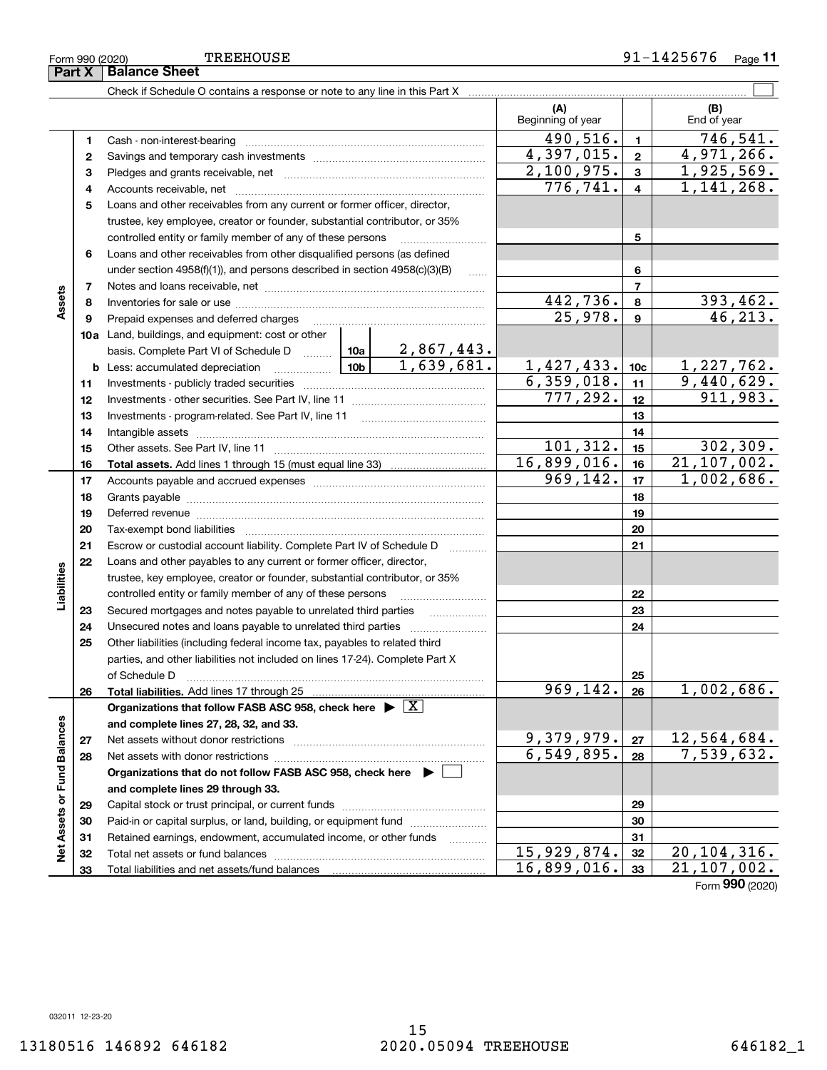Form 990 (2020) TREEHOUSE 91-1425676 Page **11**

## Part X Balance Sheet

Check if Schedule O contains a response or note to any line in this Part X ☐

| | | | (A) Beginning of year | | (B) End of year |
|---|---|---|---|---|---|
| **Assets** | 1 | Cash - non-interest-bearing | 490,516. | 1 | 746,541. |
| | 2 | Savings and temporary cash investments | 4,397,015. | 2 | 4,971,266. |
| | 3 | Pledges and grants receivable, net | 2,100,975. | 3 | 1,925,569. |
| | 4 | Accounts receivable, net | 776,741. | 4 | 1,141,268. |
| | 5 | Loans and other receivables from any current or former officer, director, trustee, key employee, creator or founder, substantial contributor, or 35% controlled entity or family member of any of these persons | | 5 | |
| | 6 | Loans and other receivables from other disqualified persons (as defined under section 4958(f)(1)), and persons described in section 4958(c)(3)(B) | | 6 | |
| | 7 | Notes and loans receivable, net | | 7 | |
| | 8 | Inventories for sale or use | 442,736. | 8 | 393,462. |
| | 9 | Prepaid expenses and deferred charges | 25,978. | 9 | 46,213. |
| | 10a | Land, buildings, and equipment: cost or other basis. Complete Part VI of Schedule D — 10a: 2,867,443. | | | |
| | b | Less: accumulated depreciation — 10b: 1,639,681. | 1,427,433. | 10c | 1,227,762. |
| | 11 | Investments - publicly traded securities | 6,359,018. | 11 | 9,440,629. |
| | 12 | Investments - other securities. See Part IV, line 11 | 777,292. | 12 | 911,983. |
| | 13 | Investments - program-related. See Part IV, line 11 | | 13 | |
| | 14 | Intangible assets | | 14 | |
| | 15 | Other assets. See Part IV, line 11 | 101,312. | 15 | 302,309. |
| | 16 | **Total assets.** Add lines 1 through 15 (must equal line 33) | 16,899,016. | 16 | 21,107,002. |
| **Liabilities** | 17 | Accounts payable and accrued expenses | 969,142. | 17 | 1,002,686. |
| | 18 | Grants payable | | 18 | |
| | 19 | Deferred revenue | | 19 | |
| | 20 | Tax-exempt bond liabilities | | 20 | |
| | 21 | Escrow or custodial account liability. Complete Part IV of Schedule D | | 21 | |
| | 22 | Loans and other payables to any current or former officer, director, trustee, key employee, creator or founder, substantial contributor, or 35% controlled entity or family member of any of these persons | | 22 | |
| | 23 | Secured mortgages and notes payable to unrelated third parties | | 23 | |
| | 24 | Unsecured notes and loans payable to unrelated third parties | | 24 | |
| | 25 | Other liabilities (including federal income tax, payables to related third parties, and other liabilities not included on lines 17-24). Complete Part X of Schedule D | | 25 | |
| | 26 | **Total liabilities.** Add lines 17 through 25 | 969,142. | 26 | 1,002,686. |
| **Net Assets or Fund Balances** | | **Organizations that follow FASB ASC 958, check here** ▶ ☒ **and complete lines 27, 28, 32, and 33.** | | | |
| | 27 | Net assets without donor restrictions | 9,379,979. | 27 | 12,564,684. |
| | 28 | Net assets with donor restrictions | 6,549,895. | 28 | 7,539,632. |
| | | **Organizations that do not follow FASB ASC 958, check here** ▶ ☐ **and complete lines 29 through 33.** | | | |
| | 29 | Capital stock or trust principal, or current funds | | 29 | |
| | 30 | Paid-in or capital surplus, or land, building, or equipment fund | | 30 | |
| | 31 | Retained earnings, endowment, accumulated income, or other funds | | 31 | |
| | 32 | Total net assets or fund balances | 15,929,874. | 32 | 20,104,316. |
| | 33 | Total liabilities and net assets/fund balances | 16,899,016. | 33 | 21,107,002. |

Form **990** (2020)

032011 12-23-20

13180516 146892 646182 2020.05094 TREEHOUSE 646182_1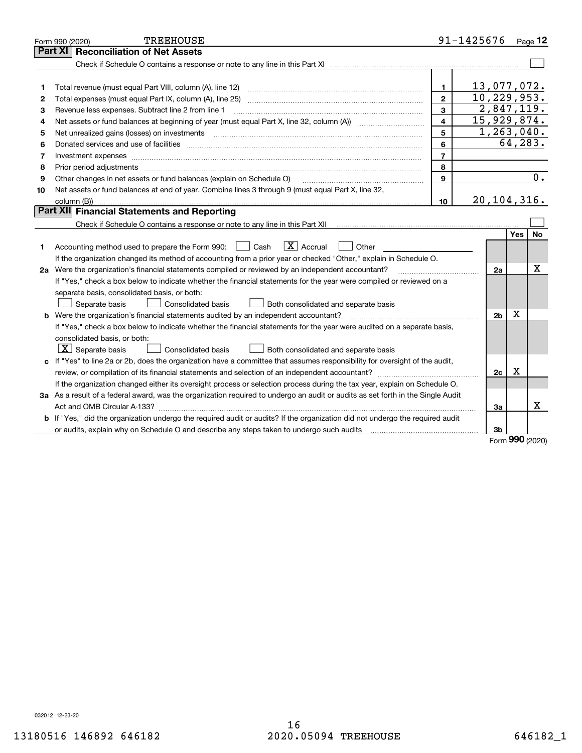Form 990 (2020) TREEHOUSE 91-1425676 Page 12

## Part XI Reconciliation of Net Assets

Check if Schedule O contains a response or note to any line in this Part XI ☐

| | | | |
|---|---|---|---|
| 1 | Total revenue (must equal Part VIII, column (A), line 12) | 1 | 13,077,072. |
| 2 | Total expenses (must equal Part IX, column (A), line 25) | 2 | 10,229,953. |
| 3 | Revenue less expenses. Subtract line 2 from line 1 | 3 | 2,847,119. |
| 4 | Net assets or fund balances at beginning of year (must equal Part X, line 32, column (A)) | 4 | 15,929,874. |
| 5 | Net unrealized gains (losses) on investments | 5 | 1,263,040. |
| 6 | Donated services and use of facilities | 6 | 64,283. |
| 7 | Investment expenses | 7 | |
| 8 | Prior period adjustments | 8 | |
| 9 | Other changes in net assets or fund balances (explain on Schedule O) | 9 | 0. |
| 10 | Net assets or fund balances at end of year. Combine lines 3 through 9 (must equal Part X, line 32, column (B)) | 10 | 20,104,316. |

## Part XII Financial Statements and Reporting

Check if Schedule O contains a response or note to any line in this Part XII ☐

| | | | Yes | No |
|---|---|---|---|---|
| 1 | Accounting method used to prepare the Form 990: ☐ Cash ☒ Accrual ☐ Other | | | |
| | If the organization changed its method of accounting from a prior year or checked "Other," explain in Schedule O. | | | |
| 2a | Were the organization's financial statements compiled or reviewed by an independent accountant? | 2a | | X |
| | If "Yes," check a box below to indicate whether the financial statements for the year were compiled or reviewed on a separate basis, consolidated basis, or both: ☐ Separate basis ☐ Consolidated basis ☐ Both consolidated and separate basis | | | |
| b | Were the organization's financial statements audited by an independent accountant? | 2b | X | |
| | If "Yes," check a box below to indicate whether the financial statements for the year were audited on a separate basis, consolidated basis, or both: ☒ Separate basis ☐ Consolidated basis ☐ Both consolidated and separate basis | | | |
| c | If "Yes" to line 2a or 2b, does the organization have a committee that assumes responsibility for oversight of the audit, review, or compilation of its financial statements and selection of an independent accountant? | 2c | X | |
| | If the organization changed either its oversight process or selection process during the tax year, explain on Schedule O. | | | |
| 3a | As a result of a federal award, was the organization required to undergo an audit or audits as set forth in the Single Audit Act and OMB Circular A-133? | 3a | | X |
| b | If "Yes," did the organization undergo the required audit or audits? If the organization did not undergo the required audit or audits, explain why on Schedule O and describe any steps taken to undergo such audits | 3b | | |

Form 990 (2020)

032012 12-23-20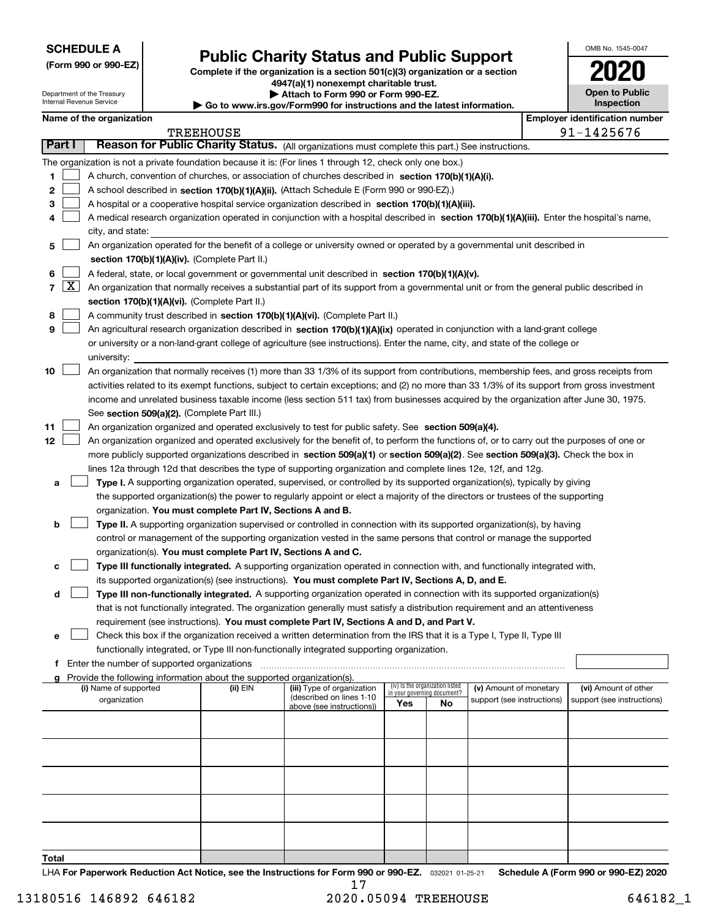**SCHEDULE A**
**(Form 990 or 990-EZ)**

Department of the Treasury
Internal Revenue Service

# Public Charity Status and Public Support

**Complete if the organization is a section 501(c)(3) organization or a section 4947(a)(1) nonexempt charitable trust.**
**▶ Attach to Form 990 or Form 990-EZ.**
**▶ Go to www.irs.gov/Form990 for instructions and the latest information.**

OMB No. 1545-0047
**2020**
**Open to Public Inspection**

**Name of the organization:** TREEHOUSE
**Employer identification number:** 91-1425676

## Part I — Reason for Public Charity Status. (All organizations must complete this part.) See instructions.

The organization is not a private foundation because it is: (For lines 1 through 12, check only one box.)

1. ☐ A church, convention of churches, or association of churches described in **section 170(b)(1)(A)(i).**
2. ☐ A school described in **section 170(b)(1)(A)(ii).** (Attach Schedule E (Form 990 or 990-EZ).)
3. ☐ A hospital or a cooperative hospital service organization described in **section 170(b)(1)(A)(iii).**
4. ☐ A medical research organization operated in conjunction with a hospital described in **section 170(b)(1)(A)(iii).** Enter the hospital's name, city, and state:
5. ☐ An organization operated for the benefit of a college or university owned or operated by a governmental unit described in **section 170(b)(1)(A)(iv).** (Complete Part II.)
6. ☐ A federal, state, or local government or governmental unit described in **section 170(b)(1)(A)(v).**
7. ☒ An organization that normally receives a substantial part of its support from a governmental unit or from the general public described in **section 170(b)(1)(A)(vi).** (Complete Part II.)
8. ☐ A community trust described in **section 170(b)(1)(A)(vi).** (Complete Part II.)
9. ☐ An agricultural research organization described in **section 170(b)(1)(A)(ix)** operated in conjunction with a land-grant college or university or a non-land-grant college of agriculture (see instructions). Enter the name, city, and state of the college or university:
10. ☐ An organization that normally receives (1) more than 33 1/3% of its support from contributions, membership fees, and gross receipts from activities related to its exempt functions, subject to certain exceptions; and (2) no more than 33 1/3% of its support from gross investment income and unrelated business taxable income (less section 511 tax) from businesses acquired by the organization after June 30, 1975. See **section 509(a)(2).** (Complete Part III.)
11. ☐ An organization organized and operated exclusively to test for public safety. See **section 509(a)(4).**
12. ☐ An organization organized and operated exclusively for the benefit of, to perform the functions of, or to carry out the purposes of one or more publicly supported organizations described in **section 509(a)(1)** or **section 509(a)(2)**. See **section 509(a)(3).** Check the box in lines 12a through 12d that describes the type of supporting organization and complete lines 12e, 12f, and 12g.
   - **a** ☐ **Type I.** A supporting organization operated, supervised, or controlled by its supported organization(s), typically by giving the supported organization(s) the power to regularly appoint or elect a majority of the directors or trustees of the supporting organization. **You must complete Part IV, Sections A and B.**
   - **b** ☐ **Type II.** A supporting organization supervised or controlled in connection with its supported organization(s), by having control or management of the supporting organization vested in the same persons that control or manage the supported organization(s). **You must complete Part IV, Sections A and C.**
   - **c** ☐ **Type III functionally integrated.** A supporting organization operated in connection with, and functionally integrated with, its supported organization(s) (see instructions). **You must complete Part IV, Sections A, D, and E.**
   - **d** ☐ **Type III non-functionally integrated.** A supporting organization operated in connection with its supported organization(s) that is not functionally integrated. The organization generally must satisfy a distribution requirement and an attentiveness requirement (see instructions). **You must complete Part IV, Sections A and D, and Part V.**
   - **e** ☐ Check this box if the organization received a written determination from the IRS that it is a Type I, Type II, Type III functionally integrated, or Type III non-functionally integrated supporting organization.
   - **f** Enter the number of supported organizations
   - **g** Provide the following information about the supported organization(s).

| (i) Name of supported organization | (ii) EIN | (iii) Type of organization (described on lines 1-10 above (see instructions)) | (iv) Is the organization listed in your governing document? Yes | No | (v) Amount of monetary support (see instructions) | (vi) Amount of other support (see instructions) |
|---|---|---|---|---|---|---|
| | | | | | | |
| | | | | | | |
| | | | | | | |
| | | | | | | |
| | | | | | | |
| **Total** | | | | | | |

LHA **For Paperwork Reduction Act Notice, see the Instructions for Form 990 or 990-EZ.** 032021 01-25-21 **Schedule A (Form 990 or 990-EZ) 2020**

13180516 146892 646182 2020.05094 TREEHOUSE 646182_1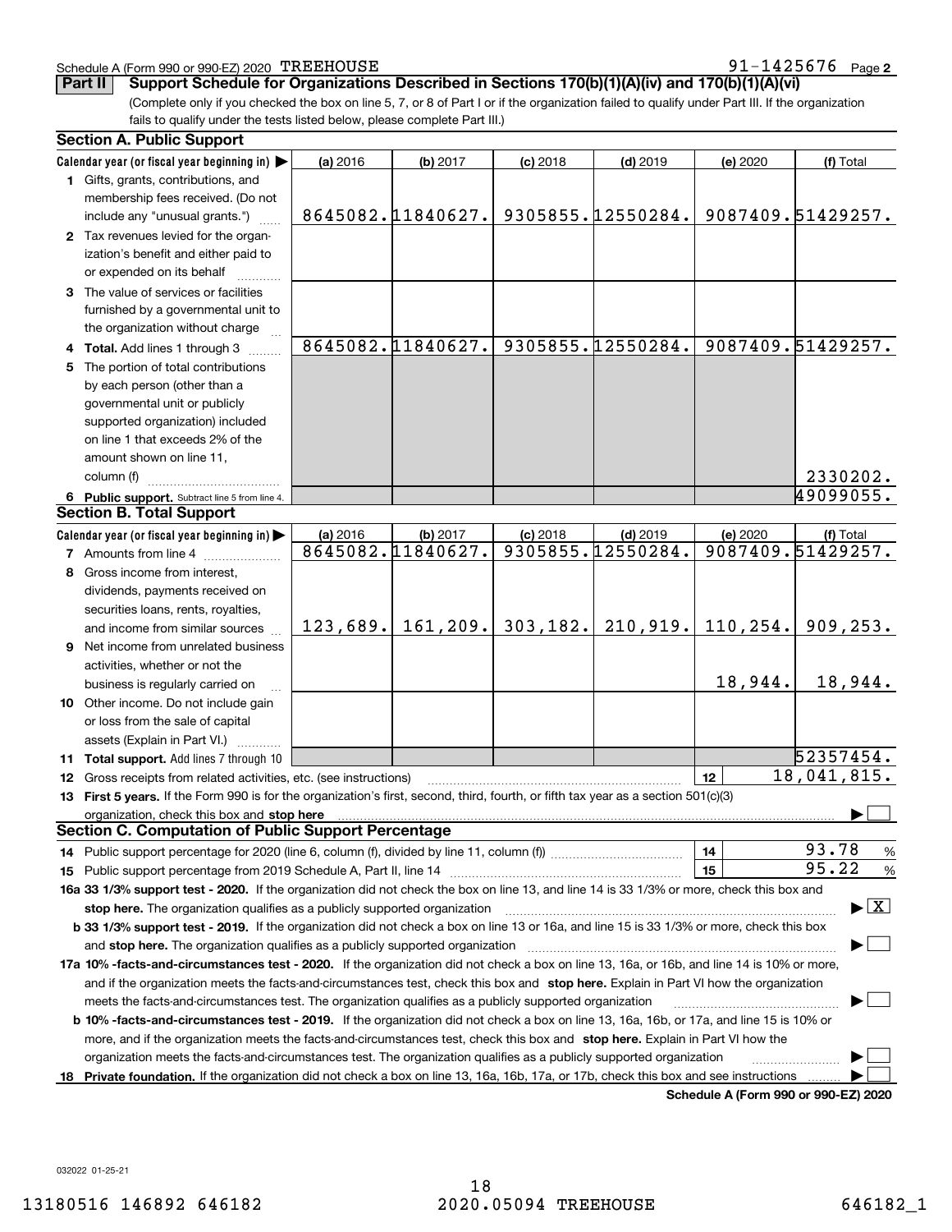Schedule A (Form 990 or 990-EZ) 2020 TREEHOUSE 91-1425676 Page 2

**Part II** **Support Schedule for Organizations Described in Sections 170(b)(1)(A)(iv) and 170(b)(1)(A)(vi)**

(Complete only if you checked the box on line 5, 7, or 8 of Part I or if the organization failed to qualify under Part III. If the organization fails to qualify under the tests listed below, please complete Part III.)

**Section A. Public Support**

| Calendar year (or fiscal year beginning in) ▶ | (a) 2016 | (b) 2017 | (c) 2018 | (d) 2019 | (e) 2020 | (f) Total |
|---|---|---|---|---|---|---|
| **1** Gifts, grants, contributions, and membership fees received. (Do not include any "unusual grants.") | 8645082. | 11840627. | 9305855. | 12550284. | 9087409. | 51429257. |
| **2** Tax revenues levied for the organization's benefit and either paid to or expended on its behalf | | | | | | |
| **3** The value of services or facilities furnished by a governmental unit to the organization without charge | | | | | | |
| **4 Total.** Add lines 1 through 3 | 8645082. | 11840627. | 9305855. | 12550284. | 9087409. | 51429257. |
| **5** The portion of total contributions by each person (other than a governmental unit or publicly supported organization) included on line 1 that exceeds 2% of the amount shown on line 11, column (f) | | | | | | 2330202. |
| **6 Public support.** Subtract line 5 from line 4. | | | | | | 49099055. |

**Section B. Total Support**

| Calendar year (or fiscal year beginning in) ▶ | (a) 2016 | (b) 2017 | (c) 2018 | (d) 2019 | (e) 2020 | (f) Total |
|---|---|---|---|---|---|---|
| **7** Amounts from line 4 | 8645082. | 11840627. | 9305855. | 12550284. | 9087409. | 51429257. |
| **8** Gross income from interest, dividends, payments received on securities loans, rents, royalties, and income from similar sources | 123,689. | 161,209. | 303,182. | 210,919. | 110,254. | 909,253. |
| **9** Net income from unrelated business activities, whether or not the business is regularly carried on | | | | | 18,944. | 18,944. |
| **10** Other income. Do not include gain or loss from the sale of capital assets (Explain in Part VI.) | | | | | | |
| **11 Total support.** Add lines 7 through 10 | | | | | | 52357454. |

**12** Gross receipts from related activities, etc. (see instructions) | **12** | 18,041,815.

**13 First 5 years.** If the Form 990 is for the organization's first, second, third, fourth, or fifth tax year as a section 501(c)(3) organization, check this box and **stop here** ▶ ☐

**Section C. Computation of Public Support Percentage**

**14** Public support percentage for 2020 (line 6, column (f), divided by line 11, column (f)) | **14** | 93.78 %

**15** Public support percentage from 2019 Schedule A, Part II, line 14 | **15** | 95.22 %

**16a 33 1/3% support test - 2020.** If the organization did not check the box on line 13, and line 14 is 33 1/3% or more, check this box and **stop here.** The organization qualifies as a publicly supported organization ▶ ☒

**b 33 1/3% support test - 2019.** If the organization did not check a box on line 13 or 16a, and line 15 is 33 1/3% or more, check this box and **stop here.** The organization qualifies as a publicly supported organization ▶ ☐

**17a 10% -facts-and-circumstances test - 2020.** If the organization did not check a box on line 13, 16a, or 16b, and line 14 is 10% or more, and if the organization meets the facts-and-circumstances test, check this box and **stop here.** Explain in Part VI how the organization meets the facts-and-circumstances test. The organization qualifies as a publicly supported organization ▶ ☐

**b 10% -facts-and-circumstances test - 2019.** If the organization did not check a box on line 13, 16a, 16b, or 17a, and line 15 is 10% or more, and if the organization meets the facts-and-circumstances test, check this box and **stop here.** Explain in Part VI how the organization meets the facts-and-circumstances test. The organization qualifies as a publicly supported organization ▶ ☐

**18 Private foundation.** If the organization did not check a box on line 13, 16a, 16b, 17a, or 17b, check this box and see instructions ▶ ☐

**Schedule A (Form 990 or 990-EZ) 2020**

032022 01-25-21

13180516 146892 646182 2020.05094 TREEHOUSE 646182_1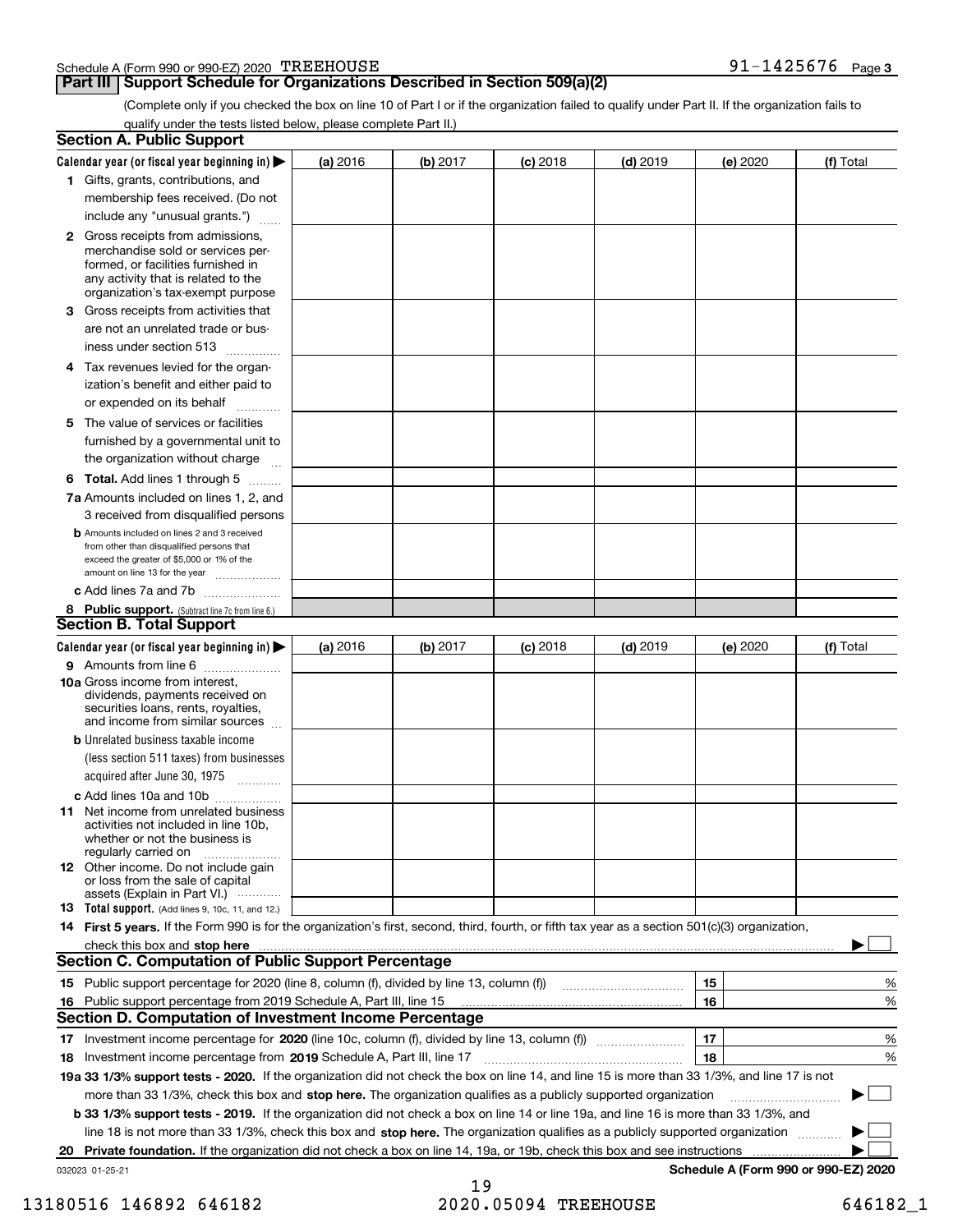## Part III Support Schedule for Organizations Described in Section 509(a)(2)

(Complete only if you checked the box on line 10 of Part I or if the organization failed to qualify under Part II. If the organization fails to qualify under the tests listed below, please complete Part II.)

### Section A. Public Support

| Calendar year (or fiscal year beginning in) | (a) 2016 | (b) 2017 | (c) 2018 | (d) 2019 | (e) 2020 | (f) Total |
|---|---|---|---|---|---|---|
| 1 Gifts, grants, contributions, and membership fees received. (Do not include any "unusual grants.") | | | | | | |
| 2 Gross receipts from admissions, merchandise sold or services performed, or facilities furnished in any activity that is related to the organization's tax-exempt purpose | | | | | | |
| 3 Gross receipts from activities that are not an unrelated trade or business under section 513 | | | | | | |
| 4 Tax revenues levied for the organization's benefit and either paid to or expended on its behalf | | | | | | |
| 5 The value of services or facilities furnished by a governmental unit to the organization without charge | | | | | | |
| 6 **Total.** Add lines 1 through 5 | | | | | | |
| 7a Amounts included on lines 1, 2, and 3 received from disqualified persons | | | | | | |
| b Amounts included on lines 2 and 3 received from other than disqualified persons that exceed the greater of $5,000 or 1% of the amount on line 13 for the year | | | | | | |
| c Add lines 7a and 7b | | | | | | |
| 8 **Public support.** (Subtract line 7c from line 6.) | | | | | | |

### Section B. Total Support

| Calendar year (or fiscal year beginning in) | (a) 2016 | (b) 2017 | (c) 2018 | (d) 2019 | (e) 2020 | (f) Total |
|---|---|---|---|---|---|---|
| 9 Amounts from line 6 | | | | | | |
| 10a Gross income from interest, dividends, payments received on securities loans, rents, royalties, and income from similar sources | | | | | | |
| b Unrelated business taxable income (less section 511 taxes) from businesses acquired after June 30, 1975 | | | | | | |
| c Add lines 10a and 10b | | | | | | |
| 11 Net income from unrelated business activities not included in line 10b, whether or not the business is regularly carried on | | | | | | |
| 12 Other income. Do not include gain or loss from the sale of capital assets (Explain in Part VI.) | | | | | | |
| 13 **Total support.** (Add lines 9, 10c, 11, and 12.) | | | | | | |

14 **First 5 years.** If the Form 990 is for the organization's first, second, third, fourth, or fifth tax year as a section 501(c)(3) organization, check this box and **stop here** ▶ ☐

### Section C. Computation of Public Support Percentage

| | | | |
|---|---|---|---|
| 15 | Public support percentage for 2020 (line 8, column (f), divided by line 13, column (f)) | 15 | % |
| 16 | Public support percentage from 2019 Schedule A, Part III, line 15 | 16 | % |

### Section D. Computation of Investment Income Percentage

| | | | |
|---|---|---|---|
| 17 | Investment income percentage for **2020** (line 10c, column (f), divided by line 13, column (f)) | 17 | % |
| 18 | Investment income percentage from **2019** Schedule A, Part III, line 17 | 18 | % |

**19a 33 1/3% support tests - 2020.** If the organization did not check the box on line 14, and line 15 is more than 33 1/3%, and line 17 is not more than 33 1/3%, check this box and **stop here.** The organization qualifies as a publicly supported organization ▶ ☐

**b 33 1/3% support tests - 2019.** If the organization did not check a box on line 14 or line 19a, and line 16 is more than 33 1/3%, and line 18 is not more than 33 1/3%, check this box and **stop here.** The organization qualifies as a publicly supported organization ▶ ☐

**20 Private foundation.** If the organization did not check a box on line 14, 19a, or 19b, check this box and see instructions ▶ ☐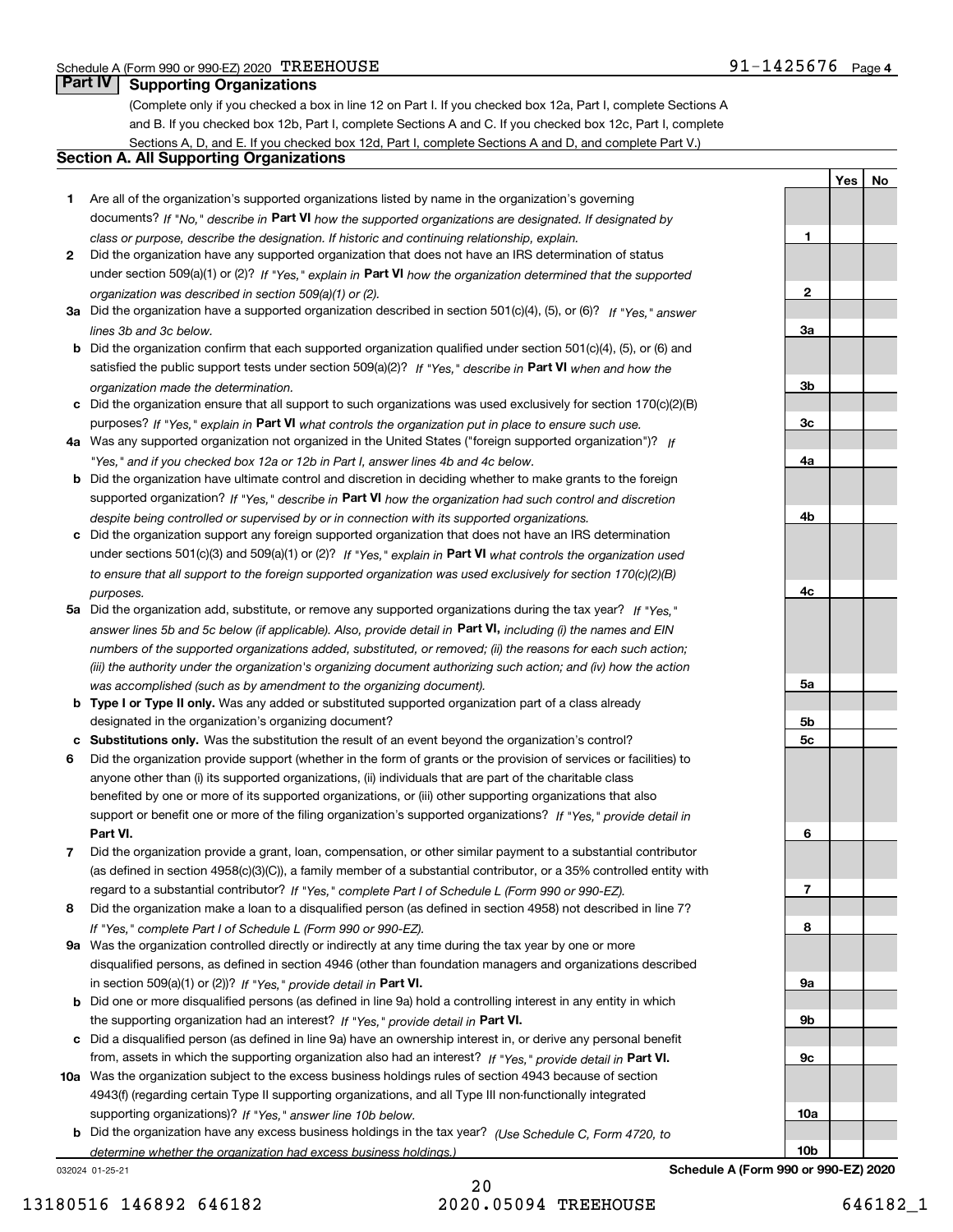Schedule A (Form 990 or 990-EZ) 2020 TREEHOUSE 91-1425676 Page 4

## Part IV Supporting Organizations

(Complete only if you checked a box in line 12 on Part I. If you checked box 12a, Part I, complete Sections A and B. If you checked box 12b, Part I, complete Sections A and C. If you checked box 12c, Part I, complete Sections A, D, and E. If you checked box 12d, Part I, complete Sections A and D, and complete Part V.)

### Section A. All Supporting Organizations

| | | | Yes | No |
|---|---|---|---|---|
| 1 | Are all of the organization's supported organizations listed by name in the organization's governing documents? *If "No," describe in* **Part VI** *how the supported organizations are designated. If designated by class or purpose, describe the designation. If historic and continuing relationship, explain.* | 1 | | |
| 2 | Did the organization have any supported organization that does not have an IRS determination of status under section 509(a)(1) or (2)? *If "Yes," explain in* **Part VI** *how the organization determined that the supported organization was described in section 509(a)(1) or (2).* | 2 | | |
| 3a | Did the organization have a supported organization described in section 501(c)(4), (5), or (6)? *If "Yes," answer lines 3b and 3c below.* | 3a | | |
| b | Did the organization confirm that each supported organization qualified under section 501(c)(4), (5), or (6) and satisfied the public support tests under section 509(a)(2)? *If "Yes," describe in* **Part VI** *when and how the organization made the determination.* | 3b | | |
| c | Did the organization ensure that all support to such organizations was used exclusively for section 170(c)(2)(B) purposes? *If "Yes," explain in* **Part VI** *what controls the organization put in place to ensure such use.* | 3c | | |
| 4a | Was any supported organization not organized in the United States ("foreign supported organization")? *If "Yes," and if you checked box 12a or 12b in Part I, answer lines 4b and 4c below.* | 4a | | |
| b | Did the organization have ultimate control and discretion in deciding whether to make grants to the foreign supported organization? *If "Yes," describe in* **Part VI** *how the organization had such control and discretion despite being controlled or supervised by or in connection with its supported organizations.* | 4b | | |
| c | Did the organization support any foreign supported organization that does not have an IRS determination under sections 501(c)(3) and 509(a)(1) or (2)? *If "Yes," explain in* **Part VI** *what controls the organization used to ensure that all support to the foreign supported organization was used exclusively for section 170(c)(2)(B) purposes.* | 4c | | |
| 5a | Did the organization add, substitute, or remove any supported organizations during the tax year? *If "Yes," answer lines 5b and 5c below (if applicable). Also, provide detail in* **Part VI,** *including (i) the names and EIN numbers of the supported organizations added, substituted, or removed; (ii) the reasons for each such action; (iii) the authority under the organization's organizing document authorizing such action; and (iv) how the action was accomplished (such as by amendment to the organizing document).* | 5a | | |
| b | **Type I or Type II only.** Was any added or substituted supported organization part of a class already designated in the organization's organizing document? | 5b | | |
| c | **Substitutions only.** Was the substitution the result of an event beyond the organization's control? | 5c | | |
| 6 | Did the organization provide support (whether in the form of grants or the provision of services or facilities) to anyone other than (i) its supported organizations, (ii) individuals that are part of the charitable class benefited by one or more of its supported organizations, or (iii) other supporting organizations that also support or benefit one or more of the filing organization's supported organizations? *If "Yes," provide detail in* **Part VI.** | 6 | | |
| 7 | Did the organization provide a grant, loan, compensation, or other similar payment to a substantial contributor (as defined in section 4958(c)(3)(C)), a family member of a substantial contributor, or a 35% controlled entity with regard to a substantial contributor? *If "Yes," complete Part I of Schedule L (Form 990 or 990-EZ).* | 7 | | |
| 8 | Did the organization make a loan to a disqualified person (as defined in section 4958) not described in line 7? *If "Yes," complete Part I of Schedule L (Form 990 or 990-EZ).* | 8 | | |
| 9a | Was the organization controlled directly or indirectly at any time during the tax year by one or more disqualified persons, as defined in section 4946 (other than foundation managers and organizations described in section 509(a)(1) or (2))? *If "Yes," provide detail in* **Part VI.** | 9a | | |
| b | Did one or more disqualified persons (as defined in line 9a) hold a controlling interest in any entity in which the supporting organization had an interest? *If "Yes," provide detail in* **Part VI.** | 9b | | |
| c | Did a disqualified person (as defined in line 9a) have an ownership interest in, or derive any personal benefit from, assets in which the supporting organization also had an interest? *If "Yes," provide detail in* **Part VI.** | 9c | | |
| 10a | Was the organization subject to the excess business holdings rules of section 4943 because of section 4943(f) (regarding certain Type II supporting organizations, and all Type III non-functionally integrated supporting organizations)? *If "Yes," answer line 10b below.* | 10a | | |
| b | Did the organization have any excess business holdings in the tax year? *(Use Schedule C, Form 4720, to determine whether the organization had excess business holdings.)* | 10b | | |

032024 01-25-21 **Schedule A (Form 990 or 990-EZ) 2020**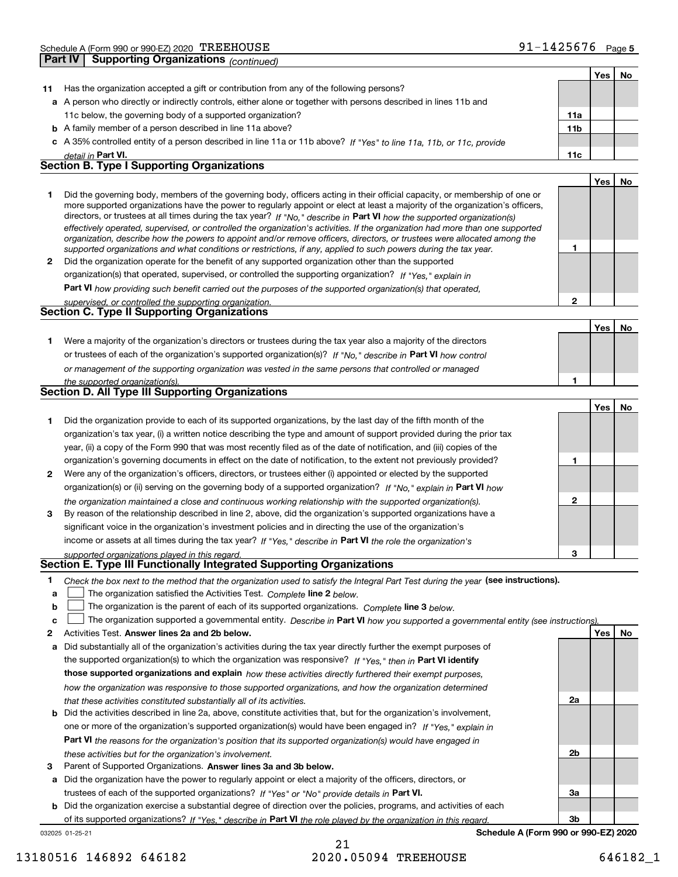Schedule A (Form 990 or 990-EZ) 2020 TREEHOUSE 91-1425676 Page 5

**Part IV | Supporting Organizations** *(continued)*

| | | | Yes | No |
|---|---|---|---|---|
| **11** | Has the organization accepted a gift or contribution from any of the following persons? | | | |
| **a** | A person who directly or indirectly controls, either alone or together with persons described in lines 11b and 11c below, the governing body of a supported organization? | **11a** | | |
| **b** | A family member of a person described in line 11a above? | **11b** | | |
| **c** | A 35% controlled entity of a person described in line 11a or 11b above? *If "Yes" to line 11a, 11b, or 11c, provide detail in* **Part VI.** | **11c** | | |

## Section B. Type I Supporting Organizations

| | | | Yes | No |
|---|---|---|---|---|
| **1** | Did the governing body, members of the governing body, officers acting in their official capacity, or membership of one or more supported organizations have the power to regularly appoint or elect at least a majority of the organization's officers, directors, or trustees at all times during the tax year? *If "No," describe in* **Part VI** *how the supported organization(s) effectively operated, supervised, or controlled the organization's activities. If the organization had more than one supported organization, describe how the powers to appoint and/or remove officers, directors, or trustees were allocated among the supported organizations and what conditions or restrictions, if any, applied to such powers during the tax year.* | **1** | | |
| **2** | Did the organization operate for the benefit of any supported organization other than the supported organization(s) that operated, supervised, or controlled the supporting organization? *If "Yes," explain in* **Part VI** *how providing such benefit carried out the purposes of the supported organization(s) that operated, supervised, or controlled the supporting organization.* | **2** | | |

## Section C. Type II Supporting Organizations

| | | | Yes | No |
|---|---|---|---|---|
| **1** | Were a majority of the organization's directors or trustees during the tax year also a majority of the directors or trustees of each of the organization's supported organization(s)? *If "No," describe in* **Part VI** *how control or management of the supporting organization was vested in the same persons that controlled or managed the supported organization(s).* | **1** | | |

## Section D. All Type III Supporting Organizations

| | | | Yes | No |
|---|---|---|---|---|
| **1** | Did the organization provide to each of its supported organizations, by the last day of the fifth month of the organization's tax year, (i) a written notice describing the type and amount of support provided during the prior tax year, (ii) a copy of the Form 990 that was most recently filed as of the date of notification, and (iii) copies of the organization's governing documents in effect on the date of notification, to the extent not previously provided? | **1** | | |
| **2** | Were any of the organization's officers, directors, or trustees either (i) appointed or elected by the supported organization(s) or (ii) serving on the governing body of a supported organization? *If "No," explain in* **Part VI** *how the organization maintained a close and continuous working relationship with the supported organization(s).* | **2** | | |
| **3** | By reason of the relationship described in line 2, above, did the organization's supported organizations have a significant voice in the organization's investment policies and in directing the use of the organization's income or assets at all times during the tax year? *If "Yes," describe in* **Part VI** *the role the organization's supported organizations played in this regard.* | **3** | | |

## Section E. Type III Functionally Integrated Supporting Organizations

**1** *Check the box next to the method that the organization used to satisfy the Integral Part Test during the year* **(see instructions).**

- **a** ☐ The organization satisfied the Activities Test. *Complete* **line 2** *below.*
- **b** ☐ The organization is the parent of each of its supported organizations. *Complete* **line 3** *below.*
- **c** ☐ The organization supported a governmental entity. *Describe in* **Part VI** *how you supported a governmental entity (see instructions).*

| | | | Yes | No |
|---|---|---|---|---|
| **2** | Activities Test. **Answer lines 2a and 2b below.** | | | |
| **a** | Did substantially all of the organization's activities during the tax year directly further the exempt purposes of the supported organization(s) to which the organization was responsive? *If "Yes," then in* **Part VI identify those supported organizations and explain** *how these activities directly furthered their exempt purposes, how the organization was responsive to those supported organizations, and how the organization determined that these activities constituted substantially all of its activities.* | **2a** | | |
| **b** | Did the activities described in line 2a, above, constitute activities that, but for the organization's involvement, one or more of the organization's supported organization(s) would have been engaged in? *If "Yes," explain in* **Part VI** *the reasons for the organization's position that its supported organization(s) would have engaged in these activities but for the organization's involvement.* | **2b** | | |
| **3** | Parent of Supported Organizations. **Answer lines 3a and 3b below.** | | | |
| **a** | Did the organization have the power to regularly appoint or elect a majority of the officers, directors, or trustees of each of the supported organizations? *If "Yes" or "No" provide details in* **Part VI.** | **3a** | | |
| **b** | Did the organization exercise a substantial degree of direction over the policies, programs, and activities of each of its supported organizations? *If "Yes," describe in* **Part VI** *the role played by the organization in this regard.* | **3b** | | |

032025 01-25-21 **Schedule A (Form 990 or 990-EZ) 2020**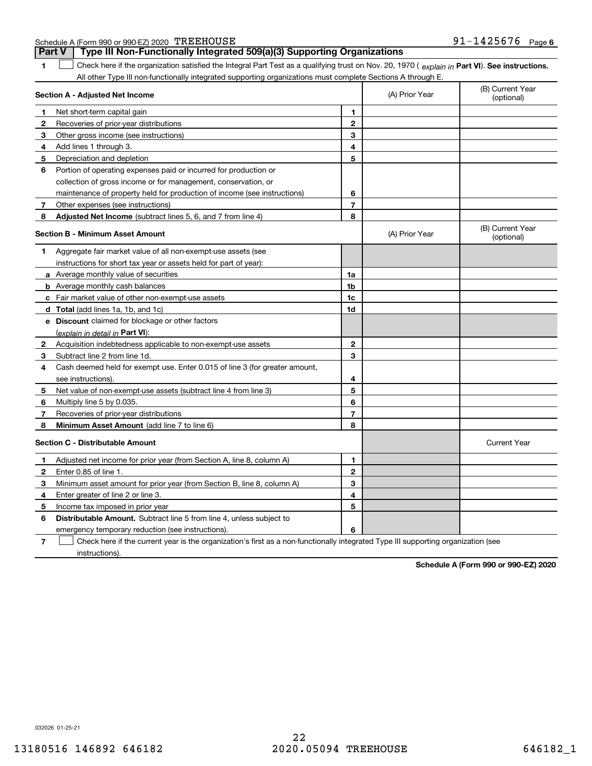Schedule A (Form 990 or 990-EZ) 2020 TREEHOUSE 91-1425676 Page 6

## Part V Type III Non-Functionally Integrated 509(a)(3) Supporting Organizations

1 ☐ Check here if the organization satisfied the Integral Part Test as a qualifying trust on Nov. 20, 1970 ( *explain in* **Part VI**). **See instructions.** All other Type III non-functionally integrated supporting organizations must complete Sections A through E.

| **Section A - Adjusted Net Income** | | (A) Prior Year | (B) Current Year (optional) |
|---|---|---|---|
| **1** Net short-term capital gain | **1** | | |
| **2** Recoveries of prior-year distributions | **2** | | |
| **3** Other gross income (see instructions) | **3** | | |
| **4** Add lines 1 through 3. | **4** | | |
| **5** Depreciation and depletion | **5** | | |
| **6** Portion of operating expenses paid or incurred for production or collection of gross income or for management, conservation, or maintenance of property held for production of income (see instructions) | **6** | | |
| **7** Other expenses (see instructions) | **7** | | |
| **8** **Adjusted Net Income** (subtract lines 5, 6, and 7 from line 4) | **8** | | |

| **Section B - Minimum Asset Amount** | | (A) Prior Year | (B) Current Year (optional) |
|---|---|---|---|
| **1** Aggregate fair market value of all non-exempt-use assets (see instructions for short tax year or assets held for part of year): | | | |
| **a** Average monthly value of securities | **1a** | | |
| **b** Average monthly cash balances | **1b** | | |
| **c** Fair market value of other non-exempt-use assets | **1c** | | |
| **d** **Total** (add lines 1a, 1b, and 1c) | **1d** | | |
| **e** **Discount** claimed for blockage or other factors (*explain in detail in* **Part VI**): | | | |
| **2** Acquisition indebtedness applicable to non-exempt-use assets | **2** | | |
| **3** Subtract line 2 from line 1d. | **3** | | |
| **4** Cash deemed held for exempt use. Enter 0.015 of line 3 (for greater amount, see instructions). | **4** | | |
| **5** Net value of non-exempt-use assets (subtract line 4 from line 3) | **5** | | |
| **6** Multiply line 5 by 0.035. | **6** | | |
| **7** Recoveries of prior-year distributions | **7** | | |
| **8** **Minimum Asset Amount** (add line 7 to line 6) | **8** | | |

| **Section C - Distributable Amount** | | | Current Year |
|---|---|---|---|
| **1** Adjusted net income for prior year (from Section A, line 8, column A) | **1** | | |
| **2** Enter 0.85 of line 1. | **2** | | |
| **3** Minimum asset amount for prior year (from Section B, line 8, column A) | **3** | | |
| **4** Enter greater of line 2 or line 3. | **4** | | |
| **5** Income tax imposed in prior year | **5** | | |
| **6** **Distributable Amount.** Subtract line 5 from line 4, unless subject to emergency temporary reduction (see instructions). | **6** | | |

7 ☐ Check here if the current year is the organization's first as a non-functionally integrated Type III supporting organization (see instructions).

**Schedule A (Form 990 or 990-EZ) 2020**

032026 01-25-21

13180516 146892 646182 2020.05094 TREEHOUSE 646182_1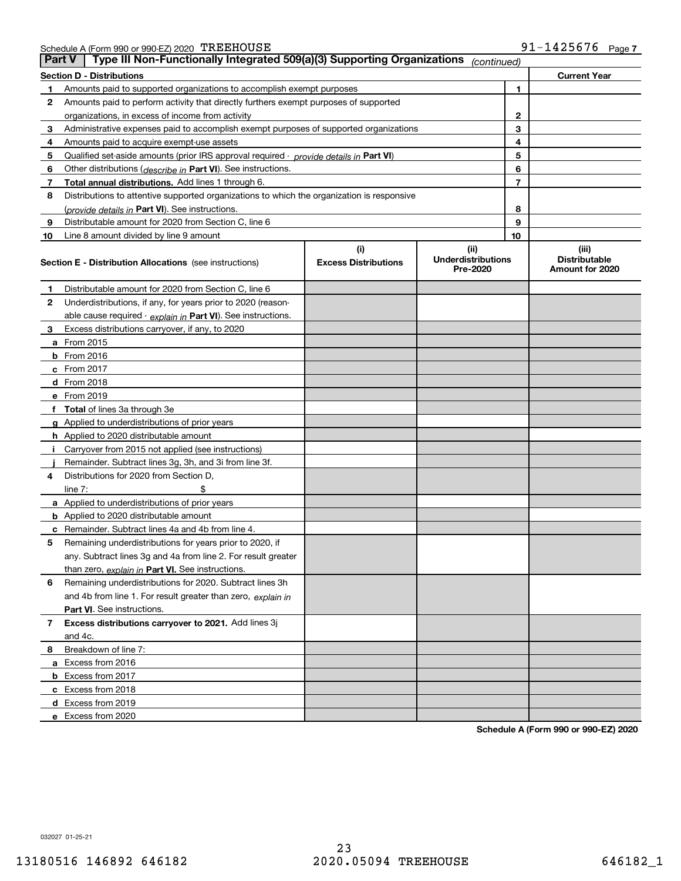Schedule A (Form 990 or 990-EZ) 2020 TREEHOUSE 91-1425676 Page 7

## Part V | Type III Non-Functionally Integrated 509(a)(3) Supporting Organizations *(continued)*

| **Section D - Distributions** | | | **Current Year** |
|---|---|---|---|
| 1 | Amounts paid to supported organizations to accomplish exempt purposes | 1 | |
| 2 | Amounts paid to perform activity that directly furthers exempt purposes of supported organizations, in excess of income from activity | 2 | |
| 3 | Administrative expenses paid to accomplish exempt purposes of supported organizations | 3 | |
| 4 | Amounts paid to acquire exempt-use assets | 4 | |
| 5 | Qualified set-aside amounts (prior IRS approval required - *provide details in* **Part VI**) | 5 | |
| 6 | Other distributions (*describe in* **Part VI**). See instructions. | 6 | |
| 7 | **Total annual distributions.** Add lines 1 through 6. | 7 | |
| 8 | Distributions to attentive supported organizations to which the organization is responsive (*provide details in* **Part VI**). See instructions. | 8 | |
| 9 | Distributable amount for 2020 from Section C, line 6 | 9 | |
| 10 | Line 8 amount divided by line 9 amount | 10 | |

| **Section E - Distribution Allocations** (see instructions) | (i) Excess Distributions | (ii) Underdistributions Pre-2020 | (iii) Distributable Amount for 2020 |
|---|---|---|---|
| **1** Distributable amount for 2020 from Section C, line 6 | | | |
| **2** Underdistributions, if any, for years prior to 2020 (reasonable cause required - *explain in* **Part VI**). See instructions. | | | |
| **3** Excess distributions carryover, if any, to 2020 | | | |
| **a** From 2015 | | | |
| **b** From 2016 | | | |
| **c** From 2017 | | | |
| **d** From 2018 | | | |
| **e** From 2019 | | | |
| **f** **Total** of lines 3a through 3e | | | |
| **g** Applied to underdistributions of prior years | | | |
| **h** Applied to 2020 distributable amount | | | |
| **i** Carryover from 2015 not applied (see instructions) | | | |
| **j** Remainder. Subtract lines 3g, 3h, and 3i from line 3f. | | | |
| **4** Distributions for 2020 from Section D, line 7: $ | | | |
| **a** Applied to underdistributions of prior years | | | |
| **b** Applied to 2020 distributable amount | | | |
| **c** Remainder. Subtract lines 4a and 4b from line 4. | | | |
| **5** Remaining underdistributions for years prior to 2020, if any. Subtract lines 3g and 4a from line 2. For result greater than zero, *explain in* **Part VI.** See instructions. | | | |
| **6** Remaining underdistributions for 2020. Subtract lines 3h and 4b from line 1. For result greater than zero, *explain in* **Part VI**. See instructions. | | | |
| **7** **Excess distributions carryover to 2021.** Add lines 3j and 4c. | | | |
| **8** Breakdown of line 7: | | | |
| **a** Excess from 2016 | | | |
| **b** Excess from 2017 | | | |
| **c** Excess from 2018 | | | |
| **d** Excess from 2019 | | | |
| **e** Excess from 2020 | | | |

**Schedule A (Form 990 or 990-EZ) 2020**

032027 01-25-21

13180516 146892 646182 2020.05094 TREEHOUSE 646182_1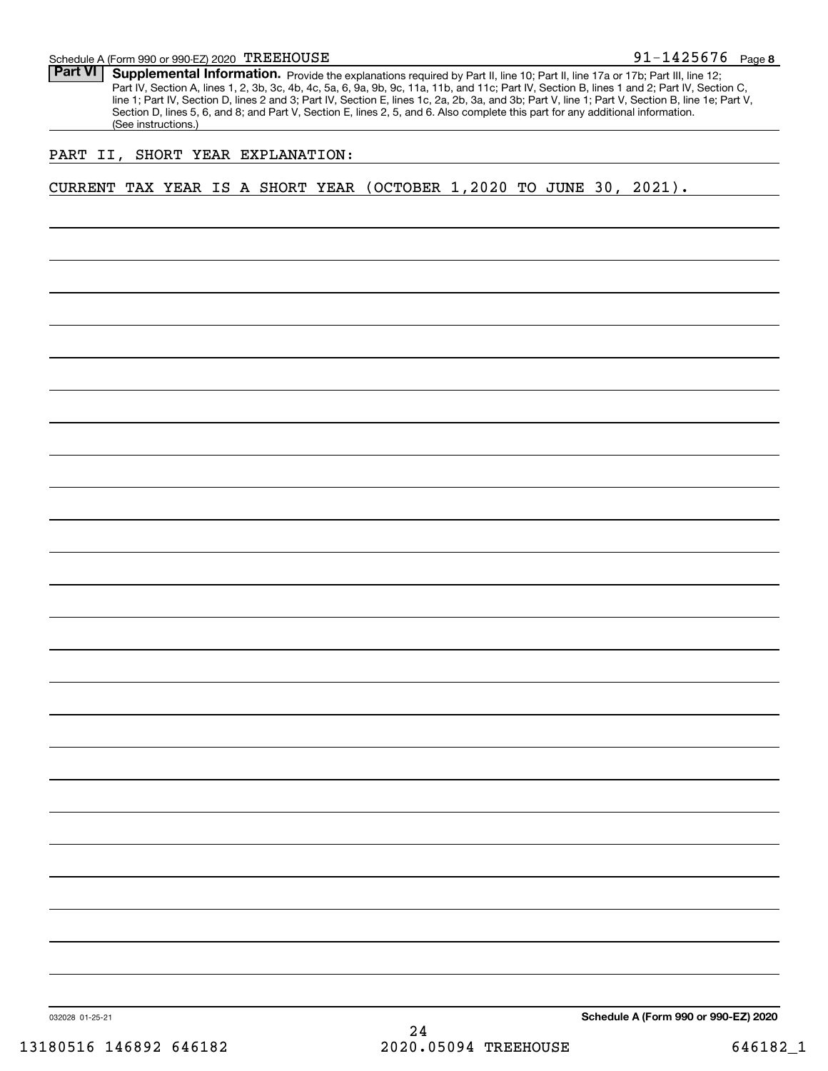Schedule A (Form 990 or 990-EZ) 2020 TREEHOUSE 91-1425676 Page **8**

## Part VI Supplemental Information.

Provide the explanations required by Part II, line 10; Part II, line 17a or 17b; Part III, line 12; Part IV, Section A, lines 1, 2, 3b, 3c, 4b, 4c, 5a, 6, 9a, 9b, 9c, 11a, 11b, and 11c; Part IV, Section B, lines 1 and 2; Part IV, Section C, line 1; Part IV, Section D, lines 2 and 3; Part IV, Section E, lines 1c, 2a, 2b, 3a, and 3b; Part V, line 1; Part V, Section B, line 1e; Part V, Section D, lines 5, 6, and 8; and Part V, Section E, lines 2, 5, and 6. Also complete this part for any additional information. (See instructions.)

PART II, SHORT YEAR EXPLANATION:

CURRENT TAX YEAR IS A SHORT YEAR (OCTOBER 1,2020 TO JUNE 30, 2021).

032028 01-25-21

**Schedule A (Form 990 or 990-EZ) 2020**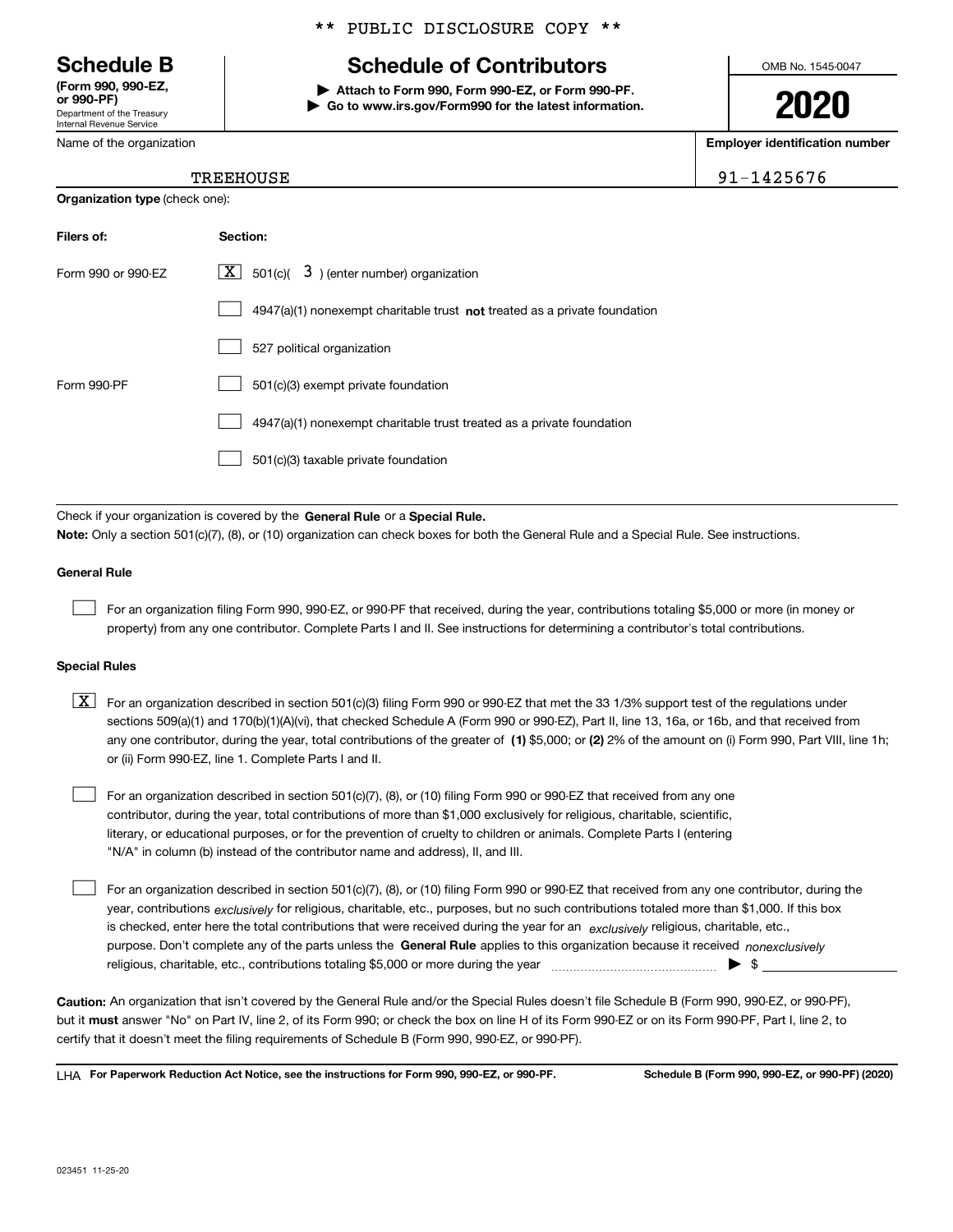\*\* PUBLIC DISCLOSURE COPY \*\*

# Schedule B

**(Form 990, 990-EZ, or 990-PF)**
Department of the Treasury
Internal Revenue Service

## Schedule of Contributors

▶ **Attach to Form 990, Form 990-EZ, or Form 990-PF.**
▶ **Go to www.irs.gov/Form990 for the latest information.**

OMB No. 1545-0047

**2020**

| Name of the organization | Employer identification number |
| --- | --- |
| TREEHOUSE | 91-1425676 |

**Organization type** (check one):

| Filers of: | Section: |
| --- | --- |
| Form 990 or 990-EZ | [X] 501(c)( 3 ) (enter number) organization |
| | [ ] 4947(a)(1) nonexempt charitable trust **not** treated as a private foundation |
| | [ ] 527 political organization |
| Form 990-PF | [ ] 501(c)(3) exempt private foundation |
| | [ ] 4947(a)(1) nonexempt charitable trust treated as a private foundation |
| | [ ] 501(c)(3) taxable private foundation |

Check if your organization is covered by the **General Rule** or a **Special Rule.**

**Note:** Only a section 501(c)(7), (8), or (10) organization can check boxes for both the General Rule and a Special Rule. See instructions.

### General Rule

[ ] For an organization filing Form 990, 990-EZ, or 990-PF that received, during the year, contributions totaling $5,000 or more (in money or property) from any one contributor. Complete Parts I and II. See instructions for determining a contributor's total contributions.

### Special Rules

[X] For an organization described in section 501(c)(3) filing Form 990 or 990-EZ that met the 33 1/3% support test of the regulations under sections 509(a)(1) and 170(b)(1)(A)(vi), that checked Schedule A (Form 990 or 990-EZ), Part II, line 13, 16a, or 16b, and that received from any one contributor, during the year, total contributions of the greater of **(1)** $5,000; or **(2)** 2% of the amount on (i) Form 990, Part VIII, line 1h; or (ii) Form 990-EZ, line 1. Complete Parts I and II.

[ ] For an organization described in section 501(c)(7), (8), or (10) filing Form 990 or 990-EZ that received from any one contributor, during the year, total contributions of more than $1,000 exclusively for religious, charitable, scientific, literary, or educational purposes, or for the prevention of cruelty to children or animals. Complete Parts I (entering "N/A" in column (b) instead of the contributor name and address), II, and III.

[ ] For an organization described in section 501(c)(7), (8), or (10) filing Form 990 or 990-EZ that received from any one contributor, during the year, contributions *exclusively* for religious, charitable, etc., purposes, but no such contributions totaled more than $1,000. If this box is checked, enter here the total contributions that were received during the year for an *exclusively* religious, charitable, etc., purpose. Don't complete any of the parts unless the **General Rule** applies to this organization because it received *nonexclusively* religious, charitable, etc., contributions totaling $5,000 or more during the year ▶ $

**Caution:** An organization that isn't covered by the General Rule and/or the Special Rules doesn't file Schedule B (Form 990, 990-EZ, or 990-PF), but it **must** answer "No" on Part IV, line 2, of its Form 990; or check the box on line H of its Form 990-EZ or on its Form 990-PF, Part I, line 2, to certify that it doesn't meet the filing requirements of Schedule B (Form 990, 990-EZ, or 990-PF).

LHA **For Paperwork Reduction Act Notice, see the instructions for Form 990, 990-EZ, or 990-PF.** **Schedule B (Form 990, 990-EZ, or 990-PF) (2020)**

023451 11-25-20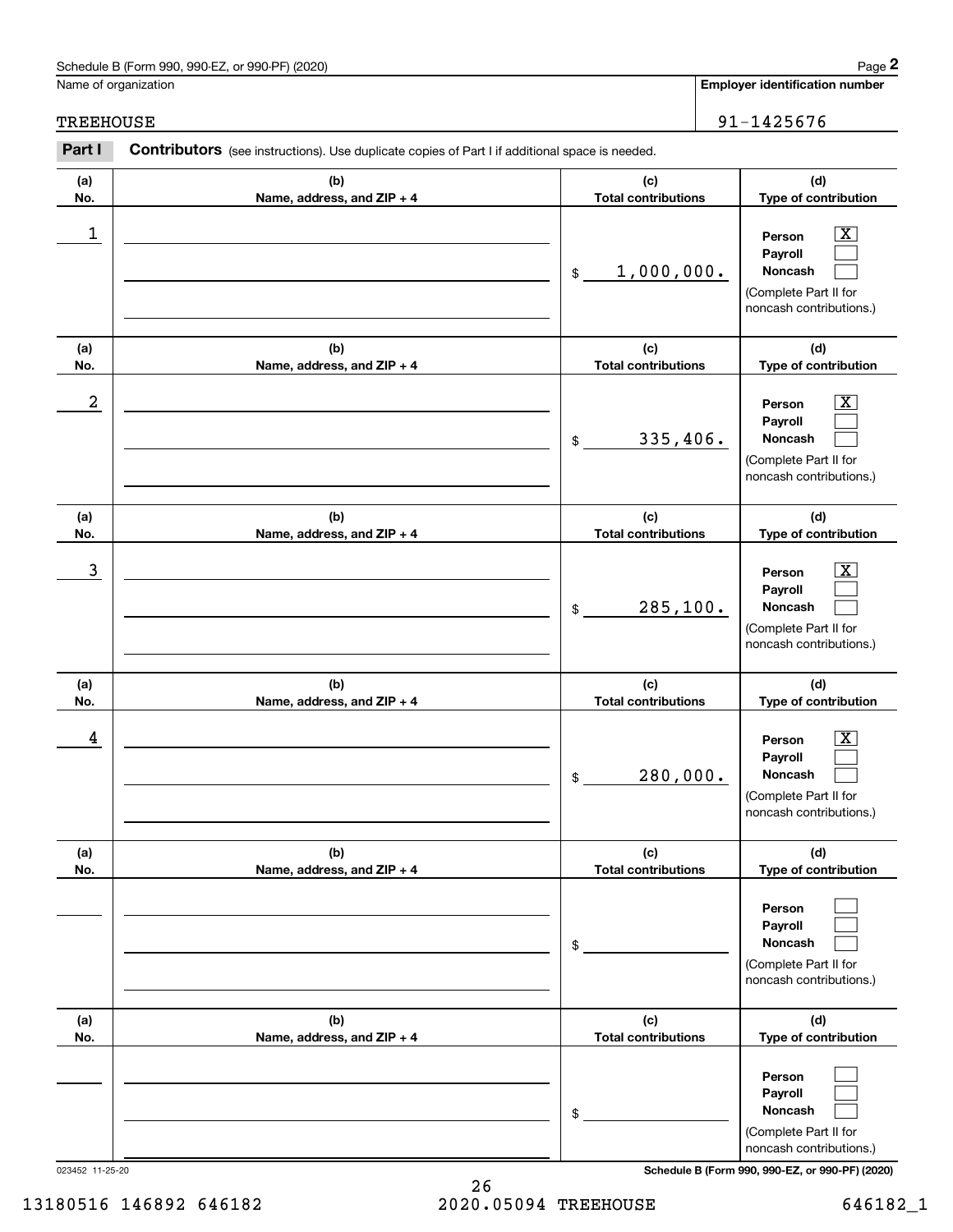Name of organization: TREEHOUSE

Employer identification number: 91-1425676

**Part I** **Contributors** (see instructions). Use duplicate copies of Part I if additional space is needed.

| (a) No. | (b) Name, address, and ZIP + 4 | (c) Total contributions | (d) Type of contribution |
|---|---|---|---|
| 1 | | $ 1,000,000. | Person [X] Payroll [ ] Noncash [ ] (Complete Part II for noncash contributions.) |
| 2 | | $ 335,406. | Person [X] Payroll [ ] Noncash [ ] (Complete Part II for noncash contributions.) |
| 3 | | $ 285,100. | Person [X] Payroll [ ] Noncash [ ] (Complete Part II for noncash contributions.) |
| 4 | | $ 280,000. | Person [X] Payroll [ ] Noncash [ ] (Complete Part II for noncash contributions.) |
| | | $ | Person [ ] Payroll [ ] Noncash [ ] (Complete Part II for noncash contributions.) |
| | | $ | Person [ ] Payroll [ ] Noncash [ ] (Complete Part II for noncash contributions.) |

023452 11-25-20

Schedule B (Form 990, 990-EZ, or 990-PF) (2020)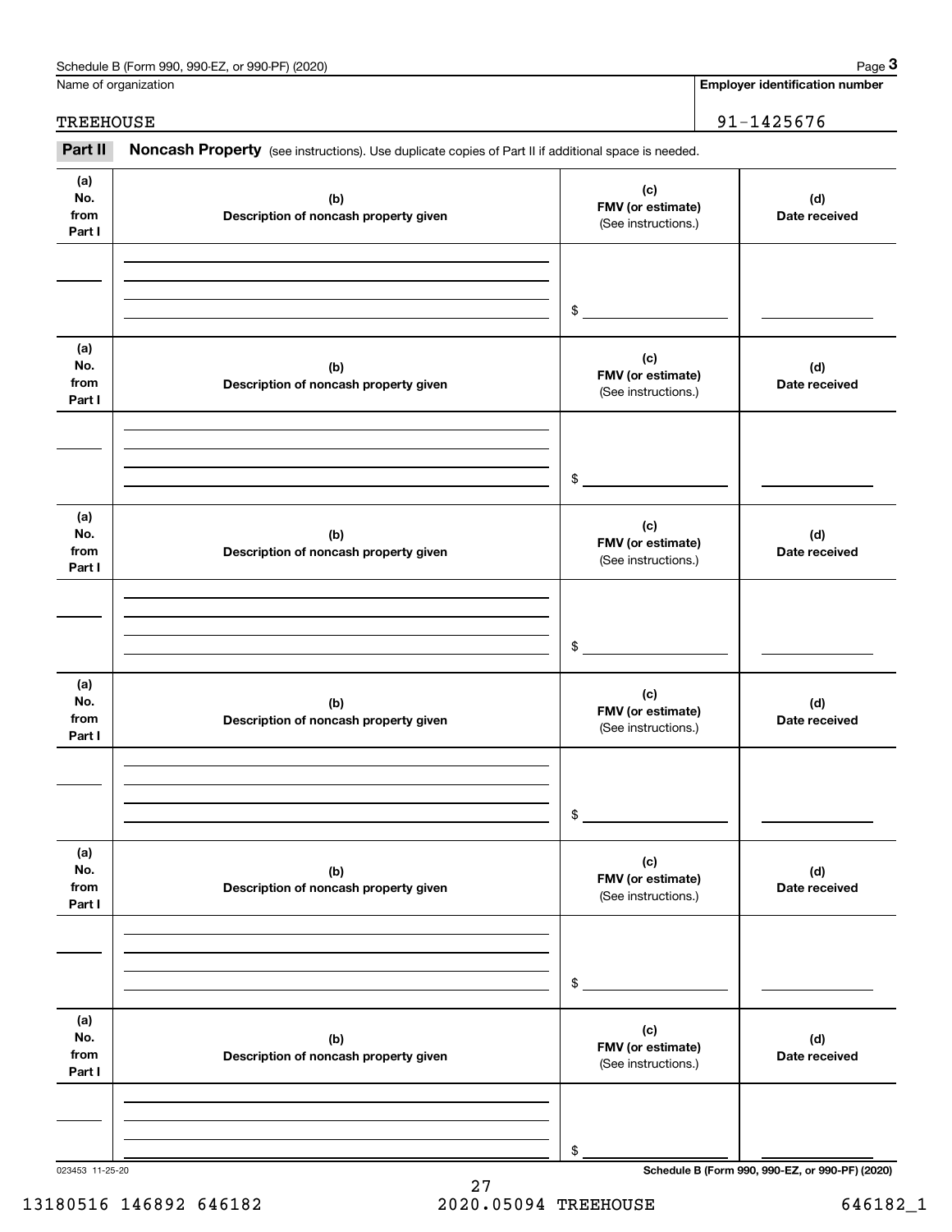Name of organization

TREEHOUSE

**Employer identification number**

91-1425676

**Part II** **Noncash Property** (see instructions). Use duplicate copies of Part II if additional space is needed.

| (a) No. from Part I | (b) Description of noncash property given | (c) FMV (or estimate) (See instructions.) | (d) Date received |
|---|---|---|---|
| | | $ | |

| (a) No. from Part I | (b) Description of noncash property given | (c) FMV (or estimate) (See instructions.) | (d) Date received |
|---|---|---|---|
| | | $ | |

| (a) No. from Part I | (b) Description of noncash property given | (c) FMV (or estimate) (See instructions.) | (d) Date received |
|---|---|---|---|
| | | $ | |

| (a) No. from Part I | (b) Description of noncash property given | (c) FMV (or estimate) (See instructions.) | (d) Date received |
|---|---|---|---|
| | | $ | |

| (a) No. from Part I | (b) Description of noncash property given | (c) FMV (or estimate) (See instructions.) | (d) Date received |
|---|---|---|---|
| | | $ | |

| (a) No. from Part I | (b) Description of noncash property given | (c) FMV (or estimate) (See instructions.) | (d) Date received |
|---|---|---|---|
| | | $ | |

023453 11-25-20

**Schedule B (Form 990, 990-EZ, or 990-PF) (2020)**

13180516 146892 646182 2020.05094 TREEHOUSE 646182_1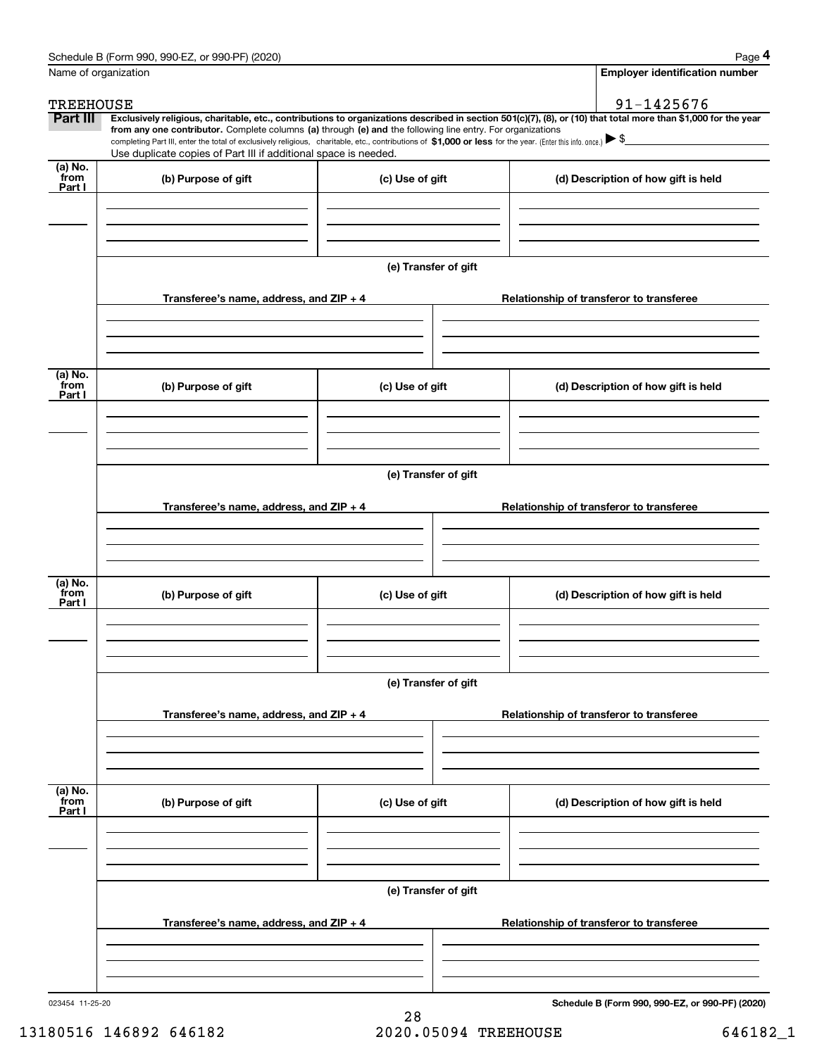Name of organization | Employer identification number

TREEHOUSE | 91-1425676

**Part III** **Exclusively religious, charitable, etc., contributions to organizations described in section 501(c)(7), (8), or (10) that total more than $1,000 for the year from any one contributor.** Complete columns **(a)** through **(e)** and the following line entry. For organizations completing Part III, enter the total of exclusively religious, charitable, etc., contributions of **$1,000 or less** for the year. (Enter this info. once.) ▶ $

Use duplicate copies of Part III if additional space is needed.

| (a) No. from Part I | (b) Purpose of gift | (c) Use of gift | (d) Description of how gift is held |
|---|---|---|---|
| | | | |

**(e) Transfer of gift**

| Transferee's name, address, and ZIP + 4 | Relationship of transferor to transferee |
|---|---|
| | |

| (a) No. from Part I | (b) Purpose of gift | (c) Use of gift | (d) Description of how gift is held |
|---|---|---|---|
| | | | |

**(e) Transfer of gift**

| Transferee's name, address, and ZIP + 4 | Relationship of transferor to transferee |
|---|---|
| | |

| (a) No. from Part I | (b) Purpose of gift | (c) Use of gift | (d) Description of how gift is held |
|---|---|---|---|
| | | | |

**(e) Transfer of gift**

| Transferee's name, address, and ZIP + 4 | Relationship of transferor to transferee |
|---|---|
| | |

| (a) No. from Part I | (b) Purpose of gift | (c) Use of gift | (d) Description of how gift is held |
|---|---|---|---|
| | | | |

**(e) Transfer of gift**

| Transferee's name, address, and ZIP + 4 | Relationship of transferor to transferee |
|---|---|
| | |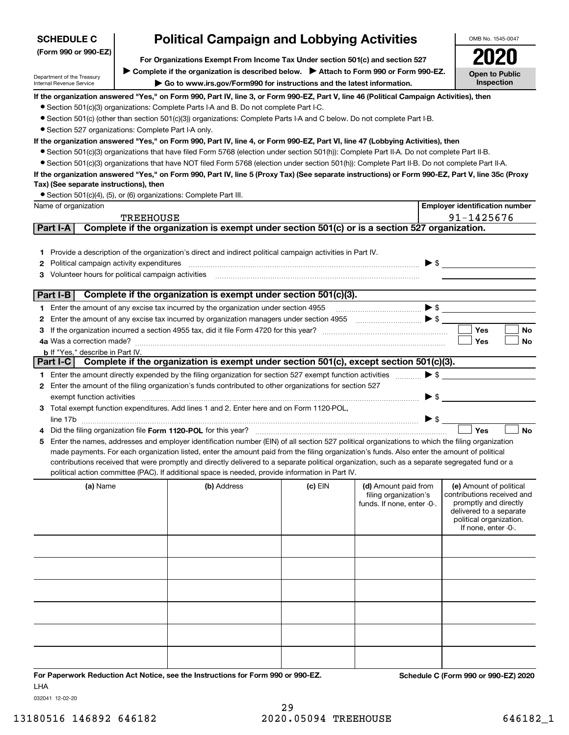**SCHEDULE C**
**(Form 990 or 990-EZ)**

Department of the Treasury
Internal Revenue Service

# Political Campaign and Lobbying Activities

**For Organizations Exempt From Income Tax Under section 501(c) and section 527**

▶ **Complete if the organization is described below.** ▶ **Attach to Form 990 or Form 990-EZ.**

▶ **Go to www.irs.gov/Form990 for instructions and the latest information.**

OMB No. 1545-0047

**2020**

**Open to Public Inspection**

**If the organization answered "Yes," on Form 990, Part IV, line 3, or Form 990-EZ, Part V, line 46 (Political Campaign Activities), then**

- Section 501(c)(3) organizations: Complete Parts I-A and B. Do not complete Part I-C.
- Section 501(c) (other than section 501(c)(3)) organizations: Complete Parts I-A and C below. Do not complete Part I-B.
- Section 527 organizations: Complete Part I-A only.

**If the organization answered "Yes," on Form 990, Part IV, line 4, or Form 990-EZ, Part VI, line 47 (Lobbying Activities), then**

- Section 501(c)(3) organizations that have filed Form 5768 (election under section 501(h)): Complete Part II-A. Do not complete Part II-B.
- Section 501(c)(3) organizations that have NOT filed Form 5768 (election under section 501(h)): Complete Part II-B. Do not complete Part II-A.

**If the organization answered "Yes," on Form 990, Part IV, line 5 (Proxy Tax) (See separate instructions) or Form 990-EZ, Part V, line 35c (Proxy Tax) (See separate instructions), then**

- Section 501(c)(4), (5), or (6) organizations: Complete Part III.

| Name of organization | Employer identification number |
|---|---|
| TREEHOUSE | 91-1425676 |

## Part I-A Complete if the organization is exempt under section 501(c) or is a section 527 organization.

1 Provide a description of the organization's direct and indirect political campaign activities in Part IV.

2 Political campaign activity expenditures ▶ $

3 Volunteer hours for political campaign activities

## Part I-B Complete if the organization is exempt under section 501(c)(3).

1 Enter the amount of any excise tax incurred by the organization under section 4955 ▶ $

2 Enter the amount of any excise tax incurred by organization managers under section 4955 ▶ $

3 If the organization incurred a section 4955 tax, did it file Form 4720 for this year? ☐ Yes ☐ No

4a Was a correction made? ☐ Yes ☐ No

b If "Yes," describe in Part IV.

## Part I-C Complete if the organization is exempt under section 501(c), except section 501(c)(3).

1 Enter the amount directly expended by the filing organization for section 527 exempt function activities ▶ $

2 Enter the amount of the filing organization's funds contributed to other organizations for section 527 exempt function activities ▶ $

3 Total exempt function expenditures. Add lines 1 and 2. Enter here and on Form 1120-POL, line 17b ▶ $

4 Did the filing organization file **Form 1120-POL** for this year? ☐ Yes ☐ No

5 Enter the names, addresses and employer identification number (EIN) of all section 527 political organizations to which the filing organization made payments. For each organization listed, enter the amount paid from the filing organization's funds. Also enter the amount of political contributions received that were promptly and directly delivered to a separate political organization, such as a separate segregated fund or a political action committee (PAC). If additional space is needed, provide information in Part IV.

| (a) Name | (b) Address | (c) EIN | (d) Amount paid from filing organization's funds. If none, enter -0-. | (e) Amount of political contributions received and promptly and directly delivered to a separate political organization. If none, enter -0-. |
|---|---|---|---|---|
| | | | | |
| | | | | |
| | | | | |
| | | | | |
| | | | | |
| | | | | |

**For Paperwork Reduction Act Notice, see the Instructions for Form 990 or 990-EZ.**

**Schedule C (Form 990 or 990-EZ) 2020**

LHA

032041 12-02-20

13180516 146892 646182 2020.05094 TREEHOUSE 646182_1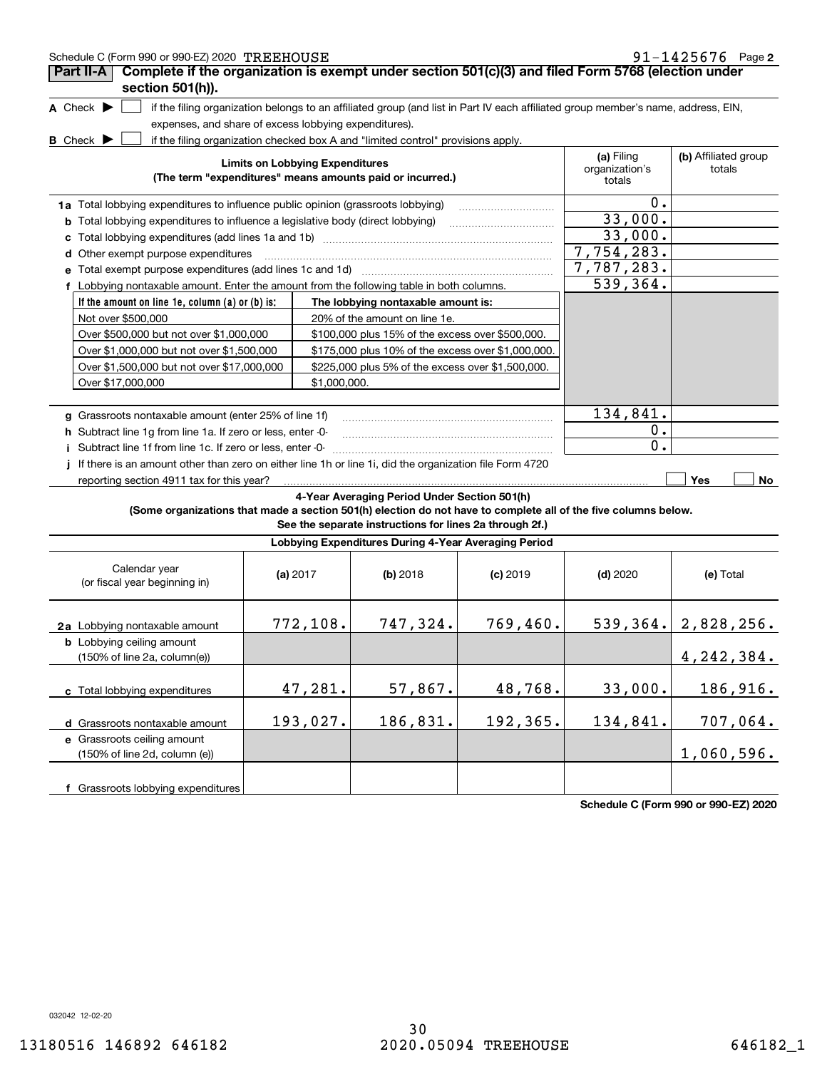Schedule C (Form 990 or 990-EZ) 2020 TREEHOUSE 91-1425676 Page **2**

## Part II-A Complete if the organization is exempt under section 501(c)(3) and filed Form 5768 (election under section 501(h)).

**A** Check ▶ ☐ if the filing organization belongs to an affiliated group (and list in Part IV each affiliated group member's name, address, EIN, expenses, and share of excess lobbying expenditures).

**B** Check ▶ ☐ if the filing organization checked box A and "limited control" provisions apply.

| **Limits on Lobbying Expenditures** (The term "expenditures" means amounts paid or incurred.) | (a) Filing organization's totals | (b) Affiliated group totals |
|---|---|---|
| **1a** Total lobbying expenditures to influence public opinion (grassroots lobbying) | 0. | |
| **b** Total lobbying expenditures to influence a legislative body (direct lobbying) | 33,000. | |
| **c** Total lobbying expenditures (add lines 1a and 1b) | 33,000. | |
| **d** Other exempt purpose expenditures | 7,754,283. | |
| **e** Total exempt purpose expenditures (add lines 1c and 1d) | 7,787,283. | |
| **f** Lobbying nontaxable amount. Enter the amount from the following table in both columns. | 539,364. | |

| If the amount on line 1e, column (a) or (b) is: | The lobbying nontaxable amount is: |
|---|---|
| Not over $500,000 | 20% of the amount on line 1e. |
| Over $500,000 but not over $1,000,000 | $100,000 plus 15% of the excess over $500,000. |
| Over $1,000,000 but not over $1,500,000 | $175,000 plus 10% of the excess over $1,000,000. |
| Over $1,500,000 but not over $17,000,000 | $225,000 plus 5% of the excess over $1,500,000. |
| Over $17,000,000 | $1,000,000. |

| | (a) | (b) |
|---|---|---|
| **g** Grassroots nontaxable amount (enter 25% of line 1f) | 134,841. | |
| **h** Subtract line 1g from line 1a. If zero or less, enter -0- | 0. | |
| **i** Subtract line 1f from line 1c. If zero or less, enter -0- | 0. | |
| **j** If there is an amount other than zero on either line 1h or line 1i, did the organization file Form 4720 reporting section 4911 tax for this year? | ☐ Yes | ☐ No |

**4-Year Averaging Period Under Section 501(h)**
**(Some organizations that made a section 501(h) election do not have to complete all of the five columns below. See the separate instructions for lines 2a through 2f.)**

**Lobbying Expenditures During 4-Year Averaging Period**

| Calendar year (or fiscal year beginning in) | (a) 2017 | (b) 2018 | (c) 2019 | (d) 2020 | (e) Total |
|---|---|---|---|---|---|
| **2a** Lobbying nontaxable amount | 772,108. | 747,324. | 769,460. | 539,364. | 2,828,256. |
| **b** Lobbying ceiling amount (150% of line 2a, column(e)) | | | | | 4,242,384. |
| **c** Total lobbying expenditures | 47,281. | 57,867. | 48,768. | 33,000. | 186,916. |
| **d** Grassroots nontaxable amount | 193,027. | 186,831. | 192,365. | 134,841. | 707,064. |
| **e** Grassroots ceiling amount (150% of line 2d, column (e)) | | | | | 1,060,596. |
| **f** Grassroots lobbying expenditures | | | | | |

**Schedule C (Form 990 or 990-EZ) 2020**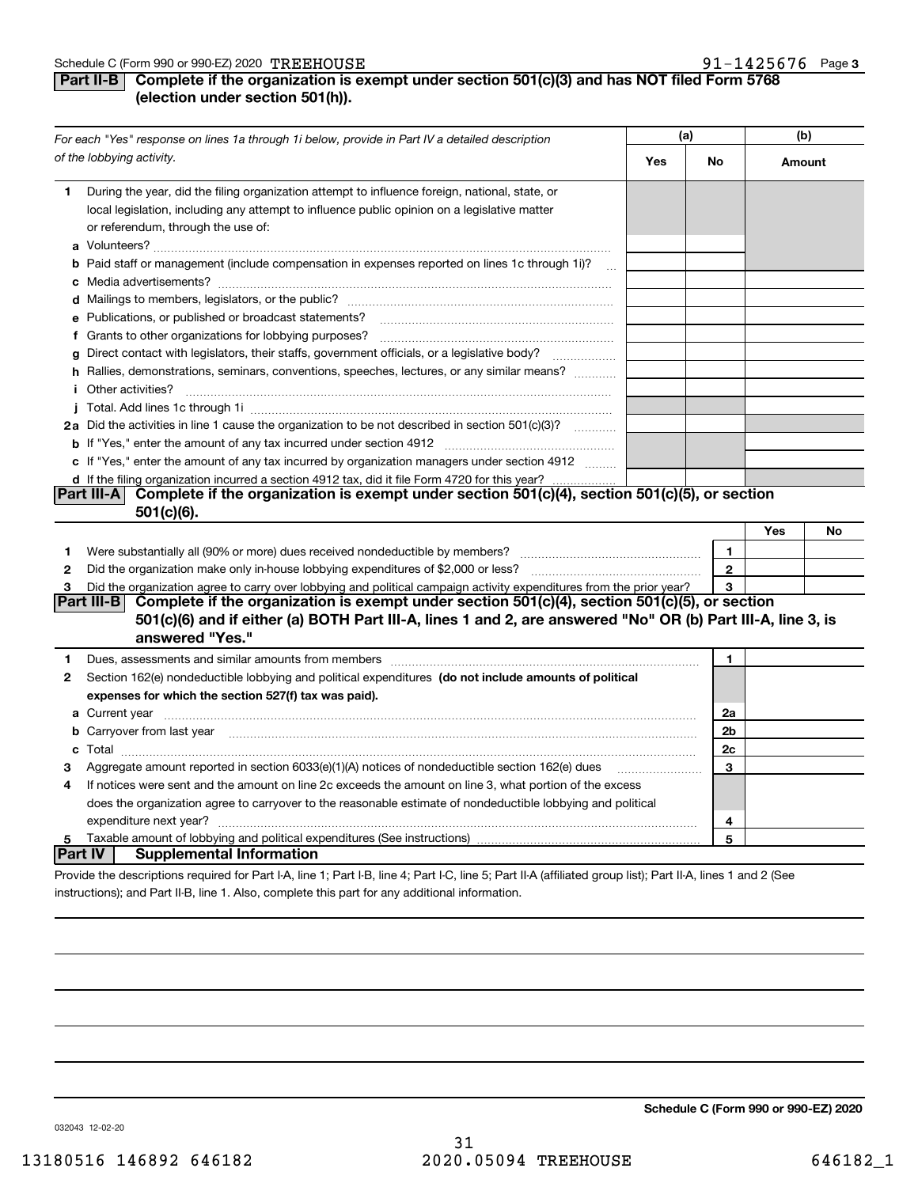Schedule C (Form 990 or 990-EZ) 2020 TREEHOUSE 91-1425676 Page 3

## Part II-B Complete if the organization is exempt under section 501(c)(3) and has NOT filed Form 5768 (election under section 501(h)).

| *For each "Yes" response on lines 1a through 1i below, provide in Part IV a detailed description of the lobbying activity.* | (a) Yes | (a) No | (b) Amount |
|---|---|---|---|
| **1** During the year, did the filing organization attempt to influence foreign, national, state, or local legislation, including any attempt to influence public opinion on a legislative matter or referendum, through the use of: | | | |
| **a** Volunteers? | | | |
| **b** Paid staff or management (include compensation in expenses reported on lines 1c through 1i)? | | | |
| **c** Media advertisements? | | | |
| **d** Mailings to members, legislators, or the public? | | | |
| **e** Publications, or published or broadcast statements? | | | |
| **f** Grants to other organizations for lobbying purposes? | | | |
| **g** Direct contact with legislators, their staffs, government officials, or a legislative body? | | | |
| **h** Rallies, demonstrations, seminars, conventions, speeches, lectures, or any similar means? | | | |
| **i** Other activities? | | | |
| **j** Total. Add lines 1c through 1i | | | |
| **2a** Did the activities in line 1 cause the organization to be not described in section 501(c)(3)? | | | |
| **b** If "Yes," enter the amount of any tax incurred under section 4912 | | | |
| **c** If "Yes," enter the amount of any tax incurred by organization managers under section 4912 | | | |
| **d** If the filing organization incurred a section 4912 tax, did it file Form 4720 for this year? | | | |

## Part III-A Complete if the organization is exempt under section 501(c)(4), section 501(c)(5), or section 501(c)(6).

| | | | Yes | No |
|---|---|---|---|---|
| **1** | Were substantially all (90% or more) dues received nondeductible by members? | 1 | | |
| **2** | Did the organization make only in-house lobbying expenditures of $2,000 or less? | 2 | | |
| **3** | Did the organization agree to carry over lobbying and political campaign activity expenditures from the prior year? | 3 | | |

## Part III-B Complete if the organization is exempt under section 501(c)(4), section 501(c)(5), or section 501(c)(6) and if either (a) BOTH Part III-A, lines 1 and 2, are answered "No" OR (b) Part III-A, line 3, is answered "Yes."

| | | | |
|---|---|---|---|
| **1** | Dues, assessments and similar amounts from members | 1 | |
| **2** | Section 162(e) nondeductible lobbying and political expenditures **(do not include amounts of political expenses for which the section 527(f) tax was paid).** | | |
| **a** | Current year | 2a | |
| **b** | Carryover from last year | 2b | |
| **c** | Total | 2c | |
| **3** | Aggregate amount reported in section 6033(e)(1)(A) notices of nondeductible section 162(e) dues | 3 | |
| **4** | If notices were sent and the amount on line 2c exceeds the amount on line 3, what portion of the excess does the organization agree to carryover to the reasonable estimate of nondeductible lobbying and political expenditure next year? | 4 | |
| **5** | Taxable amount of lobbying and political expenditures (See instructions) | 5 | |

## Part IV Supplemental Information

Provide the descriptions required for Part I-A, line 1; Part I-B, line 4; Part I-C, line 5; Part II-A (affiliated group list); Part II-A, lines 1 and 2 (See instructions); and Part II-B, line 1. Also, complete this part for any additional information.

**Schedule C (Form 990 or 990-EZ) 2020**

032043 12-02-20

13180516 146892 646182 2020.05094 TREEHOUSE 646182_1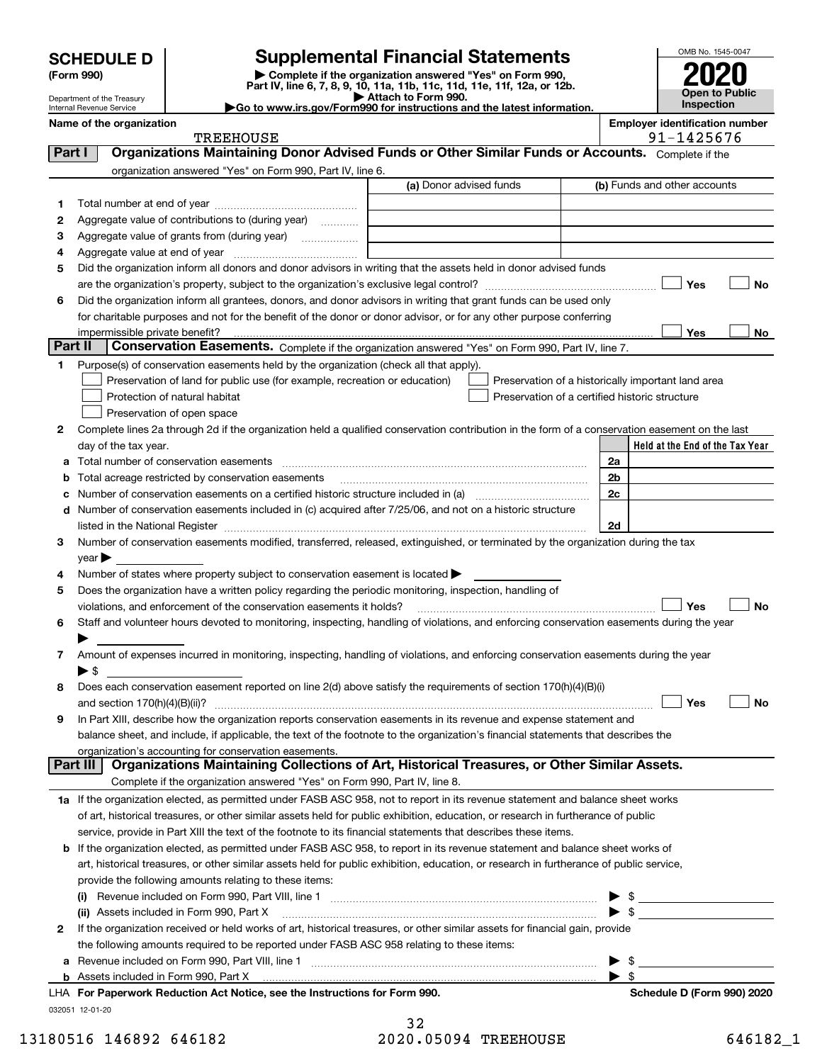# SCHEDULE D (Form 990)

Department of the Treasury
Internal Revenue Service

# Supplemental Financial Statements

▶ Complete if the organization answered "Yes" on Form 990, Part IV, line 6, 7, 8, 9, 10, 11a, 11b, 11c, 11d, 11e, 11f, 12a, or 12b.
▶ Attach to Form 990.
▶Go to www.irs.gov/Form990 for instructions and the latest information.

OMB No. 1545-0047

**2020**

**Open to Public Inspection**

**Name of the organization:** TREEHOUSE

**Employer identification number:** 91-1425676

## Part I — Organizations Maintaining Donor Advised Funds or Other Similar Funds or Accounts.

Complete if the organization answered "Yes" on Form 990, Part IV, line 6.

| | | (a) Donor advised funds | (b) Funds and other accounts |
|---|---|---|---|
| 1 | Total number at end of year | | |
| 2 | Aggregate value of contributions to (during year) | | |
| 3 | Aggregate value of grants from (during year) | | |
| 4 | Aggregate value at end of year | | |

5 Did the organization inform all donors and donor advisors in writing that the assets held in donor advised funds are the organization's property, subject to the organization's exclusive legal control? ☐ Yes ☐ No

6 Did the organization inform all grantees, donors, and donor advisors in writing that grant funds can be used only for charitable purposes and not for the benefit of the donor or donor advisor, or for any other purpose conferring impermissible private benefit? ☐ Yes ☐ No

## Part II — Conservation Easements.

Complete if the organization answered "Yes" on Form 990, Part IV, line 7.

1 Purpose(s) of conservation easements held by the organization (check all that apply).

- ☐ Preservation of land for public use (for example, recreation or education)
- ☐ Protection of natural habitat
- ☐ Preservation of open space
- ☐ Preservation of a historically important land area
- ☐ Preservation of a certified historic structure

2 Complete lines 2a through 2d if the organization held a qualified conservation contribution in the form of a conservation easement on the last day of the tax year.

| | | | Held at the End of the Tax Year |
|---|---|---|---|
| a | Total number of conservation easements | 2a | |
| b | Total acreage restricted by conservation easements | 2b | |
| c | Number of conservation easements on a certified historic structure included in (a) | 2c | |
| d | Number of conservation easements included in (c) acquired after 7/25/06, and not on a historic structure listed in the National Register | 2d | |

3 Number of conservation easements modified, transferred, released, extinguished, or terminated by the organization during the tax year ▶

4 Number of states where property subject to conservation easement is located ▶

5 Does the organization have a written policy regarding the periodic monitoring, inspection, handling of violations, and enforcement of the conservation easements it holds? ☐ Yes ☐ No

6 Staff and volunteer hours devoted to monitoring, inspecting, handling of violations, and enforcing conservation easements during the year ▶

7 Amount of expenses incurred in monitoring, inspecting, handling of violations, and enforcing conservation easements during the year ▶ $

8 Does each conservation easement reported on line 2(d) above satisfy the requirements of section 170(h)(4)(B)(i) and section 170(h)(4)(B)(ii)? ☐ Yes ☐ No

9 In Part XIII, describe how the organization reports conservation easements in its revenue and expense statement and balance sheet, and include, if applicable, the text of the footnote to the organization's financial statements that describes the organization's accounting for conservation easements.

## Part III — Organizations Maintaining Collections of Art, Historical Treasures, or Other Similar Assets.

Complete if the organization answered "Yes" on Form 990, Part IV, line 8.

1a If the organization elected, as permitted under FASB ASC 958, not to report in its revenue statement and balance sheet works of art, historical treasures, or other similar assets held for public exhibition, education, or research in furtherance of public service, provide in Part XIII the text of the footnote to its financial statements that describes these items.

b If the organization elected, as permitted under FASB ASC 958, to report in its revenue statement and balance sheet works of art, historical treasures, or other similar assets held for public exhibition, education, or research in furtherance of public service, provide the following amounts relating to these items:

(i) Revenue included on Form 990, Part VIII, line 1 ▶ $

(ii) Assets included in Form 990, Part X ▶ $

2 If the organization received or held works of art, historical treasures, or other similar assets for financial gain, provide the following amounts required to be reported under FASB ASC 958 relating to these items:

a Revenue included on Form 990, Part VIII, line 1 ▶ $

b Assets included in Form 990, Part X ▶ $

LHA **For Paperwork Reduction Act Notice, see the Instructions for Form 990.** **Schedule D (Form 990) 2020**

032051 12-01-20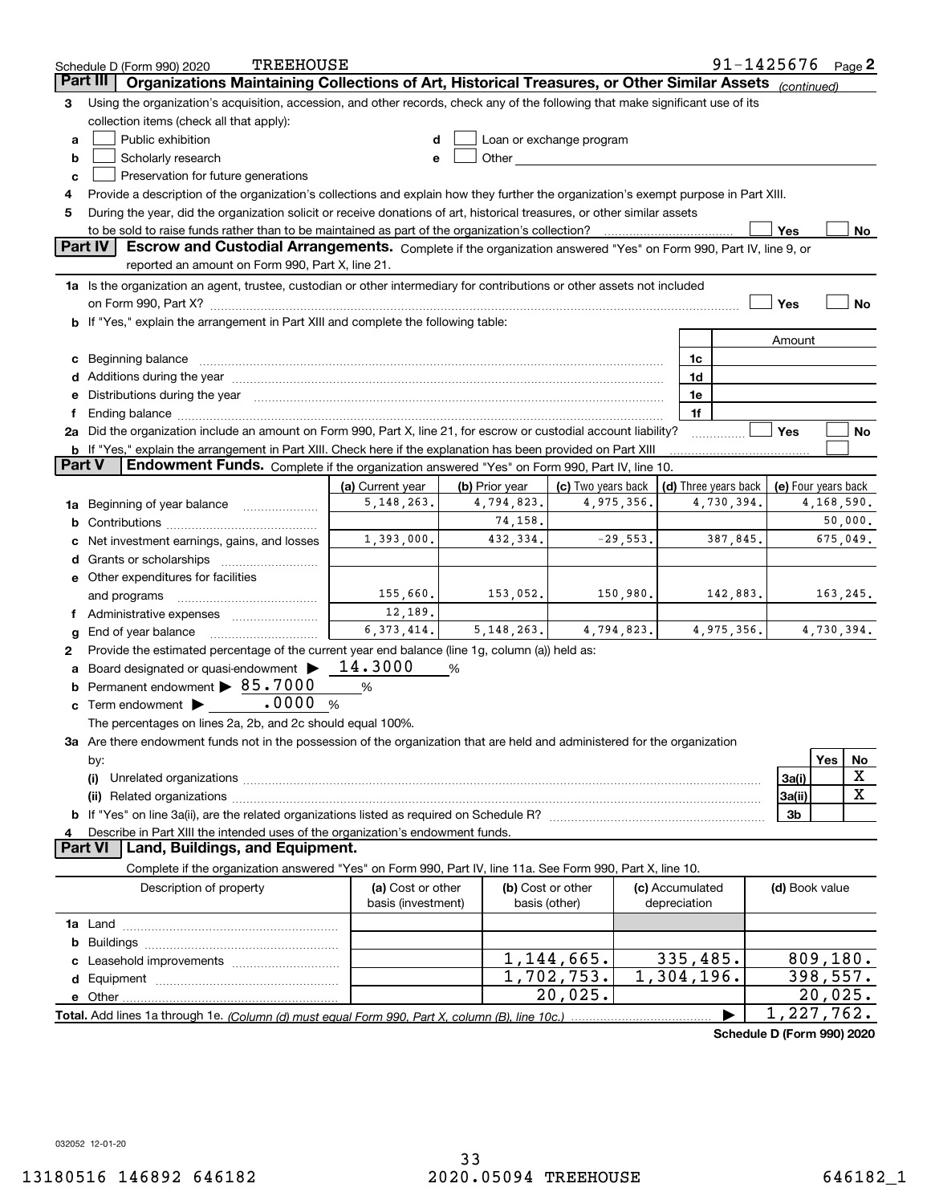Schedule D (Form 990) 2020 TREEHOUSE 91-1425676 Page 2

## Part III Organizations Maintaining Collections of Art, Historical Treasures, or Other Similar Assets *(continued)*

**3** Using the organization's acquisition, accession, and other records, check any of the following that make significant use of its collection items (check all that apply):

- **a** ☐ Public exhibition
- **b** ☐ Scholarly research
- **c** ☐ Preservation for future generations
- **d** ☐ Loan or exchange program
- **e** ☐ Other

**4** Provide a description of the organization's collections and explain how they further the organization's exempt purpose in Part XIII.

**5** During the year, did the organization solicit or receive donations of art, historical treasures, or other similar assets to be sold to raise funds rather than to be maintained as part of the organization's collection? ☐ Yes ☐ No

## Part IV Escrow and Custodial Arrangements.

Complete if the organization answered "Yes" on Form 990, Part IV, line 9, or reported an amount on Form 990, Part X, line 21.

**1a** Is the organization an agent, trustee, custodian or other intermediary for contributions or other assets not included on Form 990, Part X? ☐ Yes ☐ No

**b** If "Yes," explain the arrangement in Part XIII and complete the following table:

| | | Amount |
|---|---|---|
| **c** Beginning balance | 1c | |
| **d** Additions during the year | 1d | |
| **e** Distributions during the year | 1e | |
| **f** Ending balance | 1f | |

**2a** Did the organization include an amount on Form 990, Part X, line 21, for escrow or custodial account liability? ☐ Yes ☐ No

**b** If "Yes," explain the arrangement in Part XIII. Check here if the explanation has been provided on Part XIII ☐

## Part V Endowment Funds.

Complete if the organization answered "Yes" on Form 990, Part IV, line 10.

| | (a) Current year | (b) Prior year | (c) Two years back | (d) Three years back | (e) Four years back |
|---|---|---|---|---|---|
| **1a** Beginning of year balance | 5,148,263. | 4,794,823. | 4,975,356. | 4,730,394. | 4,168,590. |
| **b** Contributions | | 74,158. | | | 50,000. |
| **c** Net investment earnings, gains, and losses | 1,393,000. | 432,334. | -29,553. | 387,845. | 675,049. |
| **d** Grants or scholarships | | | | | |
| **e** Other expenditures for facilities and programs | 155,660. | 153,052. | 150,980. | 142,883. | 163,245. |
| **f** Administrative expenses | 12,189. | | | | |
| **g** End of year balance | 6,373,414. | 5,148,263. | 4,794,823. | 4,975,356. | 4,730,394. |

**2** Provide the estimated percentage of the current year end balance (line 1g, column (a)) held as:

- **a** Board designated or quasi-endowment ▶ 14.3000 %
- **b** Permanent endowment ▶ 85.7000 %
- **c** Term endowment ▶ .0000 %

The percentages on lines 2a, 2b, and 2c should equal 100%.

**3a** Are there endowment funds not in the possession of the organization that are held and administered for the organization by:

| | | Yes | No |
|---|---|---|---|
| **(i)** Unrelated organizations | 3a(i) | | X |
| **(ii)** Related organizations | 3a(ii) | | X |
| **b** If "Yes" on line 3a(ii), are the related organizations listed as required on Schedule R? | 3b | | |

**4** Describe in Part XIII the intended uses of the organization's endowment funds.

## Part VI Land, Buildings, and Equipment.

Complete if the organization answered "Yes" on Form 990, Part IV, line 11a. See Form 990, Part X, line 10.

| Description of property | (a) Cost or other basis (investment) | (b) Cost or other basis (other) | (c) Accumulated depreciation | (d) Book value |
|---|---|---|---|---|
| **1a** Land | | | | |
| **b** Buildings | | | | |
| **c** Leasehold improvements | | 1,144,665. | 335,485. | 809,180. |
| **d** Equipment | | 1,702,753. | 1,304,196. | 398,557. |
| **e** Other | | 20,025. | | 20,025. |
| **Total.** Add lines 1a through 1e. *(Column (d) must equal Form 990, Part X, column (B), line 10c.)* | | | ▶ | 1,227,762. |

**Schedule D (Form 990) 2020**

032052 12-01-20

13180516 146892 646182 2020.05094 TREEHOUSE 646182_1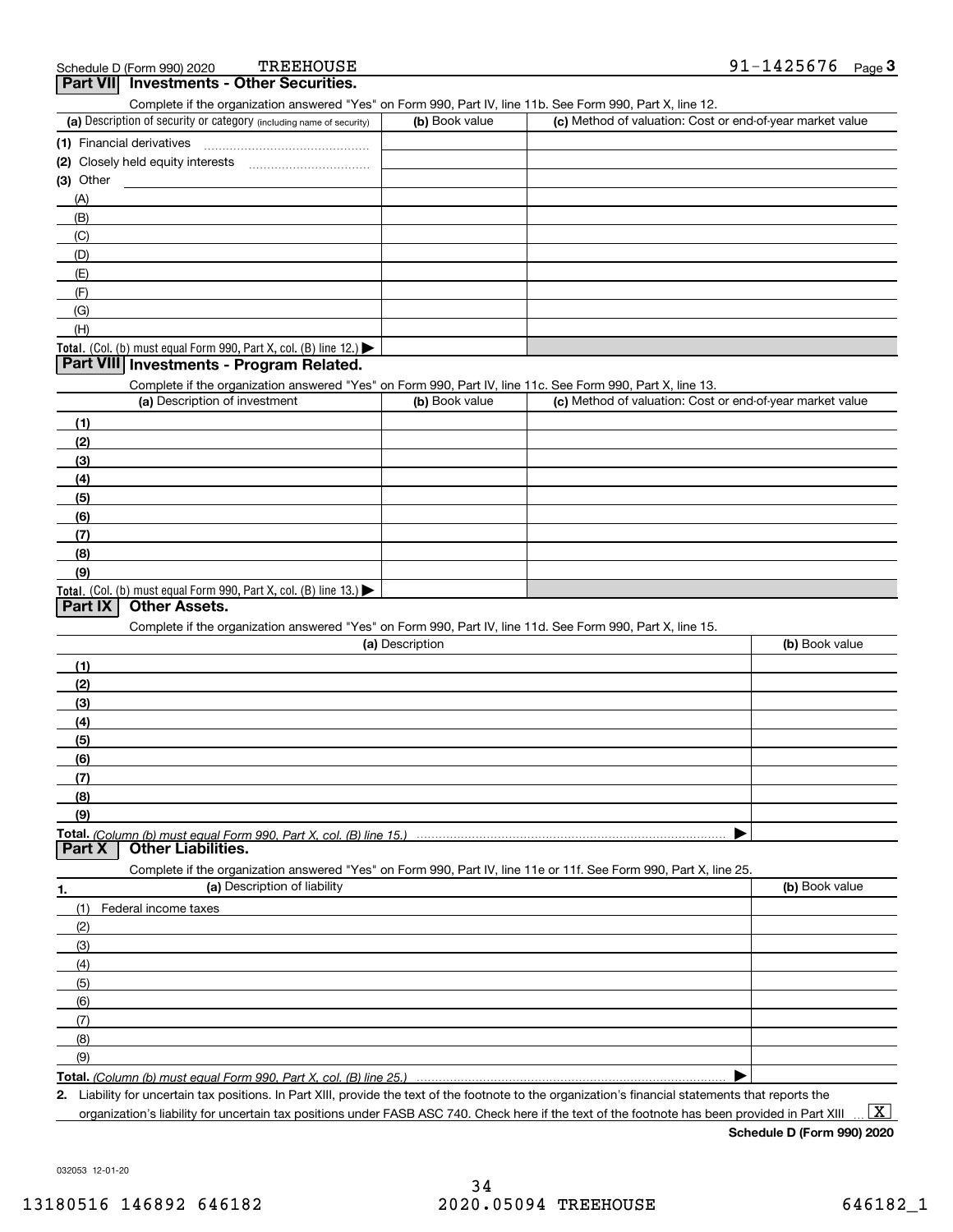Schedule D (Form 990) 2020 TREEHOUSE 91-1425676

## Part VII Investments - Other Securities.

Complete if the organization answered "Yes" on Form 990, Part IV, line 11b. See Form 990, Part X, line 12.

| (a) Description of security or category (including name of security) | (b) Book value | (c) Method of valuation: Cost or end-of-year market value |
|---|---|---|
| (1) Financial derivatives | | |
| (2) Closely held equity interests | | |
| (3) Other | | |
| (A) | | |
| (B) | | |
| (C) | | |
| (D) | | |
| (E) | | |
| (F) | | |
| (G) | | |
| (H) | | |
| **Total.** (Col. (b) must equal Form 990, Part X, col. (B) line 12.) ▶ | | |

## Part VIII Investments - Program Related.

Complete if the organization answered "Yes" on Form 990, Part IV, line 11c. See Form 990, Part X, line 13.

| (a) Description of investment | (b) Book value | (c) Method of valuation: Cost or end-of-year market value |
|---|---|---|
| (1) | | |
| (2) | | |
| (3) | | |
| (4) | | |
| (5) | | |
| (6) | | |
| (7) | | |
| (8) | | |
| (9) | | |
| **Total.** (Col. (b) must equal Form 990, Part X, col. (B) line 13.) ▶ | | |

## Part IX Other Assets.

Complete if the organization answered "Yes" on Form 990, Part IV, line 11d. See Form 990, Part X, line 15.

| (a) Description | (b) Book value |
|---|---|
| (1) | |
| (2) | |
| (3) | |
| (4) | |
| (5) | |
| (6) | |
| (7) | |
| (8) | |
| (9) | |
| **Total.** *(Column (b) must equal Form 990, Part X, col. (B) line 15.)* ▶ | |

## Part X Other Liabilities.

Complete if the organization answered "Yes" on Form 990, Part IV, line 11e or 11f. See Form 990, Part X, line 25.

| 1. (a) Description of liability | (b) Book value |
|---|---|
| (1) Federal income taxes | |
| (2) | |
| (3) | |
| (4) | |
| (5) | |
| (6) | |
| (7) | |
| (8) | |
| (9) | |
| **Total.** *(Column (b) must equal Form 990, Part X, col. (B) line 25.)* ▶ | |

**2.** Liability for uncertain tax positions. In Part XIII, provide the text of the footnote to the organization's financial statements that reports the organization's liability for uncertain tax positions under FASB ASC 740. Check here if the text of the footnote has been provided in Part XIII ... [X]

**Schedule D (Form 990) 2020**

032053 12-01-20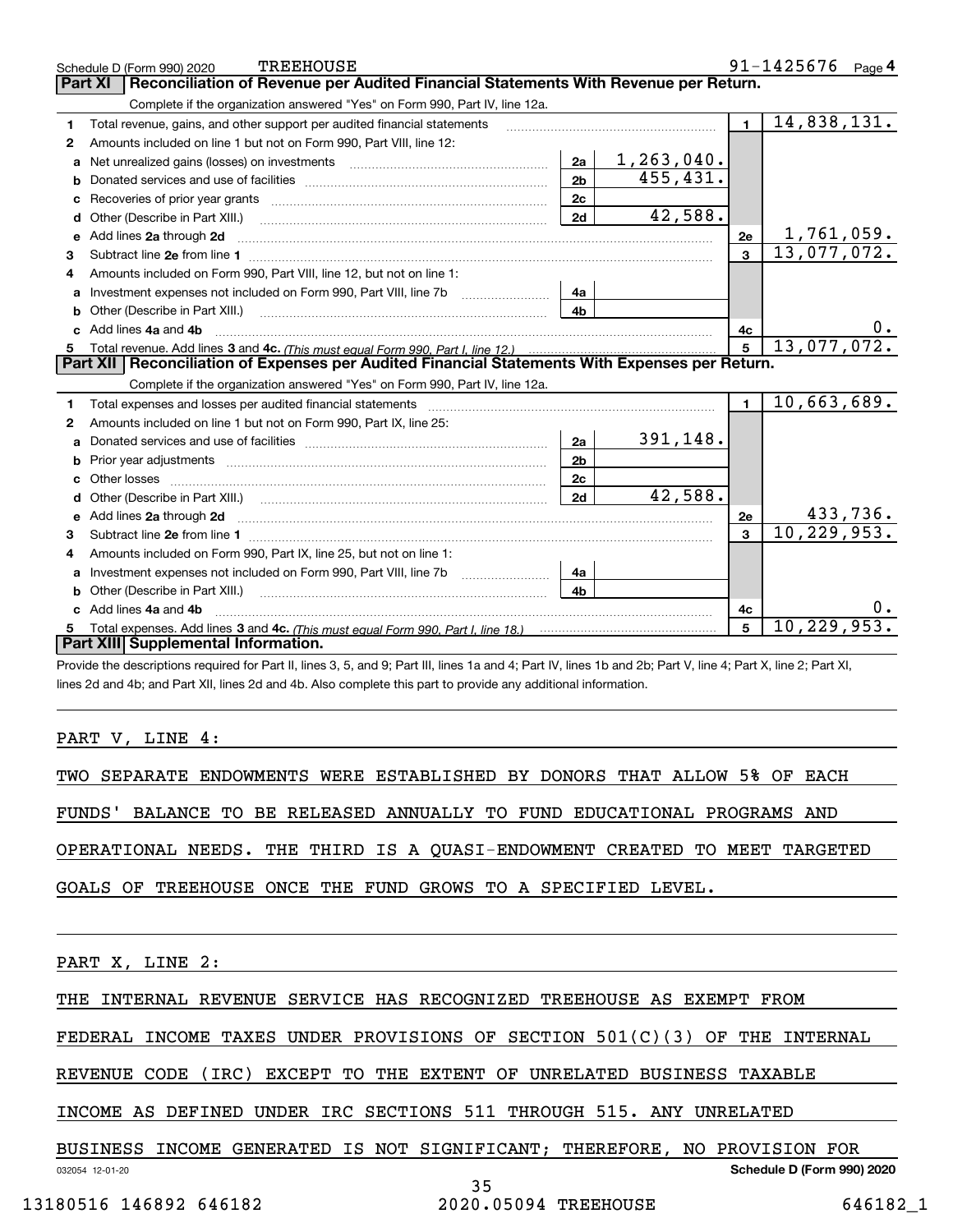Schedule D (Form 990) 2020 TREEHOUSE 91-1425676

## Part XI Reconciliation of Revenue per Audited Financial Statements With Revenue per Return.

Complete if the organization answered "Yes" on Form 990, Part IV, line 12a.

| | | | | | |
|---|---|---|---|---|---|
| 1 | Total revenue, gains, and other support per audited financial statements | | | 1 | 14,838,131. |
| 2 | Amounts included on line 1 but not on Form 990, Part VIII, line 12: | | | | |
| a | Net unrealized gains (losses) on investments | 2a | 1,263,040. | | |
| b | Donated services and use of facilities | 2b | 455,431. | | |
| c | Recoveries of prior year grants | 2c | | | |
| d | Other (Describe in Part XIII.) | 2d | 42,588. | | |
| e | Add lines 2a through 2d | | | 2e | 1,761,059. |
| 3 | Subtract line 2e from line 1 | | | 3 | 13,077,072. |
| 4 | Amounts included on Form 990, Part VIII, line 12, but not on line 1: | | | | |
| a | Investment expenses not included on Form 990, Part VIII, line 7b | 4a | | | |
| b | Other (Describe in Part XIII.) | 4b | | | |
| c | Add lines 4a and 4b | | | 4c | 0. |
| 5 | Total revenue. Add lines 3 and 4c. *(This must equal Form 990, Part I, line 12.)* | | | 5 | 13,077,072. |

## Part XII Reconciliation of Expenses per Audited Financial Statements With Expenses per Return.

Complete if the organization answered "Yes" on Form 990, Part IV, line 12a.

| | | | | | |
|---|---|---|---|---|---|
| 1 | Total expenses and losses per audited financial statements | | | 1 | 10,663,689. |
| 2 | Amounts included on line 1 but not on Form 990, Part IX, line 25: | | | | |
| a | Donated services and use of facilities | 2a | 391,148. | | |
| b | Prior year adjustments | 2b | | | |
| c | Other losses | 2c | | | |
| d | Other (Describe in Part XIII.) | 2d | 42,588. | | |
| e | Add lines 2a through 2d | | | 2e | 433,736. |
| 3 | Subtract line 2e from line 1 | | | 3 | 10,229,953. |
| 4 | Amounts included on Form 990, Part IX, line 25, but not on line 1: | | | | |
| a | Investment expenses not included on Form 990, Part VIII, line 7b | 4a | | | |
| b | Other (Describe in Part XIII.) | 4b | | | |
| c | Add lines 4a and 4b | | | 4c | 0. |
| 5 | Total expenses. Add lines 3 and 4c. *(This must equal Form 990, Part I, line 18.)* | | | 5 | 10,229,953. |

## Part XIII Supplemental Information.

Provide the descriptions required for Part II, lines 3, 5, and 9; Part III, lines 1a and 4; Part IV, lines 1b and 2b; Part V, line 4; Part X, line 2; Part XI, lines 2d and 4b; and Part XII, lines 2d and 4b. Also complete this part to provide any additional information.

PART V, LINE 4:

TWO SEPARATE ENDOWMENTS WERE ESTABLISHED BY DONORS THAT ALLOW 5% OF EACH FUNDS' BALANCE TO BE RELEASED ANNUALLY TO FUND EDUCATIONAL PROGRAMS AND OPERATIONAL NEEDS. THE THIRD IS A QUASI-ENDOWMENT CREATED TO MEET TARGETED GOALS OF TREEHOUSE ONCE THE FUND GROWS TO A SPECIFIED LEVEL.

PART X, LINE 2:

THE INTERNAL REVENUE SERVICE HAS RECOGNIZED TREEHOUSE AS EXEMPT FROM FEDERAL INCOME TAXES UNDER PROVISIONS OF SECTION 501(C)(3) OF THE INTERNAL REVENUE CODE (IRC) EXCEPT TO THE EXTENT OF UNRELATED BUSINESS TAXABLE INCOME AS DEFINED UNDER IRC SECTIONS 511 THROUGH 515. ANY UNRELATED BUSINESS INCOME GENERATED IS NOT SIGNIFICANT; THEREFORE, NO PROVISION FOR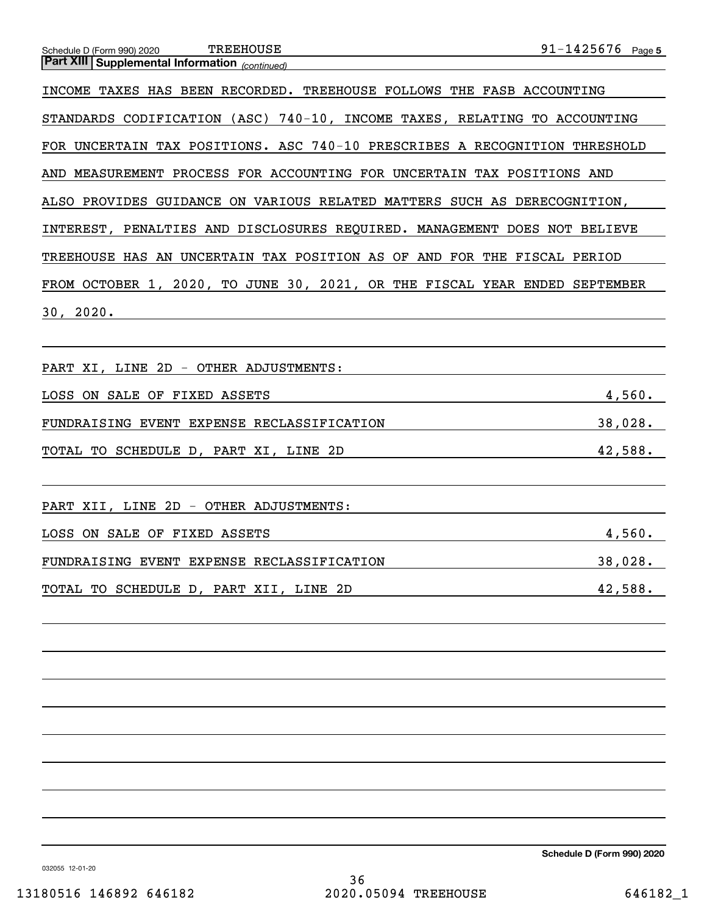**Part XIII Supplemental Information** *(continued)*

INCOME TAXES HAS BEEN RECORDED. TREEHOUSE FOLLOWS THE FASB ACCOUNTING STANDARDS CODIFICATION (ASC) 740-10, INCOME TAXES, RELATING TO ACCOUNTING FOR UNCERTAIN TAX POSITIONS. ASC 740-10 PRESCRIBES A RECOGNITION THRESHOLD AND MEASUREMENT PROCESS FOR ACCOUNTING FOR UNCERTAIN TAX POSITIONS AND ALSO PROVIDES GUIDANCE ON VARIOUS RELATED MATTERS SUCH AS DERECOGNITION, INTEREST, PENALTIES AND DISCLOSURES REQUIRED. MANAGEMENT DOES NOT BELIEVE TREEHOUSE HAS AN UNCERTAIN TAX POSITION AS OF AND FOR THE FISCAL PERIOD FROM OCTOBER 1, 2020, TO JUNE 30, 2021, OR THE FISCAL YEAR ENDED SEPTEMBER 30, 2020.

PART XI, LINE 2D - OTHER ADJUSTMENTS:

| | |
|---|---|
| LOSS ON SALE OF FIXED ASSETS | 4,560. |
| FUNDRAISING EVENT EXPENSE RECLASSIFICATION | 38,028. |
| TOTAL TO SCHEDULE D, PART XI, LINE 2D | 42,588. |

PART XII, LINE 2D - OTHER ADJUSTMENTS:

| | |
|---|---|
| LOSS ON SALE OF FIXED ASSETS | 4,560. |
| FUNDRAISING EVENT EXPENSE RECLASSIFICATION | 38,028. |
| TOTAL TO SCHEDULE D, PART XII, LINE 2D | 42,588. |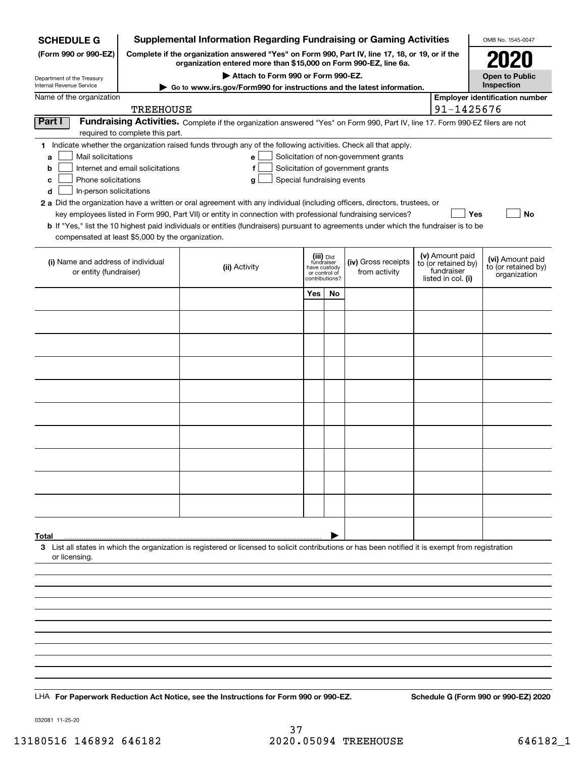**SCHEDULE G**
**(Form 990 or 990-EZ)**

Department of the Treasury
Internal Revenue Service

# Supplemental Information Regarding Fundraising or Gaming Activities

**Complete if the organization answered "Yes" on Form 990, Part IV, line 17, 18, or 19, or if the organization entered more than $15,000 on Form 990-EZ, line 6a.**

▶ **Attach to Form 990 or Form 990-EZ.**

▶ **Go to www.irs.gov/Form990 for instructions and the latest information.**

OMB No. 1545-0047

**2020**

**Open to Public Inspection**

Name of the organization: TREEHOUSE

**Employer identification number:** 91-1425676

**Part I — Fundraising Activities.** Complete if the organization answered "Yes" on Form 990, Part IV, line 17. Form 990-EZ filers are not required to complete this part.

**1** Indicate whether the organization raised funds through any of the following activities. Check all that apply.

- **a** ☐ Mail solicitations
- **b** ☐ Internet and email solicitations
- **c** ☐ Phone solicitations
- **d** ☐ In-person solicitations
- **e** ☐ Solicitation of non-government grants
- **f** ☐ Solicitation of government grants
- **g** ☐ Special fundraising events

**2 a** Did the organization have a written or oral agreement with any individual (including officers, directors, trustees, or key employees listed in Form 990, Part VII) or entity in connection with professional fundraising services? ☐ **Yes** ☐ **No**

**b** If "Yes," list the 10 highest paid individuals or entities (fundraisers) pursuant to agreements under which the fundraiser is to be compensated at least $5,000 by the organization.

| (i) Name and address of individual or entity (fundraiser) | (ii) Activity | (iii) Did fundraiser have custody or control of contributions? Yes | No | (iv) Gross receipts from activity | (v) Amount paid to (or retained by) fundraiser listed in col. (i) | (vi) Amount paid to (or retained by) organization |
|---|---|---|---|---|---|---|
| | | | | | | |
| | | | | | | |
| | | | | | | |
| | | | | | | |
| | | | | | | |
| | | | | | | |
| | | | | | | |
| | | | | | | |
| | | | | | | |
| | | | | | | |
| **Total** | | | | | | |

**3** List all states in which the organization is registered or licensed to solicit contributions or has been notified it is exempt from registration or licensing.

LHA **For Paperwork Reduction Act Notice, see the Instructions for Form 990 or 990-EZ.** **Schedule G (Form 990 or 990-EZ) 2020**

032081 11-25-20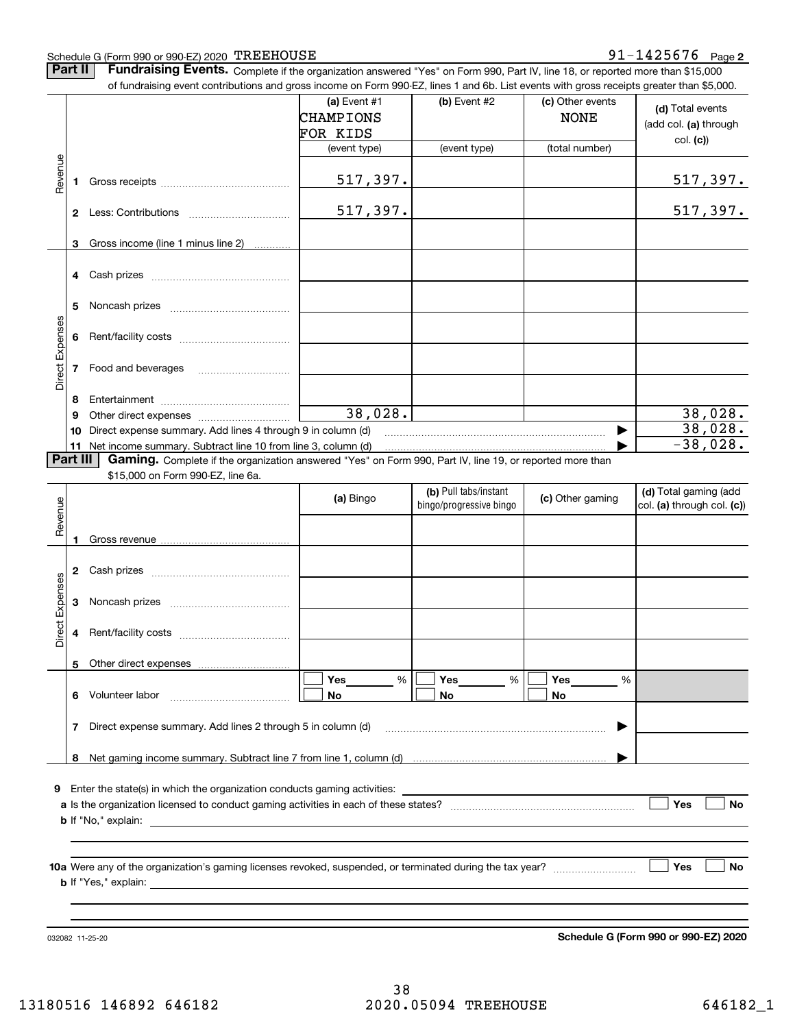Schedule G (Form 990 or 990-EZ) 2020 TREEHOUSE 91-1425676 Page 2

**Part II** **Fundraising Events.** Complete if the organization answered "Yes" on Form 990, Part IV, line 18, or reported more than $15,000 of fundraising event contributions and gross income on Form 990-EZ, lines 1 and 6b. List events with gross receipts greater than $5,000.

| | | (a) Event #1 CHAMPIONS FOR KIDS (event type) | (b) Event #2 (event type) | (c) Other events NONE (total number) | (d) Total events (add col. (a) through col. (c)) |
|---|---|---|---|---|---|
| Revenue | 1 Gross receipts | 517,397. | | | 517,397. |
| | 2 Less: Contributions | 517,397. | | | 517,397. |
| | 3 Gross income (line 1 minus line 2) | | | | |
| Direct Expenses | 4 Cash prizes | | | | |
| | 5 Noncash prizes | | | | |
| | 6 Rent/facility costs | | | | |
| | 7 Food and beverages | | | | |
| | 8 Entertainment | | | | |
| | 9 Other direct expenses | 38,028. | | | 38,028. |
| | 10 Direct expense summary. Add lines 4 through 9 in column (d) | | | ▶ | 38,028. |
| | 11 Net income summary. Subtract line 10 from line 3, column (d) | | | ▶ | -38,028. |

**Part III** **Gaming.** Complete if the organization answered "Yes" on Form 990, Part IV, line 19, or reported more than $15,000 on Form 990-EZ, line 6a.

| | | (a) Bingo | (b) Pull tabs/instant bingo/progressive bingo | (c) Other gaming | (d) Total gaming (add col. (a) through col. (c)) |
|---|---|---|---|---|---|
| Revenue | 1 Gross revenue | | | | |
| Direct Expenses | 2 Cash prizes | | | | |
| | 3 Noncash prizes | | | | |
| | 4 Rent/facility costs | | | | |
| | 5 Other direct expenses | | | | |
| | 6 Volunteer labor | ☐ Yes ___ % ☐ No | ☐ Yes ___ % ☐ No | ☐ Yes ___ % ☐ No | |
| | 7 Direct expense summary. Add lines 2 through 5 in column (d) | | | ▶ | |
| | 8 Net gaming income summary. Subtract line 7 from line 1, column (d) | | | ▶ | |

9 Enter the state(s) in which the organization conducts gaming activities: ______

a Is the organization licensed to conduct gaming activities in each of these states? ☐ Yes ☐ No

b If "No," explain: ______

10a Were any of the organization's gaming licenses revoked, suspended, or terminated during the tax year? ☐ Yes ☐ No

b If "Yes," explain: ______

032082 11-25-20 **Schedule G (Form 990 or 990-EZ) 2020**

13180516 146892 646182 2020.05094 TREEHOUSE 646182_1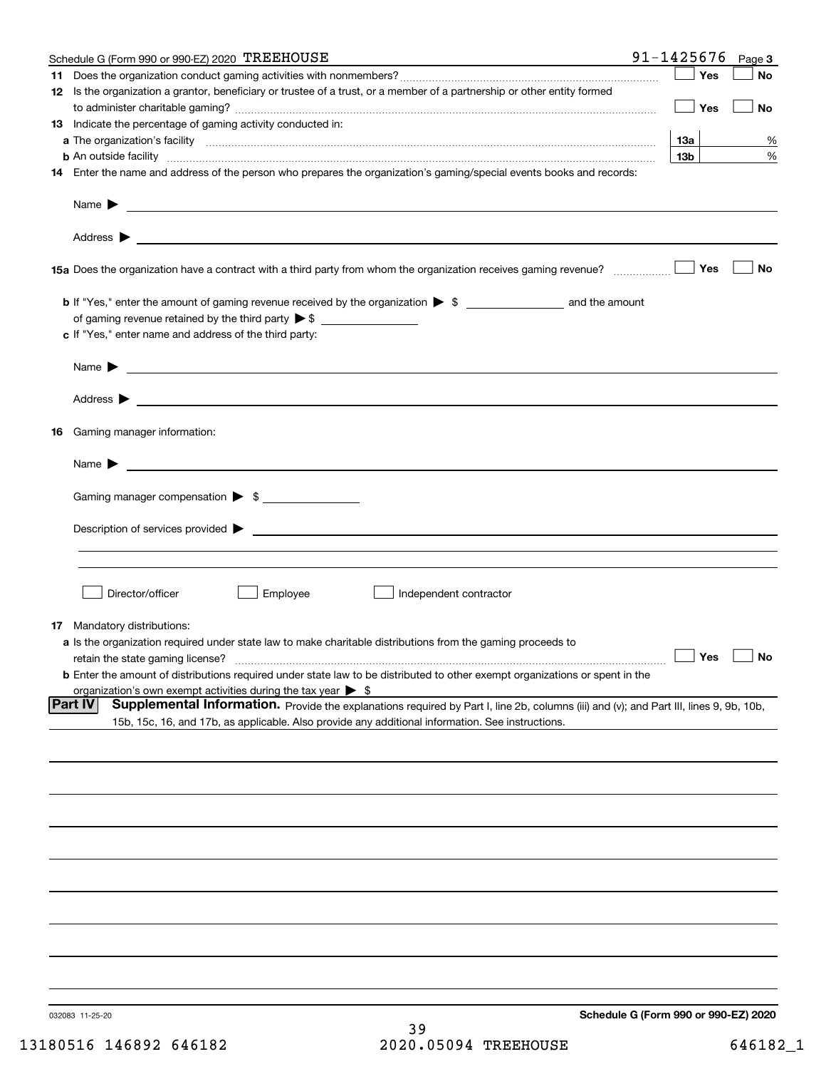Schedule G (Form 990 or 990-EZ) 2020 TREEHOUSE 91-1425676 Page 3

**11** Does the organization conduct gaming activities with nonmembers? ☐ Yes ☐ No

**12** Is the organization a grantor, beneficiary or trustee of a trust, or a member of a partnership or other entity formed to administer charitable gaming? ☐ Yes ☐ No

**13** Indicate the percentage of gaming activity conducted in:

**a** The organization's facility **13a** %

**b** An outside facility **13b** %

**14** Enter the name and address of the person who prepares the organization's gaming/special events books and records:

Name ▶

Address ▶

**15a** Does the organization have a contract with a third party from whom the organization receives gaming revenue? ☐ Yes ☐ No

**b** If "Yes," enter the amount of gaming revenue received by the organization ▶ $ ______ and the amount of gaming revenue retained by the third party ▶ $ ______

**c** If "Yes," enter name and address of the third party:

Name ▶

Address ▶

**16** Gaming manager information:

Name ▶

Gaming manager compensation ▶ $

Description of services provided ▶

☐ Director/officer ☐ Employee ☐ Independent contractor

**17** Mandatory distributions:

**a** Is the organization required under state law to make charitable distributions from the gaming proceeds to retain the state gaming license? ☐ Yes ☐ No

**b** Enter the amount of distributions required under state law to be distributed to other exempt organizations or spent in the organization's own exempt activities during the tax year ▶ $

**Part IV Supplemental Information.** Provide the explanations required by Part I, line 2b, columns (iii) and (v); and Part III, lines 9, 9b, 10b, 15b, 15c, 16, and 17b, as applicable. Also provide any additional information. See instructions.

032083 11-25-20 **Schedule G (Form 990 or 990-EZ) 2020**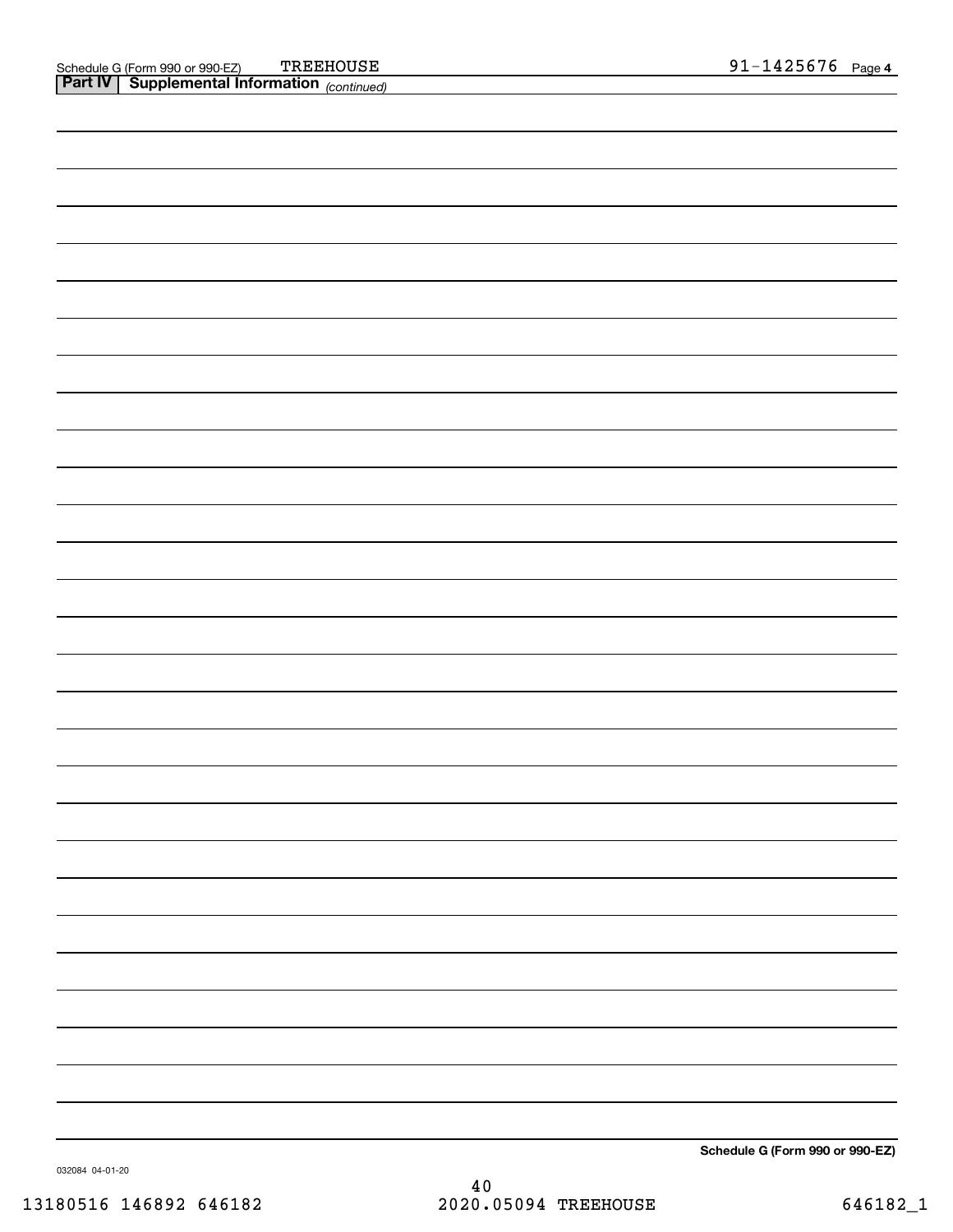Schedule G (Form 990 or 990-EZ) TREEHOUSE 91-1425676 Page 4

**Part IV** **Supplemental Information** *(continued)*

**Schedule G (Form 990 or 990-EZ)**

032084 04-01-20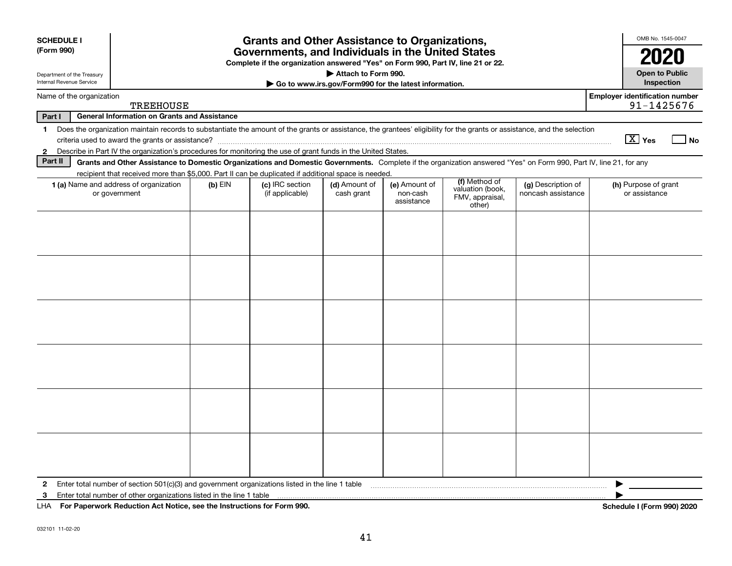**SCHEDULE I**
**(Form 990)**

Department of the Treasury
Internal Revenue Service

# Grants and Other Assistance to Organizations, Governments, and Individuals in the United States

**Complete if the organization answered "Yes" on Form 990, Part IV, line 21 or 22.**
**▶ Attach to Form 990.**
**▶ Go to www.irs.gov/Form990 for the latest information.**

OMB No. 1545-0047
**2020**
**Open to Public Inspection**

Name of the organization: TREEHOUSE

**Employer identification number:** 91-1425676

**Part I — General Information on Grants and Assistance**

1 Does the organization maintain records to substantiate the amount of the grants or assistance, the grantees' eligibility for the grants or assistance, and the selection criteria used to award the grants or assistance? [X] Yes [ ] No

2 Describe in Part IV the organization's procedures for monitoring the use of grant funds in the United States.

**Part II — Grants and Other Assistance to Domestic Organizations and Domestic Governments.** Complete if the organization answered "Yes" on Form 990, Part IV, line 21, for any recipient that received more than $5,000. Part II can be duplicated if additional space is needed.

| 1 (a) Name and address of organization or government | (b) EIN | (c) IRC section (if applicable) | (d) Amount of cash grant | (e) Amount of non-cash assistance | (f) Method of valuation (book, FMV, appraisal, other) | (g) Description of noncash assistance | (h) Purpose of grant or assistance |
|---|---|---|---|---|---|---|---|
| | | | | | | | |
| | | | | | | | |
| | | | | | | | |
| | | | | | | | |
| | | | | | | | |
| | | | | | | | |

2 Enter total number of section 501(c)(3) and government organizations listed in the line 1 table ▶

3 Enter total number of other organizations listed in the line 1 table ▶

LHA **For Paperwork Reduction Act Notice, see the Instructions for Form 990.** **Schedule I (Form 990) 2020**

032101 11-02-20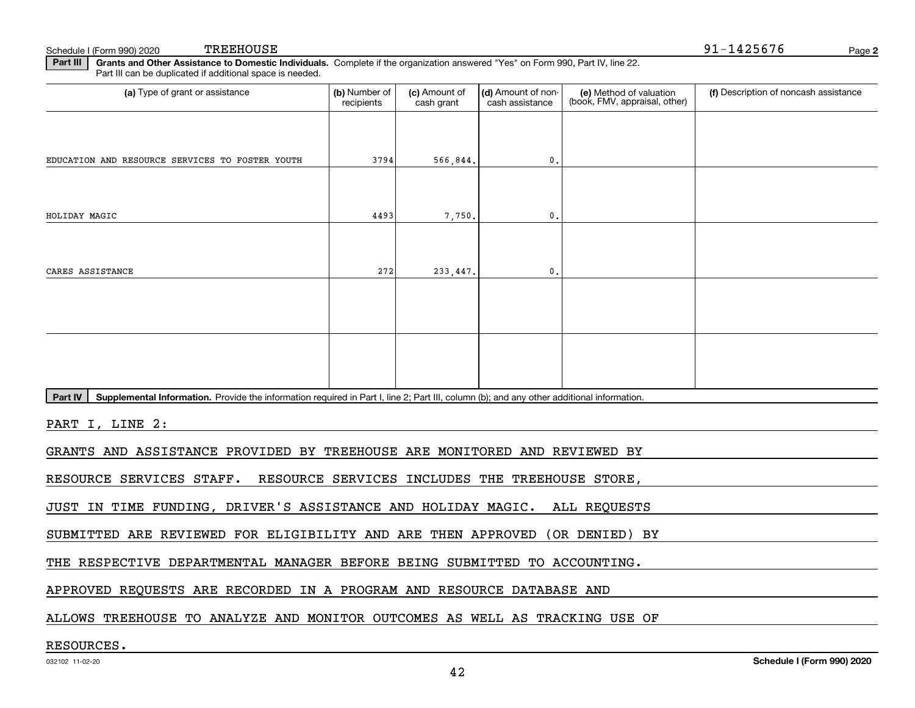Schedule I (Form 990) 2020 TREEHOUSE 91-1425676

**Part III** **Grants and Other Assistance to Domestic Individuals.** Complete if the organization answered "Yes" on Form 990, Part IV, line 22. Part III can be duplicated if additional space is needed.

| (a) Type of grant or assistance | (b) Number of recipients | (c) Amount of cash grant | (d) Amount of non-cash assistance | (e) Method of valuation (book, FMV, appraisal, other) | (f) Description of noncash assistance |
|---|---|---|---|---|---|
| EDUCATION AND RESOURCE SERVICES TO FOSTER YOUTH | 3794 | 566,844. | 0. | | |
| HOLIDAY MAGIC | 4493 | 7,750. | 0. | | |
| CARES ASSISTANCE | 272 | 233,447. | 0. | | |
| | | | | | |
| | | | | | |

**Part IV** **Supplemental Information.** Provide the information required in Part I, line 2; Part III, column (b); and any other additional information.

PART I, LINE 2:

GRANTS AND ASSISTANCE PROVIDED BY TREEHOUSE ARE MONITORED AND REVIEWED BY RESOURCE SERVICES STAFF. RESOURCE SERVICES INCLUDES THE TREEHOUSE STORE, JUST IN TIME FUNDING, DRIVER'S ASSISTANCE AND HOLIDAY MAGIC. ALL REQUESTS SUBMITTED ARE REVIEWED FOR ELIGIBILITY AND ARE THEN APPROVED (OR DENIED) BY THE RESPECTIVE DEPARTMENTAL MANAGER BEFORE BEING SUBMITTED TO ACCOUNTING. APPROVED REQUESTS ARE RECORDED IN A PROGRAM AND RESOURCE DATABASE AND ALLOWS TREEHOUSE TO ANALYZE AND MONITOR OUTCOMES AS WELL AS TRACKING USE OF RESOURCES.

032102 11-02-20 **Schedule I (Form 990) 2020**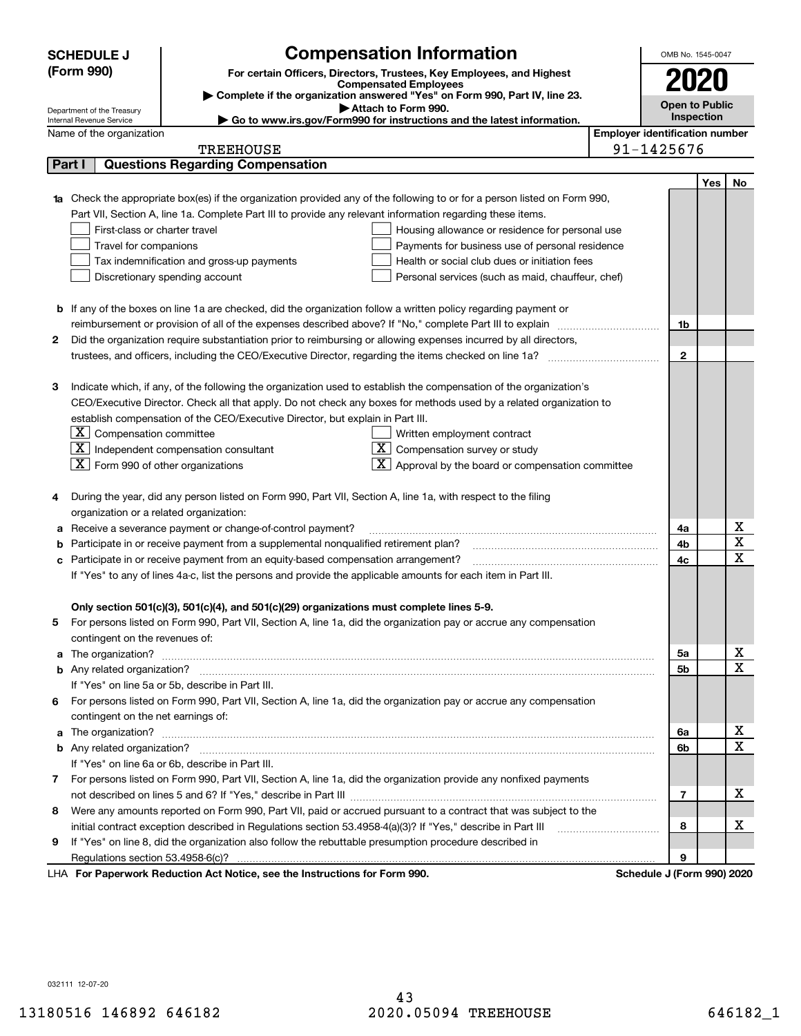**SCHEDULE J (Form 990)**

Department of the Treasury
Internal Revenue Service

# Compensation Information

**For certain Officers, Directors, Trustees, Key Employees, and Highest Compensated Employees**

▶ **Complete if the organization answered "Yes" on Form 990, Part IV, line 23.**

▶ **Attach to Form 990.**

▶ **Go to www.irs.gov/Form990 for instructions and the latest information.**

OMB No. 1545-0047

**2020**

**Open to Public Inspection**

Name of the organization: TREEHOUSE

Employer identification number: 91-1425676

## Part I Questions Regarding Compensation

| | | | Yes | No |
|---|---|---|---|---|
| **1a** | Check the appropriate box(es) if the organization provided any of the following to or for a person listed on Form 990, Part VII, Section A, line 1a. Complete Part III to provide any relevant information regarding these items. <br> ☐ First-class or charter travel ☐ Housing allowance or residence for personal use <br> ☐ Travel for companions ☐ Payments for business use of personal residence <br> ☐ Tax indemnification and gross-up payments ☐ Health or social club dues or initiation fees <br> ☐ Discretionary spending account ☐ Personal services (such as maid, chauffeur, chef) | | | |
| **b** | If any of the boxes on line 1a are checked, did the organization follow a written policy regarding payment or reimbursement or provision of all of the expenses described above? If "No," complete Part III to explain | 1b | | |
| **2** | Did the organization require substantiation prior to reimbursing or allowing expenses incurred by all directors, trustees, and officers, including the CEO/Executive Director, regarding the items checked on line 1a? | 2 | | |
| **3** | Indicate which, if any, of the following the organization used to establish the compensation of the organization's CEO/Executive Director. Check all that apply. Do not check any boxes for methods used by a related organization to establish compensation of the CEO/Executive Director, but explain in Part III. <br> ☒ Compensation committee ☐ Written employment contract <br> ☒ Independent compensation consultant ☒ Compensation survey or study <br> ☒ Form 990 of other organizations ☒ Approval by the board or compensation committee | | | |
| **4** | During the year, did any person listed on Form 990, Part VII, Section A, line 1a, with respect to the filing organization or a related organization: | | | |
| **a** | Receive a severance payment or change-of-control payment? | 4a | | X |
| **b** | Participate in or receive payment from a supplemental nonqualified retirement plan? | 4b | | X |
| **c** | Participate in or receive payment from an equity-based compensation arrangement? | 4c | | X |
| | If "Yes" to any of lines 4a-c, list the persons and provide the applicable amounts for each item in Part III. | | | |
| | **Only section 501(c)(3), 501(c)(4), and 501(c)(29) organizations must complete lines 5-9.** | | | |
| **5** | For persons listed on Form 990, Part VII, Section A, line 1a, did the organization pay or accrue any compensation contingent on the revenues of: | | | |
| **a** | The organization? | 5a | | X |
| **b** | Any related organization? | 5b | | X |
| | If "Yes" on line 5a or 5b, describe in Part III. | | | |
| **6** | For persons listed on Form 990, Part VII, Section A, line 1a, did the organization pay or accrue any compensation contingent on the net earnings of: | | | |
| **a** | The organization? | 6a | | X |
| **b** | Any related organization? | 6b | | X |
| | If "Yes" on line 6a or 6b, describe in Part III. | | | |
| **7** | For persons listed on Form 990, Part VII, Section A, line 1a, did the organization provide any nonfixed payments not described on lines 5 and 6? If "Yes," describe in Part III | 7 | | X |
| **8** | Were any amounts reported on Form 990, Part VII, paid or accrued pursuant to a contract that was subject to the initial contract exception described in Regulations section 53.4958-4(a)(3)? If "Yes," describe in Part III | 8 | | X |
| **9** | If "Yes" on line 8, did the organization also follow the rebuttable presumption procedure described in Regulations section 53.4958-6(c)? | 9 | | |

LHA **For Paperwork Reduction Act Notice, see the Instructions for Form 990.** **Schedule J (Form 990) 2020**

032111 12-07-20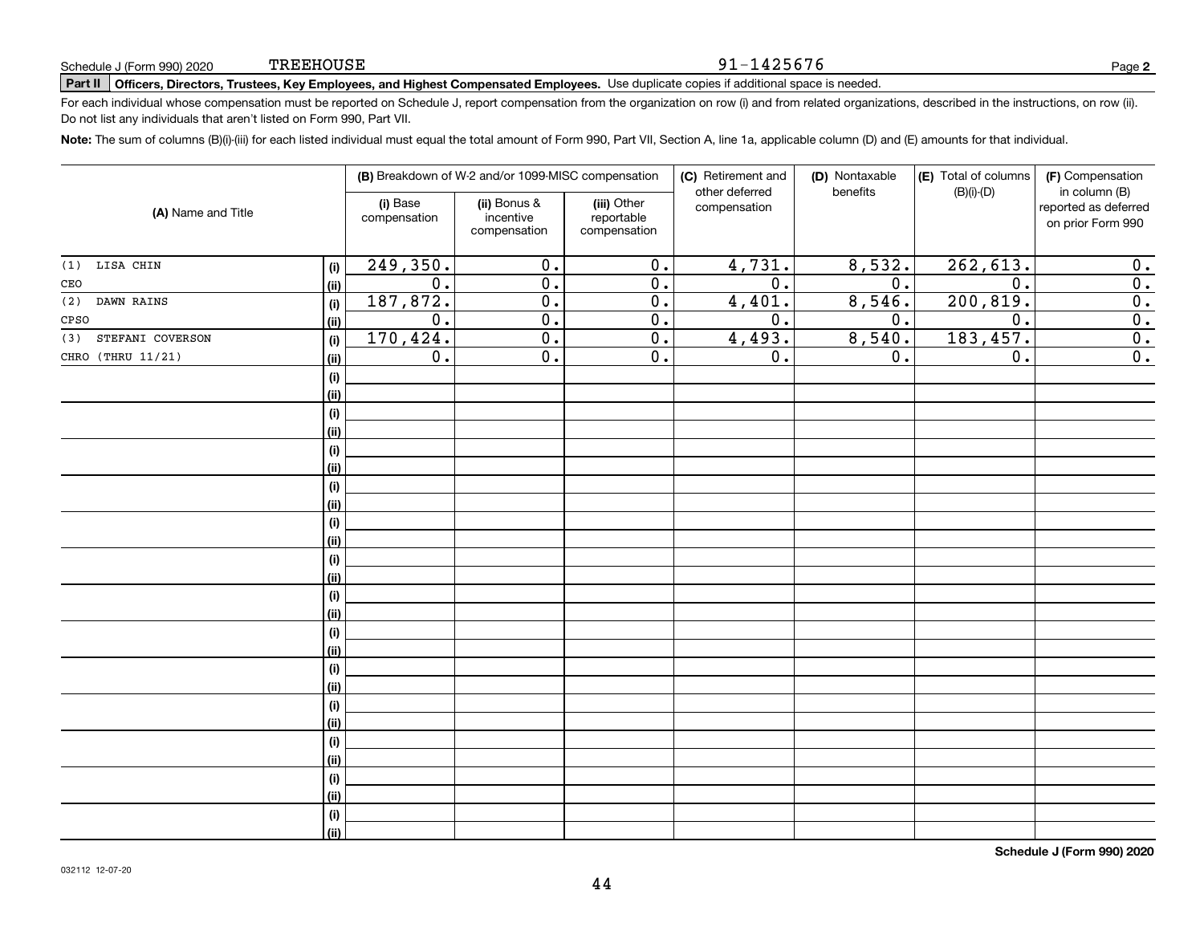Schedule J (Form 990) 2020 TREEHOUSE 91-1425676

**Part II Officers, Directors, Trustees, Key Employees, and Highest Compensated Employees.** Use duplicate copies if additional space is needed.

For each individual whose compensation must be reported on Schedule J, report compensation from the organization on row (i) and from related organizations, described in the instructions, on row (ii). Do not list any individuals that aren't listed on Form 990, Part VII.

**Note:** The sum of columns (B)(i)-(iii) for each listed individual must equal the total amount of Form 990, Part VII, Section A, line 1a, applicable column (D) and (E) amounts for that individual.

| (A) Name and Title | | (B) Breakdown of W-2 and/or 1099-MISC compensation | | | (C) Retirement and other deferred compensation | (D) Nontaxable benefits | (E) Total of columns (B)(i)-(D) | (F) Compensation in column (B) reported as deferred on prior Form 990 |
|---|---|---|---|---|---|---|---|---|
| | | (i) Base compensation | (ii) Bonus & incentive compensation | (iii) Other reportable compensation | | | | |
| (1) LISA CHIN | (i) | 249,350. | 0. | 0. | 4,731. | 8,532. | 262,613. | 0. |
| CEO | (ii) | 0. | 0. | 0. | 0. | 0. | 0. | 0. |
| (2) DAWN RAINS | (i) | 187,872. | 0. | 0. | 4,401. | 8,546. | 200,819. | 0. |
| CPSO | (ii) | 0. | 0. | 0. | 0. | 0. | 0. | 0. |
| (3) STEFANI COVERSON | (i) | 170,424. | 0. | 0. | 4,493. | 8,540. | 183,457. | 0. |
| CHRO (THRU 11/21) | (ii) | 0. | 0. | 0. | 0. | 0. | 0. | 0. |

**Schedule J (Form 990) 2020**

032112 12-07-20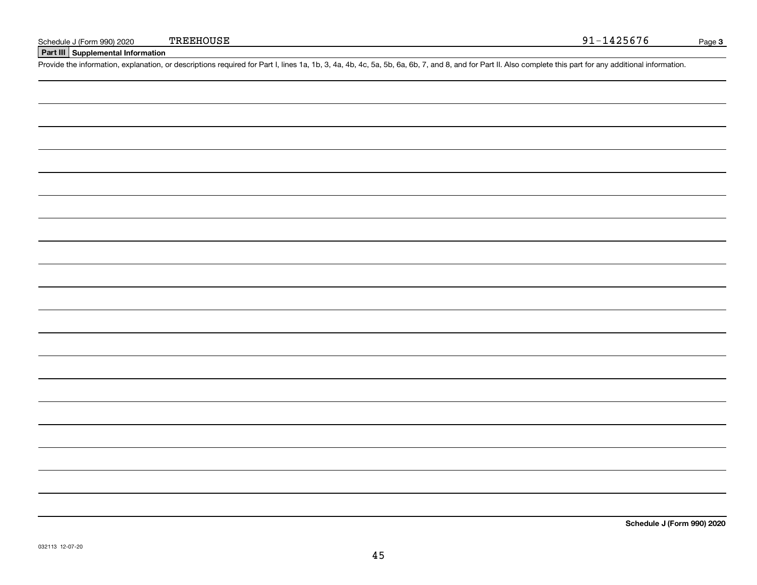Schedule J (Form 990) 2020 TREEHOUSE 91-1425676

## Part III Supplemental Information

Provide the information, explanation, or descriptions required for Part I, lines 1a, 1b, 3, 4a, 4b, 4c, 5a, 5b, 6a, 6b, 7, and 8, and for Part II. Also complete this part for any additional information.

**Schedule J (Form 990) 2020**

032113 12-07-20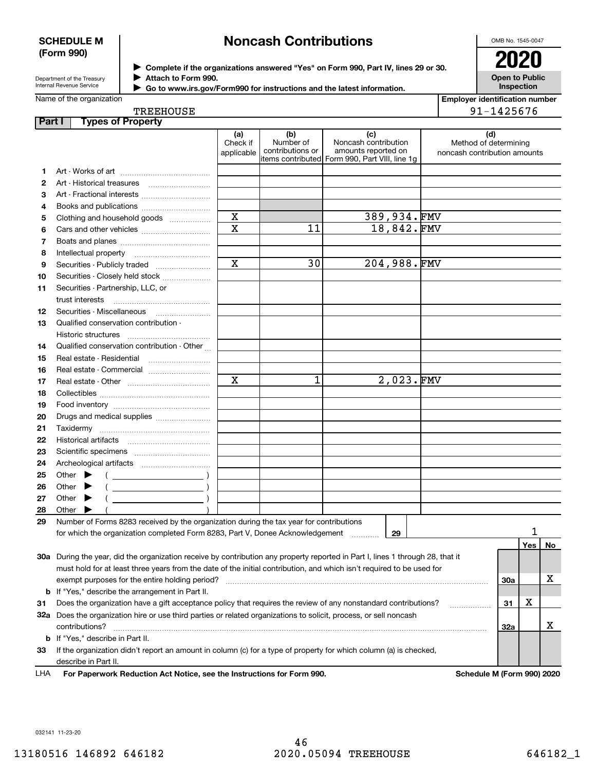**SCHEDULE M (Form 990)**

Department of the Treasury
Internal Revenue Service

# Noncash Contributions

▶ Complete if the organizations answered "Yes" on Form 990, Part IV, lines 29 or 30.
▶ Attach to Form 990.
▶ Go to www.irs.gov/Form990 for instructions and the latest information.

OMB No. 1545-0047

**2020**

**Open to Public Inspection**

Name of the organization: TREEHOUSE

Employer identification number: 91-1425676

## Part I Types of Property

| | | (a) Check if applicable | (b) Number of contributions or items contributed | (c) Noncash contribution amounts reported on Form 990, Part VIII, line 1g | (d) Method of determining noncash contribution amounts |
|---|---|---|---|---|---|
| 1 | Art - Works of art | | | | |
| 2 | Art - Historical treasures | | | | |
| 3 | Art - Fractional interests | | | | |
| 4 | Books and publications | | | | |
| 5 | Clothing and household goods | X | | 389,934. | FMV |
| 6 | Cars and other vehicles | X | 11 | 18,842. | FMV |
| 7 | Boats and planes | | | | |
| 8 | Intellectual property | | | | |
| 9 | Securities - Publicly traded | X | 30 | 204,988. | FMV |
| 10 | Securities - Closely held stock | | | | |
| 11 | Securities - Partnership, LLC, or trust interests | | | | |
| 12 | Securities - Miscellaneous | | | | |
| 13 | Qualified conservation contribution - Historic structures | | | | |
| 14 | Qualified conservation contribution - Other | | | | |
| 15 | Real estate - Residential | | | | |
| 16 | Real estate - Commercial | | | | |
| 17 | Real estate - Other | X | 1 | 2,023. | FMV |
| 18 | Collectibles | | | | |
| 19 | Food inventory | | | | |
| 20 | Drugs and medical supplies | | | | |
| 21 | Taxidermy | | | | |
| 22 | Historical artifacts | | | | |
| 23 | Scientific specimens | | | | |
| 24 | Archeological artifacts | | | | |
| 25 | Other ▶ ( ) | | | | |
| 26 | Other ▶ ( ) | | | | |
| 27 | Other ▶ ( ) | | | | |
| 28 | Other ▶ ( ) | | | | |

**29** Number of Forms 8283 received by the organization during the tax year for contributions for which the organization completed Form 8283, Part V, Donee Acknowledgement ..... **29** 1

| | | | Yes | No |
|---|---|---|---|---|
| **30a** | During the year, did the organization receive by contribution any property reported in Part I, lines 1 through 28, that it must hold for at least three years from the date of the initial contribution, and which isn't required to be used for exempt purposes for the entire holding period? | 30a | | X |
| **b** | If "Yes," describe the arrangement in Part II. | | | |
| **31** | Does the organization have a gift acceptance policy that requires the review of any nonstandard contributions? | 31 | X | |
| **32a** | Does the organization hire or use third parties or related organizations to solicit, process, or sell noncash contributions? | 32a | | X |
| **b** | If "Yes," describe in Part II. | | | |
| **33** | If the organization didn't report an amount in column (c) for a type of property for which column (a) is checked, describe in Part II. | | | |

LHA **For Paperwork Reduction Act Notice, see the Instructions for Form 990.** **Schedule M (Form 990) 2020**

032141 11-23-20

13180516 146892 646182 2020.05094 TREEHOUSE 646182_1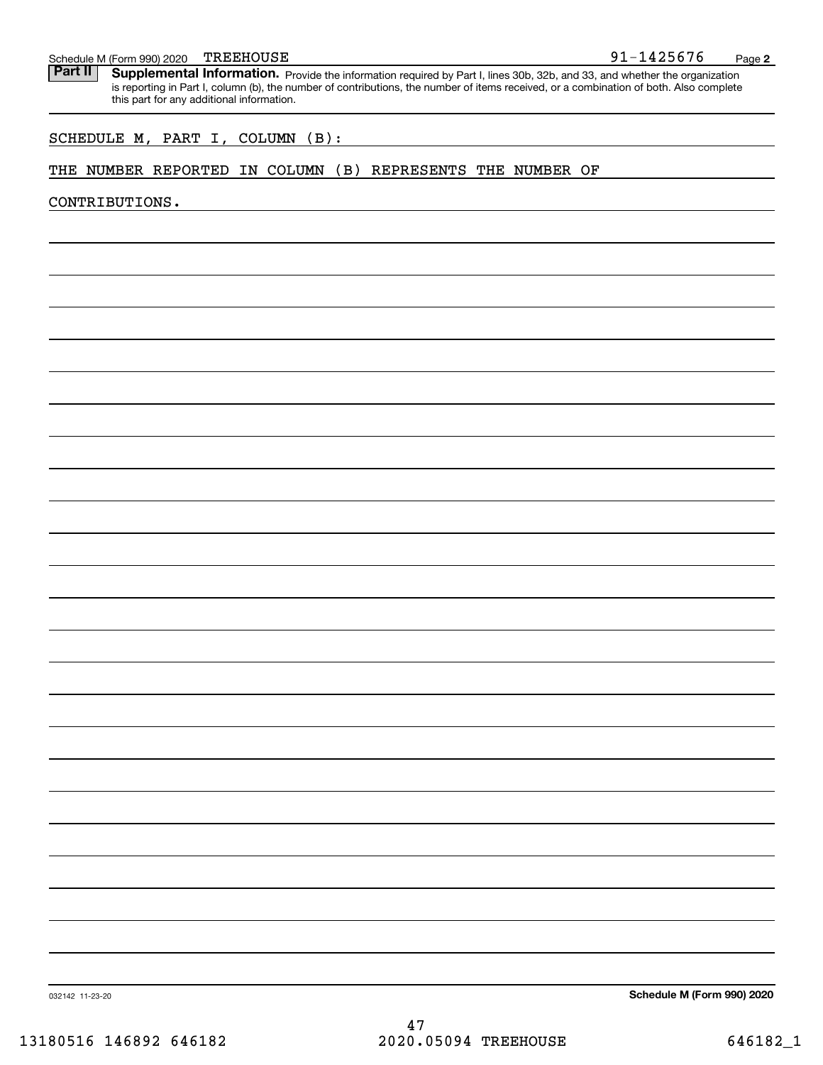Schedule M (Form 990) 2020 TREEHOUSE 91-1425676 Page **2**

**Part II** **Supplemental Information.** Provide the information required by Part I, lines 30b, 32b, and 33, and whether the organization is reporting in Part I, column (b), the number of contributions, the number of items received, or a combination of both. Also complete this part for any additional information.

SCHEDULE M, PART I, COLUMN (B):

THE NUMBER REPORTED IN COLUMN (B) REPRESENTS THE NUMBER OF CONTRIBUTIONS.

032142 11-23-20 **Schedule M (Form 990) 2020**

13180516 146892 646182 2020.05094 TREEHOUSE 646182_1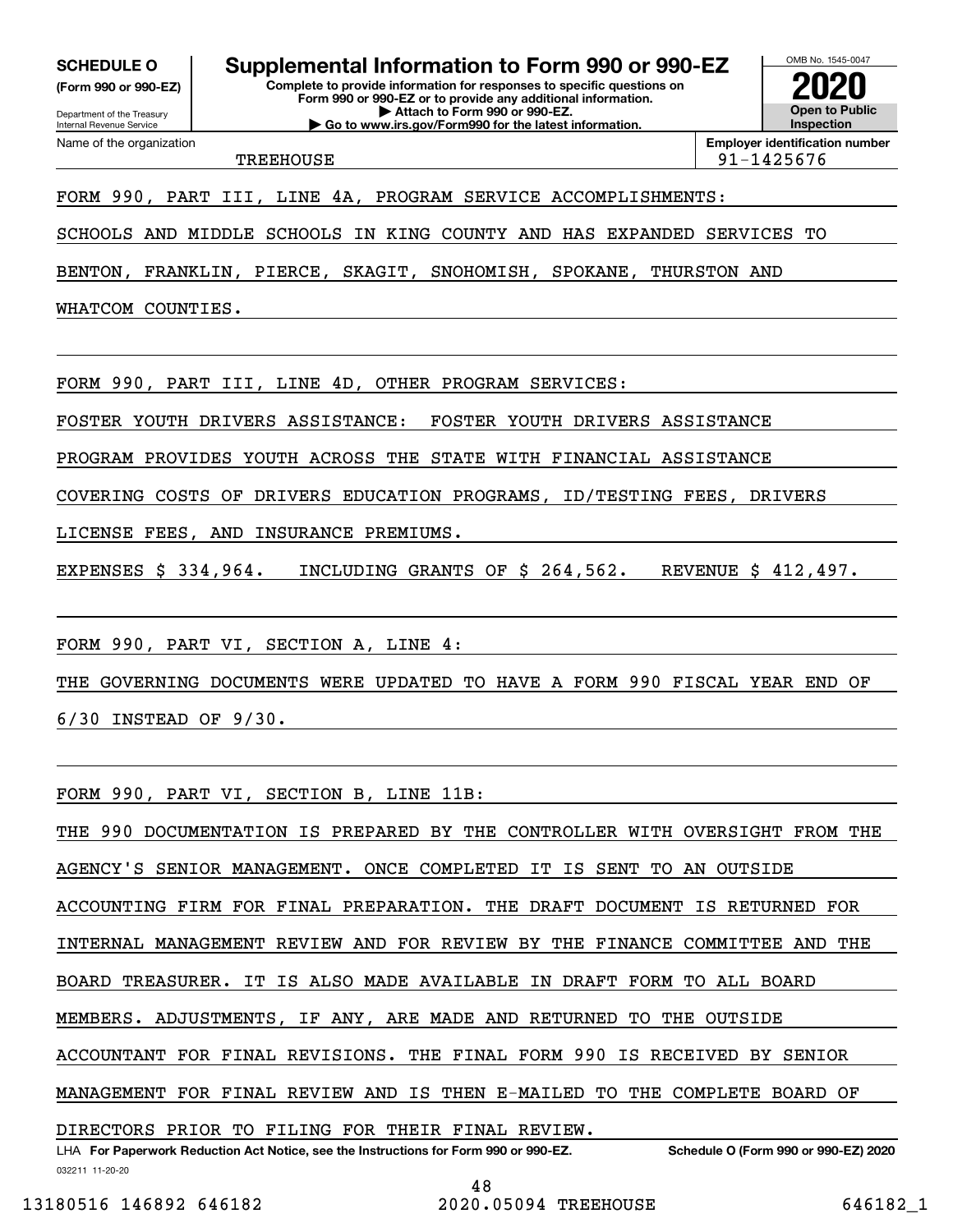**SCHEDULE O**
**(Form 990 or 990-EZ)**

Department of the Treasury
Internal Revenue Service

# Supplemental Information to Form 990 or 990-EZ

**Complete to provide information for responses to specific questions on Form 990 or 990-EZ or to provide any additional information.**
**▶ Attach to Form 990 or 990-EZ.**
**▶ Go to www.irs.gov/Form990 for the latest information.**

OMB No. 1545-0047

**2020**

**Open to Public Inspection**

Name of the organization: TREEHOUSE

**Employer identification number:** 91-1425676

FORM 990, PART III, LINE 4A, PROGRAM SERVICE ACCOMPLISHMENTS:

SCHOOLS AND MIDDLE SCHOOLS IN KING COUNTY AND HAS EXPANDED SERVICES TO BENTON, FRANKLIN, PIERCE, SKAGIT, SNOHOMISH, SPOKANE, THURSTON AND WHATCOM COUNTIES.

FORM 990, PART III, LINE 4D, OTHER PROGRAM SERVICES:

FOSTER YOUTH DRIVERS ASSISTANCE: FOSTER YOUTH DRIVERS ASSISTANCE PROGRAM PROVIDES YOUTH ACROSS THE STATE WITH FINANCIAL ASSISTANCE COVERING COSTS OF DRIVERS EDUCATION PROGRAMS, ID/TESTING FEES, DRIVERS LICENSE FEES, AND INSURANCE PREMIUMS.

EXPENSES $ 334,964. INCLUDING GRANTS OF $ 264,562. REVENUE $ 412,497.

FORM 990, PART VI, SECTION A, LINE 4:

THE GOVERNING DOCUMENTS WERE UPDATED TO HAVE A FORM 990 FISCAL YEAR END OF 6/30 INSTEAD OF 9/30.

FORM 990, PART VI, SECTION B, LINE 11B:

THE 990 DOCUMENTATION IS PREPARED BY THE CONTROLLER WITH OVERSIGHT FROM THE AGENCY'S SENIOR MANAGEMENT. ONCE COMPLETED IT IS SENT TO AN OUTSIDE ACCOUNTING FIRM FOR FINAL PREPARATION. THE DRAFT DOCUMENT IS RETURNED FOR INTERNAL MANAGEMENT REVIEW AND FOR REVIEW BY THE FINANCE COMMITTEE AND THE BOARD TREASURER. IT IS ALSO MADE AVAILABLE IN DRAFT FORM TO ALL BOARD MEMBERS. ADJUSTMENTS, IF ANY, ARE MADE AND RETURNED TO THE OUTSIDE ACCOUNTANT FOR FINAL REVISIONS. THE FINAL FORM 990 IS RECEIVED BY SENIOR MANAGEMENT FOR FINAL REVIEW AND IS THEN E-MAILED TO THE COMPLETE BOARD OF DIRECTORS PRIOR TO FILING FOR THEIR FINAL REVIEW.

LHA **For Paperwork Reduction Act Notice, see the Instructions for Form 990 or 990-EZ.** **Schedule O (Form 990 or 990-EZ) 2020**

032211 11-20-20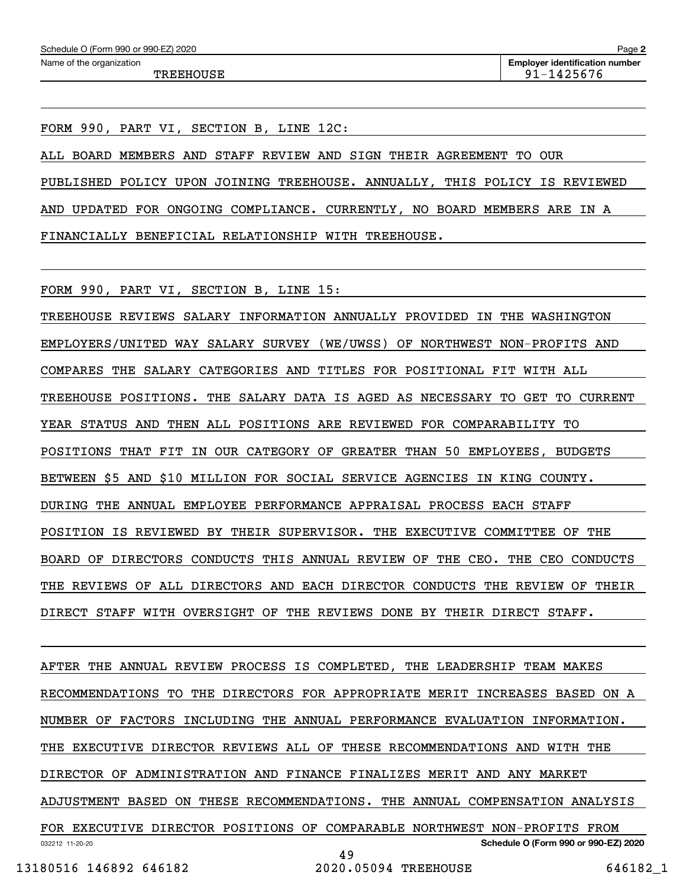Schedule O (Form 990 or 990-EZ) 2020

Name of the organization: TREEHOUSE

Employer identification number: 91-1425676

FORM 990, PART VI, SECTION B, LINE 12C:

ALL BOARD MEMBERS AND STAFF REVIEW AND SIGN THEIR AGREEMENT TO OUR PUBLISHED POLICY UPON JOINING TREEHOUSE. ANNUALLY, THIS POLICY IS REVIEWED AND UPDATED FOR ONGOING COMPLIANCE. CURRENTLY, NO BOARD MEMBERS ARE IN A FINANCIALLY BENEFICIAL RELATIONSHIP WITH TREEHOUSE.

FORM 990, PART VI, SECTION B, LINE 15:

TREEHOUSE REVIEWS SALARY INFORMATION ANNUALLY PROVIDED IN THE WASHINGTON EMPLOYERS/UNITED WAY SALARY SURVEY (WE/UWSS) OF NORTHWEST NON-PROFITS AND COMPARES THE SALARY CATEGORIES AND TITLES FOR POSITIONAL FIT WITH ALL TREEHOUSE POSITIONS. THE SALARY DATA IS AGED AS NECESSARY TO GET TO CURRENT YEAR STATUS AND THEN ALL POSITIONS ARE REVIEWED FOR COMPARABILITY TO POSITIONS THAT FIT IN OUR CATEGORY OF GREATER THAN 50 EMPLOYEES, BUDGETS BETWEEN $5 AND $10 MILLION FOR SOCIAL SERVICE AGENCIES IN KING COUNTY. DURING THE ANNUAL EMPLOYEE PERFORMANCE APPRAISAL PROCESS EACH STAFF POSITION IS REVIEWED BY THEIR SUPERVISOR. THE EXECUTIVE COMMITTEE OF THE BOARD OF DIRECTORS CONDUCTS THIS ANNUAL REVIEW OF THE CEO. THE CEO CONDUCTS THE REVIEWS OF ALL DIRECTORS AND EACH DIRECTOR CONDUCTS THE REVIEW OF THEIR DIRECT STAFF WITH OVERSIGHT OF THE REVIEWS DONE BY THEIR DIRECT STAFF.

AFTER THE ANNUAL REVIEW PROCESS IS COMPLETED, THE LEADERSHIP TEAM MAKES RECOMMENDATIONS TO THE DIRECTORS FOR APPROPRIATE MERIT INCREASES BASED ON A NUMBER OF FACTORS INCLUDING THE ANNUAL PERFORMANCE EVALUATION INFORMATION. THE EXECUTIVE DIRECTOR REVIEWS ALL OF THESE RECOMMENDATIONS AND WITH THE DIRECTOR OF ADMINISTRATION AND FINANCE FINALIZES MERIT AND ANY MARKET ADJUSTMENT BASED ON THESE RECOMMENDATIONS. THE ANNUAL COMPENSATION ANALYSIS FOR EXECUTIVE DIRECTOR POSITIONS OF COMPARABLE NORTHWEST NON-PROFITS FROM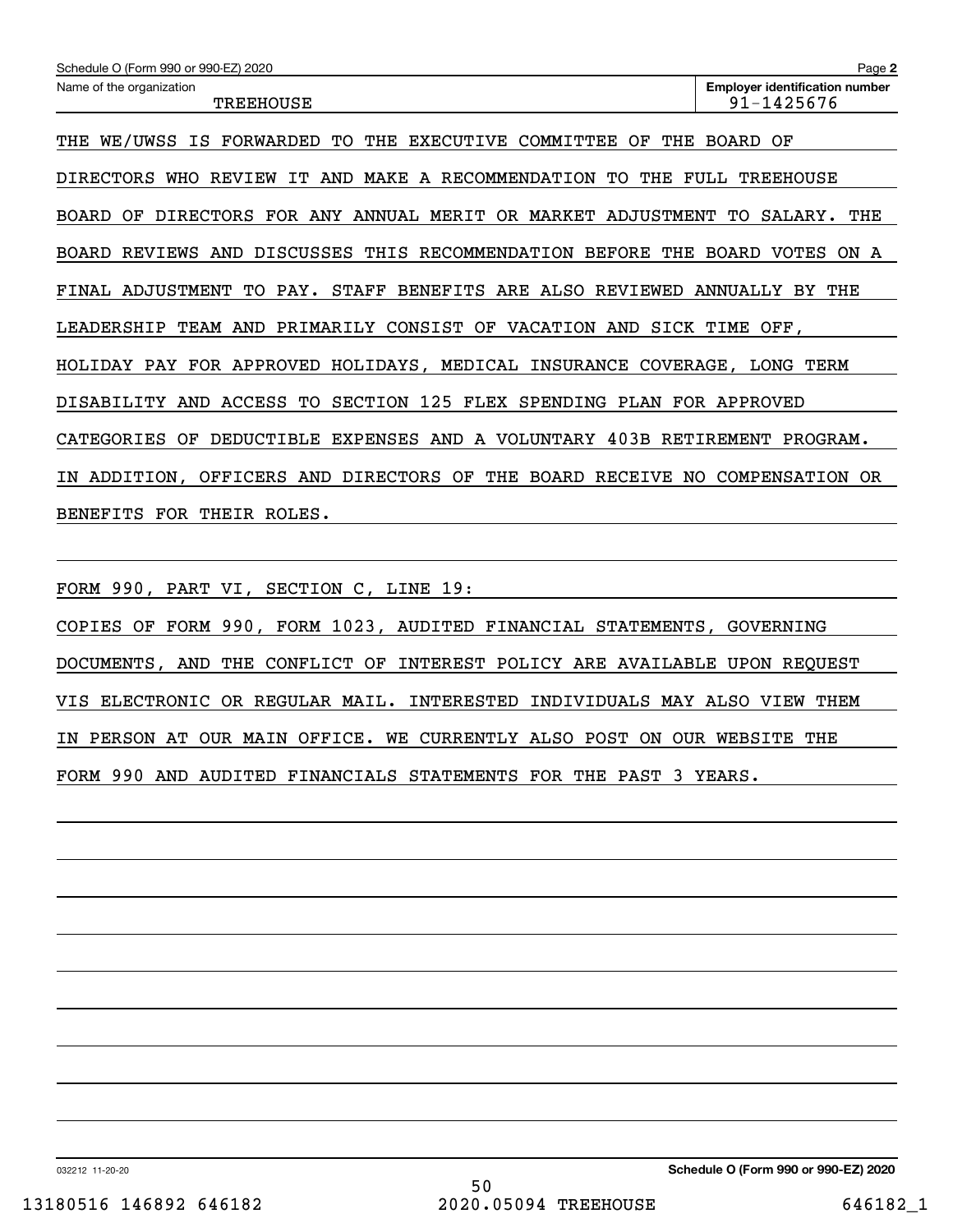Schedule O (Form 990 or 990-EZ) 2020

Name of the organization: TREEHOUSE

**Employer identification number** 91-1425676

THE WE/UWSS IS FORWARDED TO THE EXECUTIVE COMMITTEE OF THE BOARD OF DIRECTORS WHO REVIEW IT AND MAKE A RECOMMENDATION TO THE FULL TREEHOUSE BOARD OF DIRECTORS FOR ANY ANNUAL MERIT OR MARKET ADJUSTMENT TO SALARY. THE BOARD REVIEWS AND DISCUSSES THIS RECOMMENDATION BEFORE THE BOARD VOTES ON A FINAL ADJUSTMENT TO PAY. STAFF BENEFITS ARE ALSO REVIEWED ANNUALLY BY THE LEADERSHIP TEAM AND PRIMARILY CONSIST OF VACATION AND SICK TIME OFF, HOLIDAY PAY FOR APPROVED HOLIDAYS, MEDICAL INSURANCE COVERAGE, LONG TERM DISABILITY AND ACCESS TO SECTION 125 FLEX SPENDING PLAN FOR APPROVED CATEGORIES OF DEDUCTIBLE EXPENSES AND A VOLUNTARY 403B RETIREMENT PROGRAM. IN ADDITION, OFFICERS AND DIRECTORS OF THE BOARD RECEIVE NO COMPENSATION OR BENEFITS FOR THEIR ROLES.

FORM 990, PART VI, SECTION C, LINE 19:

COPIES OF FORM 990, FORM 1023, AUDITED FINANCIAL STATEMENTS, GOVERNING DOCUMENTS, AND THE CONFLICT OF INTEREST POLICY ARE AVAILABLE UPON REQUEST VIS ELECTRONIC OR REGULAR MAIL. INTERESTED INDIVIDUALS MAY ALSO VIEW THEM IN PERSON AT OUR MAIN OFFICE. WE CURRENTLY ALSO POST ON OUR WEBSITE THE FORM 990 AND AUDITED FINANCIALS STATEMENTS FOR THE PAST 3 YEARS.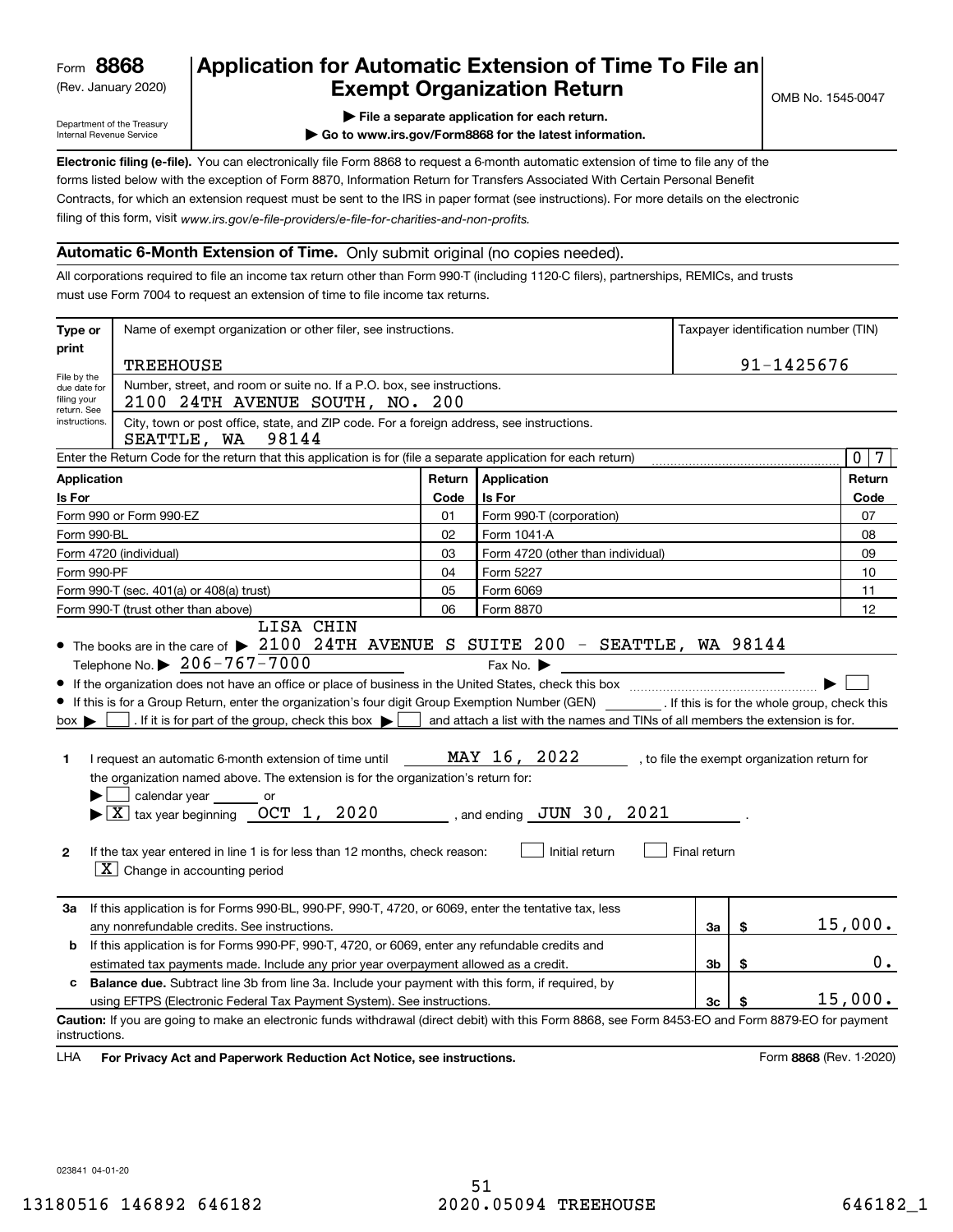Form **8868**
(Rev. January 2020)

Department of the Treasury
Internal Revenue Service

# Application for Automatic Extension of Time To File an Exempt Organization Return

▶ File a separate application for each return.

▶ Go to www.irs.gov/Form8868 for the latest information.

OMB No. 1545-0047

**Electronic filing (e-file).** You can electronically file Form 8868 to request a 6-month automatic extension of time to file any of the forms listed below with the exception of Form 8870, Information Return for Transfers Associated With Certain Personal Benefit Contracts, for which an extension request must be sent to the IRS in paper format (see instructions). For more details on the electronic filing of this form, visit *www.irs.gov/e-file-providers/e-file-for-charities-and-non-profits.*

## Automatic 6-Month Extension of Time. Only submit original (no copies needed).

All corporations required to file an income tax return other than Form 990-T (including 1120-C filers), partnerships, REMICs, and trusts must use Form 7004 to request an extension of time to file income tax returns.

**Type or print** — File by the due date for filing your return. See instructions.

Name of exempt organization or other filer, see instructions: TREEHOUSE

Taxpayer identification number (TIN): 91-1425676

Number, street, and room or suite no. If a P.O. box, see instructions: 2100 24TH AVENUE SOUTH, NO. 200

City, town or post office, state, and ZIP code. For a foreign address, see instructions: SEATTLE, WA 98144

Enter the Return Code for the return that this application is for (file a separate application for each return): 07

| Application Is For | Return Code | Application Is For | Return Code |
|---|---|---|---|
| Form 990 or Form 990-EZ | 01 | Form 990-T (corporation) | 07 |
| Form 990-BL | 02 | Form 1041-A | 08 |
| Form 4720 (individual) | 03 | Form 4720 (other than individual) | 09 |
| Form 990-PF | 04 | Form 5227 | 10 |
| Form 990-T (sec. 401(a) or 408(a) trust) | 05 | Form 6069 | 11 |
| Form 990-T (trust other than above) | 06 | Form 8870 | 12 |

- The books are in the care of ▶ LISA CHIN 2100 24TH AVENUE S SUITE 200 - SEATTLE, WA 98144
  Telephone No. ▶ 206-767-7000 Fax No. ▶
- If the organization does not have an office or place of business in the United States, check this box ▶ ☐
- If this is for a Group Return, enter the organization's four digit Group Exemption Number (GEN) ________ . If this is for the whole group, check this box ▶ ☐ . If it is for part of the group, check this box ▶ ☐ and attach a list with the names and TINs of all members the extension is for.

**1** I request an automatic 6-month extension of time until MAY 16, 2022 , to file the exempt organization return for the organization named above. The extension is for the organization's return for:
▶ ☐ calendar year ______ or
▶ ☒ tax year beginning OCT 1, 2020 , and ending JUN 30, 2021 .

**2** If the tax year entered in line 1 is for less than 12 months, check reason: ☐ Initial return ☐ Final return
☒ Change in accounting period

| | | | |
|---|---|---|---|
| **3a** | If this application is for Forms 990-BL, 990-PF, 990-T, 4720, or 6069, enter the tentative tax, less any nonrefundable credits. See instructions. | 3a | $ 15,000. |
| **b** | If this application is for Forms 990-PF, 990-T, 4720, or 6069, enter any refundable credits and estimated tax payments made. Include any prior year overpayment allowed as a credit. | 3b | $ 0. |
| **c** | **Balance due.** Subtract line 3b from line 3a. Include your payment with this form, if required, by using EFTPS (Electronic Federal Tax Payment System). See instructions. | 3c | $ 15,000. |

**Caution:** If you are going to make an electronic funds withdrawal (direct debit) with this Form 8868, see Form 8453-EO and Form 8879-EO for payment instructions.

LHA **For Privacy Act and Paperwork Reduction Act Notice, see instructions.** Form **8868** (Rev. 1-2020)

023841 04-01-20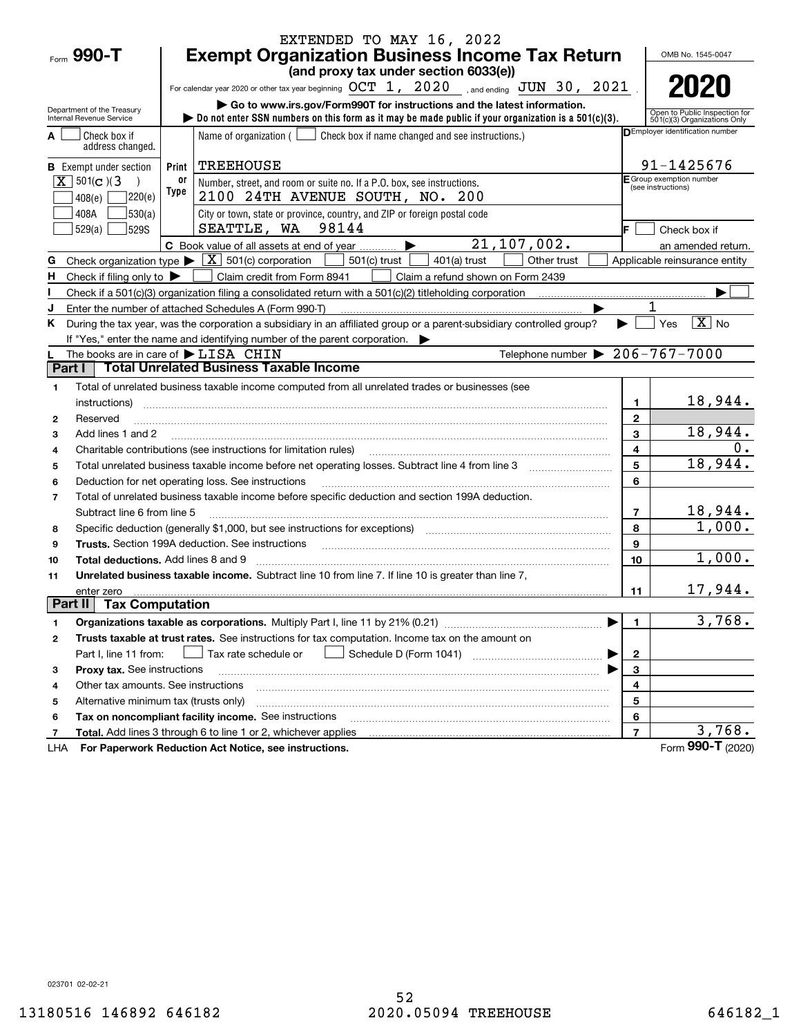EXTENDED TO MAY 16, 2022

# Form 990-T Exempt Organization Business Income Tax Return

**(and proxy tax under section 6033(e))**

For calendar year 2020 or other tax year beginning OCT 1, 2020, and ending JUN 30, 2021.

OMB No. 1545-0047

**2020**

Department of the Treasury
Internal Revenue Service

▶ Go to www.irs.gov/Form990T for instructions and the latest information.
▶ Do not enter SSN numbers on this form as it may be made public if your organization is a 501(c)(3).

Open to Public Inspection for 501(c)(3) Organizations Only

**A** ☐ Check box if address changed.

**B** Exempt under section
☒ 501(C)(3)
☐ 408(e) ☐ 220(e)
☐ 408A ☐ 530(a)
☐ 529(a) ☐ 529S

Print or Type

Name of organization ( ☐ Check box if name changed and see instructions.)
TREEHOUSE

Number, street, and room or suite no. If a P.O. box, see instructions.
2100 24TH AVENUE SOUTH, NO. 200

City or town, state or province, country, and ZIP or foreign postal code
SEATTLE, WA 98144

**D** Employer identification number: 91-1425676

**E** Group exemption number (see instructions)

**F** ☐ Check box if an amended return.

**C** Book value of all assets at end of year ▶ 21,107,002.

**G** Check organization type ▶ ☒ 501(c) corporation ☐ 501(c) trust ☐ 401(a) trust ☐ Other trust ☐ Applicable reinsurance entity

**H** Check if filing only to ▶ ☐ Claim credit from Form 8941 ☐ Claim a refund shown on Form 2439

**I** Check if a 501(c)(3) organization filing a consolidated return with a 501(c)(2) titleholding corporation ▶ ☐

**J** Enter the number of attached Schedules A (Form 990-T) ▶ 1

**K** During the tax year, was the corporation a subsidiary in an affiliated group or a parent-subsidiary controlled group? ▶ ☐ Yes ☒ No
If "Yes," enter the name and identifying number of the parent corporation. ▶

**L** The books are in care of ▶ LISA CHIN Telephone number ▶ 206-767-7000

## Part I Total Unrelated Business Taxable Income

| | | Line | Amount |
|---|---|---|---|
| 1 | Total of unrelated business taxable income computed from all unrelated trades or businesses (see instructions) | 1 | 18,944. |
| 2 | Reserved | 2 | |
| 3 | Add lines 1 and 2 | 3 | 18,944. |
| 4 | Charitable contributions (see instructions for limitation rules) | 4 | 0. |
| 5 | Total unrelated business taxable income before net operating losses. Subtract line 4 from line 3 | 5 | 18,944. |
| 6 | Deduction for net operating loss. See instructions | 6 | |
| 7 | Total of unrelated business taxable income before specific deduction and section 199A deduction. Subtract line 6 from line 5 | 7 | 18,944. |
| 8 | Specific deduction (generally $1,000, but see instructions for exceptions) | 8 | 1,000. |
| 9 | **Trusts.** Section 199A deduction. See instructions | 9 | |
| 10 | **Total deductions.** Add lines 8 and 9 | 10 | 1,000. |
| 11 | **Unrelated business taxable income.** Subtract line 10 from line 7. If line 10 is greater than line 7, enter zero | 11 | 17,944. |

## Part II Tax Computation

| | | Line | Amount |
|---|---|---|---|
| 1 | **Organizations taxable as corporations.** Multiply Part I, line 11 by 21% (0.21) ▶ | 1 | 3,768. |
| 2 | **Trusts taxable at trust rates.** See instructions for tax computation. Income tax on the amount on Part I, line 11 from: ☐ Tax rate schedule or ☐ Schedule D (Form 1041) ▶ | 2 | |
| 3 | **Proxy tax.** See instructions ▶ | 3 | |
| 4 | Other tax amounts. See instructions | 4 | |
| 5 | Alternative minimum tax (trusts only) | 5 | |
| 6 | **Tax on noncompliant facility income.** See instructions | 6 | |
| 7 | **Total.** Add lines 3 through 6 to line 1 or 2, whichever applies | 7 | 3,768. |

LHA **For Paperwork Reduction Act Notice, see instructions.** Form **990-T** (2020)

023701 02-02-21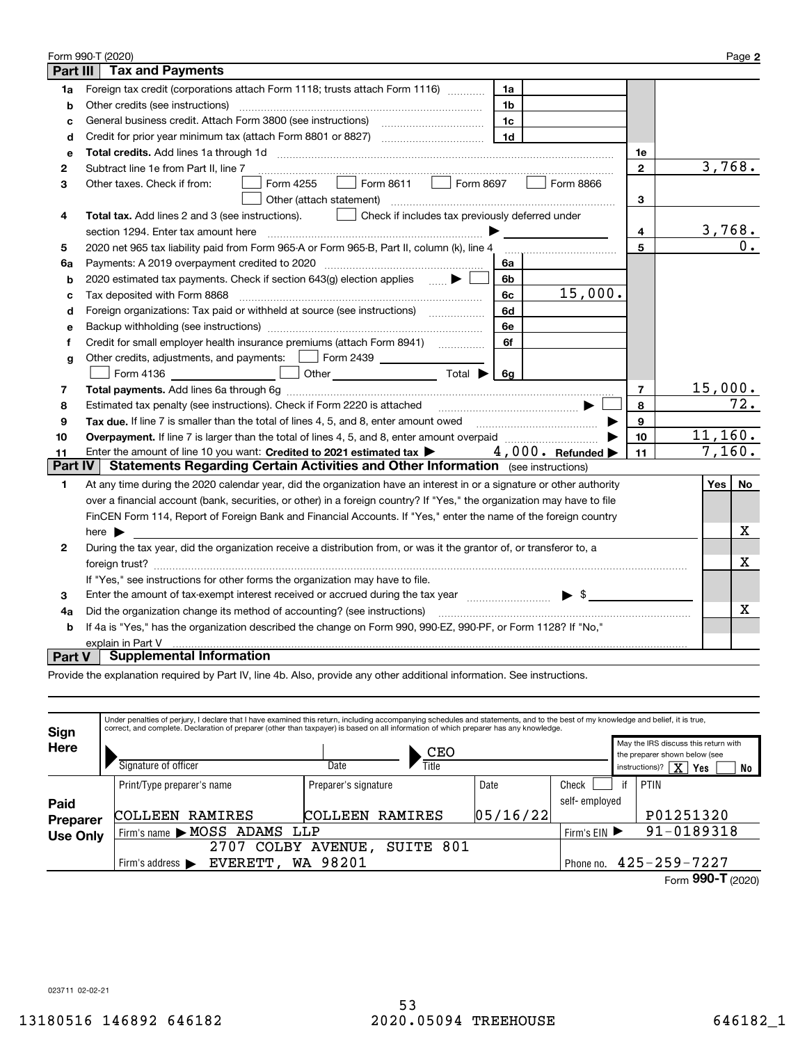Form 990-T (2020) Page **2**

## Part III Tax and Payments

| Line | Description | Sub-line | Sub-amount | Line | Amount |
|---|---|---|---|---|---|
| 1a | Foreign tax credit (corporations attach Form 1118; trusts attach Form 1116) | 1a | | | |
| b | Other credits (see instructions) | 1b | | | |
| c | General business credit. Attach Form 3800 (see instructions) | 1c | | | |
| d | Credit for prior year minimum tax (attach Form 8801 or 8827) | 1d | | | |
| e | **Total credits.** Add lines 1a through 1d | | | 1e | |
| 2 | Subtract line 1e from Part II, line 7 | | | 2 | 3,768. |
| 3 | Other taxes. Check if from: ☐ Form 4255 ☐ Form 8611 ☐ Form 8697 ☐ Form 8866 ☐ Other (attach statement) | | | 3 | |
| 4 | **Total tax.** Add lines 2 and 3 (see instructions). ☐ Check if includes tax previously deferred under section 1294. Enter tax amount here ▶ | | | 4 | 3,768. |
| 5 | 2020 net 965 tax liability paid from Form 965-A or Form 965-B, Part II, column (k), line 4 | | | 5 | 0. |
| 6a | Payments: A 2019 overpayment credited to 2020 | 6a | | | |
| b | 2020 estimated tax payments. Check if section 643(g) election applies ▶ ☐ | 6b | | | |
| c | Tax deposited with Form 8868 | 6c | 15,000. | | |
| d | Foreign organizations: Tax paid or withheld at source (see instructions) | 6d | | | |
| e | Backup withholding (see instructions) | 6e | | | |
| f | Credit for small employer health insurance premiums (attach Form 8941) | 6f | | | |
| g | Other credits, adjustments, and payments: ☐ Form 2439 ☐ Form 4136 ☐ Other Total ▶ | 6g | | | |
| 7 | **Total payments.** Add lines 6a through 6g | | | 7 | 15,000. |
| 8 | Estimated tax penalty (see instructions). Check if Form 2220 is attached ▶ ☐ | | | 8 | 72. |
| 9 | **Tax due.** If line 7 is smaller than the total of lines 4, 5, and 8, enter amount owed ▶ | | | 9 | |
| 10 | **Overpayment.** If line 7 is larger than the total of lines 4, 5, and 8, enter amount overpaid ▶ | | | 10 | 11,160. |
| 11 | Enter the amount of line 10 you want: **Credited to 2021 estimated tax** ▶ 4,000. **Refunded** ▶ | | | 11 | 7,160. |

## Part IV Statements Regarding Certain Activities and Other Information (see instructions)

| | | Yes | No |
|---|---|---|---|
| 1 | At any time during the 2020 calendar year, did the organization have an interest in or a signature or other authority over a financial account (bank, securities, or other) in a foreign country? If "Yes," the organization may have to file FinCEN Form 114, Report of Foreign Bank and Financial Accounts. If "Yes," enter the name of the foreign country here ▶ | | X |
| 2 | During the tax year, did the organization receive a distribution from, or was it the grantor of, or transferor to, a foreign trust? If "Yes," see instructions for other forms the organization may have to file. | | X |
| 3 | Enter the amount of tax-exempt interest received or accrued during the tax year ▶ $ | | |
| 4a | Did the organization change its method of accounting? (see instructions) | | X |
| b | If 4a is "Yes," has the organization described the change on Form 990, 990-EZ, 990-PF, or Form 1128? If "No," explain in Part V | | |

## Part V Supplemental Information

Provide the explanation required by Part IV, line 4b. Also, provide any other additional information. See instructions.

**Sign Here**

Under penalties of perjury, I declare that I have examined this return, including accompanying schedules and statements, and to the best of my knowledge and belief, it is true, correct, and complete. Declaration of preparer (other than taxpayer) is based on all information of which preparer has any knowledge.

Signature of officer | Date | Title: CEO

May the IRS discuss this return with the preparer shown below (see instructions)? [X] Yes [ ] No

**Paid Preparer Use Only**

| Print/Type preparer's name | Preparer's signature | Date | Check ☐ if self-employed | PTIN |
|---|---|---|---|---|
| COLLEEN RAMIRES | COLLEEN RAMIRES | 05/16/22 | | P01251320 |

Firm's name ▶ MOSS ADAMS LLP — Firm's EIN ▶ 91-0189318

Firm's address ▶ 2707 COLBY AVENUE, SUITE 801, EVERETT, WA 98201 — Phone no. 425-259-7227

Form **990-T** (2020)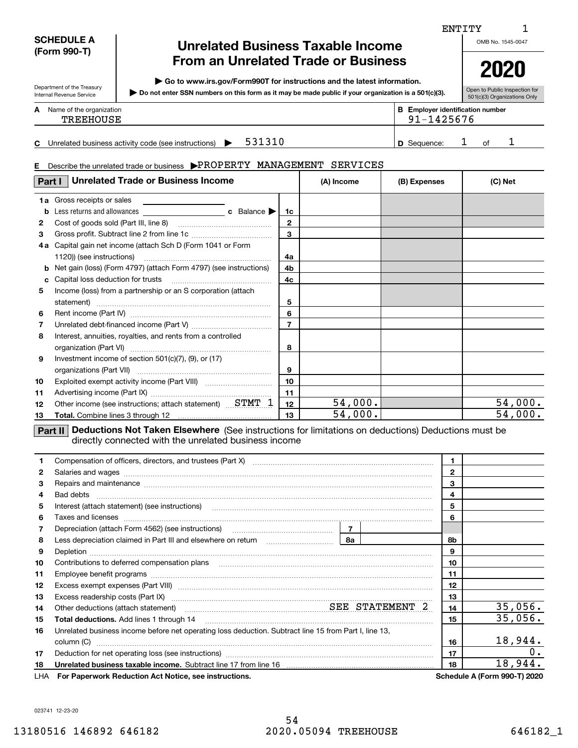ENTITY 1

**SCHEDULE A (Form 990-T)**

Department of the Treasury
Internal Revenue Service

# Unrelated Business Taxable Income From an Unrelated Trade or Business

▶ Go to www.irs.gov/Form990T for instructions and the latest information.

▶ Do not enter SSN numbers on this form as it may be made public if your organization is a 501(c)(3).

OMB No. 1545-0047

**2020**

Open to Public Inspection for 501(c)(3) Organizations Only

**A** Name of the organization: TREEHOUSE

**B** Employer identification number: 91-1425676

**C** Unrelated business activity code (see instructions) ▶ 531310

**D** Sequence: 1 of 1

**E** Describe the unrelated trade or business ▶PROPERTY MANAGEMENT SERVICES

## Part I Unrelated Trade or Business Income

| | | Line | (A) Income | (B) Expenses | (C) Net |
|---|---|---|---|---|---|
| 1a | Gross receipts or sales | | | | |
| b | Less returns and allowances ___ c Balance ▶ | 1c | | | |
| 2 | Cost of goods sold (Part III, line 8) | 2 | | | |
| 3 | Gross profit. Subtract line 2 from line 1c | 3 | | | |
| 4a | Capital gain net income (attach Sch D (Form 1041 or Form 1120)) (see instructions) | 4a | | | |
| b | Net gain (loss) (Form 4797) (attach Form 4797) (see instructions) | 4b | | | |
| c | Capital loss deduction for trusts | 4c | | | |
| 5 | Income (loss) from a partnership or an S corporation (attach statement) | 5 | | | |
| 6 | Rent income (Part IV) | 6 | | | |
| 7 | Unrelated debt-financed income (Part V) | 7 | | | |
| 8 | Interest, annuities, royalties, and rents from a controlled organization (Part VI) | 8 | | | |
| 9 | Investment income of section 501(c)(7), (9), or (17) organizations (Part VII) | 9 | | | |
| 10 | Exploited exempt activity income (Part VIII) | 10 | | | |
| 11 | Advertising income (Part IX) | 11 | | | |
| 12 | Other income (see instructions; attach statement) STMT 1 | 12 | 54,000. | | 54,000. |
| 13 | **Total.** Combine lines 3 through 12 | 13 | 54,000. | | 54,000. |

## Part II Deductions Not Taken Elsewhere

(See instructions for limitations on deductions) Deductions must be directly connected with the unrelated business income

| | | Line | Amount |
|---|---|---|---|
| 1 | Compensation of officers, directors, and trustees (Part X) | 1 | |
| 2 | Salaries and wages | 2 | |
| 3 | Repairs and maintenance | 3 | |
| 4 | Bad debts | 4 | |
| 5 | Interest (attach statement) (see instructions) | 5 | |
| 6 | Taxes and licenses | 6 | |
| 7 | Depreciation (attach Form 4562) (see instructions) ___ 7 | | |
| 8 | Less depreciation claimed in Part III and elsewhere on return ___ 8a | 8b | |
| 9 | Depletion | 9 | |
| 10 | Contributions to deferred compensation plans | 10 | |
| 11 | Employee benefit programs | 11 | |
| 12 | Excess exempt expenses (Part VIII) | 12 | |
| 13 | Excess readership costs (Part IX) | 13 | |
| 14 | Other deductions (attach statement) SEE STATEMENT 2 | 14 | 35,056. |
| 15 | **Total deductions.** Add lines 1 through 14 | 15 | 35,056. |
| 16 | Unrelated business income before net operating loss deduction. Subtract line 15 from Part I, line 13, column (C) | 16 | 18,944. |
| 17 | Deduction for net operating loss (see instructions) | 17 | 0. |
| 18 | **Unrelated business taxable income.** Subtract line 17 from line 16 | 18 | 18,944. |

LHA **For Paperwork Reduction Act Notice, see instructions.** **Schedule A (Form 990-T) 2020**

023741 12-23-20

13180516 146892 646182 2020.05094 TREEHOUSE 646182_1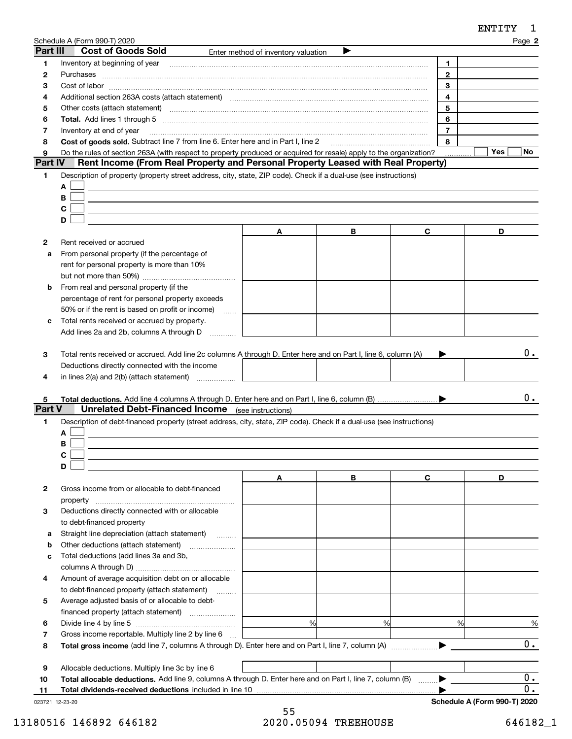Schedule A (Form 990-T) 2020

## Part III Cost of Goods Sold

Enter method of inventory valuation ▶

| | | | |
|---|---|---|---|
| 1 | Inventory at beginning of year | 1 | |
| 2 | Purchases | 2 | |
| 3 | Cost of labor | 3 | |
| 4 | Additional section 263A costs (attach statement) | 4 | |
| 5 | Other costs (attach statement) | 5 | |
| 6 | **Total.** Add lines 1 through 5 | 6 | |
| 7 | Inventory at end of year | 7 | |
| 8 | **Cost of goods sold.** Subtract line 7 from line 6. Enter here and in Part I, line 2 | 8 | |
| 9 | Do the rules of section 263A (with respect to property produced or acquired for resale) apply to the organization? | | Yes ☐ No ☐ |

## Part IV Rent Income (From Real Property and Personal Property Leased with Real Property)

1 Description of property (property street address, city, state, ZIP code). Check if a dual-use (see instructions)

A ☐

B ☐

C ☐

D ☐

| | | A | B | C | D |
|---|---|---|---|---|---|
| 2 | Rent received or accrued | | | | |
| a | From personal property (if the percentage of rent for personal property is more than 10% but not more than 50%) | | | | |
| b | From real and personal property (if the percentage of rent for personal property exceeds 50% or if the rent is based on profit or income) | | | | |
| c | Total rents received or accrued by property. Add lines 2a and 2b, columns A through D | | | | |
| 3 | Total rents received or accrued. Add line 2c columns A through D. Enter here and on Part I, line 6, column (A) ▶ | | | | 0. |
| 4 | Deductions directly connected with the income in lines 2(a) and 2(b) (attach statement) | | | | |
| 5 | **Total deductions.** Add line 4 columns A through D. Enter here and on Part I, line 6, column (B) ▶ | | | | 0. |

## Part V Unrelated Debt-Financed Income (see instructions)

1 Description of debt-financed property (street address, city, state, ZIP code). Check if a dual-use (see instructions)

A ☐

B ☐

C ☐

D ☐

| | | A | B | C | D |
|---|---|---|---|---|---|
| 2 | Gross income from or allocable to debt-financed property | | | | |
| 3 | Deductions directly connected with or allocable to debt-financed property | | | | |
| a | Straight line depreciation (attach statement) | | | | |
| b | Other deductions (attach statement) | | | | |
| c | Total deductions (add lines 3a and 3b, columns A through D) | | | | |
| 4 | Amount of average acquisition debt on or allocable to debt-financed property (attach statement) | | | | |
| 5 | Average adjusted basis of or allocable to debt-financed property (attach statement) | | | | |
| 6 | Divide line 4 by line 5 | % | % | % | % |
| 7 | Gross income reportable. Multiply line 2 by line 6 | | | | |
| 8 | **Total gross income** (add line 7, columns A through D). Enter here and on Part I, line 7, column (A) ▶ | | | | 0. |
| 9 | Allocable deductions. Multiply line 3c by line 6 | | | | |
| 10 | **Total allocable deductions.** Add line 9, columns A through D. Enter here and on Part I, line 7, column (B) ▶ | | | | 0. |
| 11 | **Total dividends-received deductions** included in line 10 ▶ | | | | 0. |

023721 12-23-20

**Schedule A (Form 990-T) 2020**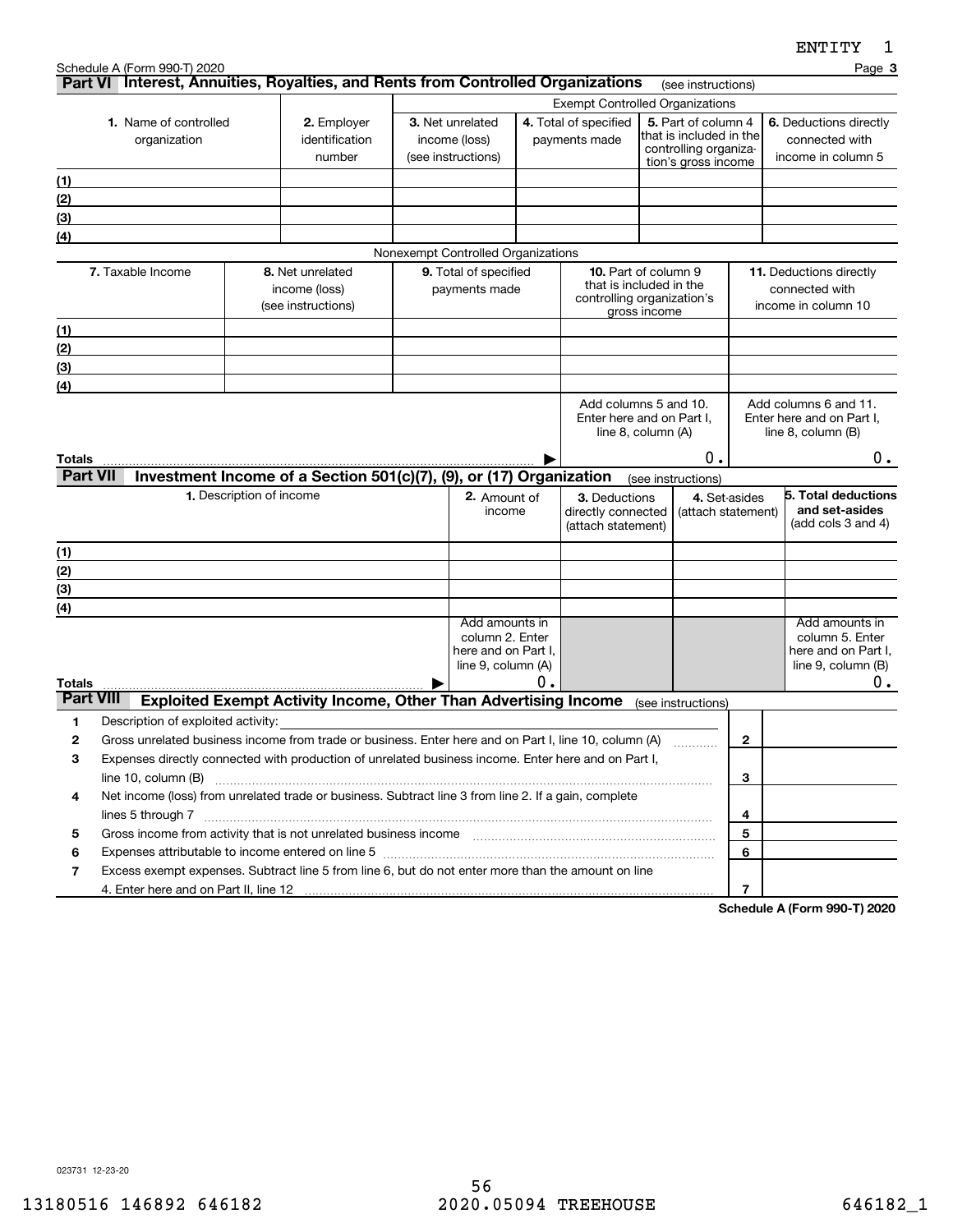ENTITY 1

Schedule A (Form 990-T) 2020 Page **3**

## Part VI Interest, Annuities, Royalties, and Rents from Controlled Organizations (see instructions)

| | | Exempt Controlled Organizations | | | |
|---|---|---|---|---|---|
| **1.** Name of controlled organization | **2.** Employer identification number | **3.** Net unrelated income (loss) (see instructions) | **4.** Total of specified payments made | **5.** Part of column 4 that is included in the controlling organization's gross income | **6.** Deductions directly connected with income in column 5 |
| (1) | | | | | |
| (2) | | | | | |
| (3) | | | | | |
| (4) | | | | | |

Nonexempt Controlled Organizations

| **7.** Taxable Income | **8.** Net unrelated income (loss) (see instructions) | **9.** Total of specified payments made | **10.** Part of column 9 that is included in the controlling organization's gross income | **11.** Deductions directly connected with income in column 10 |
|---|---|---|---|---|
| (1) | | | | |
| (2) | | | | |
| (3) | | | | |
| (4) | | | | |
| | | | Add columns 5 and 10. Enter here and on Part I, line 8, column (A) | Add columns 6 and 11. Enter here and on Part I, line 8, column (B) |
| **Totals** ▶ | | | 0. | 0. |

## Part VII Investment Income of a Section 501(c)(7), (9), or (17) Organization (see instructions)

| **1.** Description of income | **2.** Amount of income | **3.** Deductions directly connected (attach statement) | **4.** Set-asides (attach statement) | **5. Total deductions and set-asides** (add cols 3 and 4) |
|---|---|---|---|---|
| (1) | | | | |
| (2) | | | | |
| (3) | | | | |
| (4) | | | | |
| | Add amounts in column 2. Enter here and on Part I, line 9, column (A) | | | Add amounts in column 5. Enter here and on Part I, line 9, column (B) |
| **Totals** ▶ | 0. | | | 0. |

## Part VIII Exploited Exempt Activity Income, Other Than Advertising Income (see instructions)

| | | | |
|---|---|---|---|
| **1** | Description of exploited activity: | | |
| **2** | Gross unrelated business income from trade or business. Enter here and on Part I, line 10, column (A) | **2** | |
| **3** | Expenses directly connected with production of unrelated business income. Enter here and on Part I, line 10, column (B) | **3** | |
| **4** | Net income (loss) from unrelated trade or business. Subtract line 3 from line 2. If a gain, complete lines 5 through 7 | **4** | |
| **5** | Gross income from activity that is not unrelated business income | **5** | |
| **6** | Expenses attributable to income entered on line 5 | **6** | |
| **7** | Excess exempt expenses. Subtract line 5 from line 6, but do not enter more than the amount on line 4. Enter here and on Part II, line 12 | **7** | |

**Schedule A (Form 990-T) 2020**

023731 12-23-20

13180516 146892 646182 2020.05094 TREEHOUSE 646182_1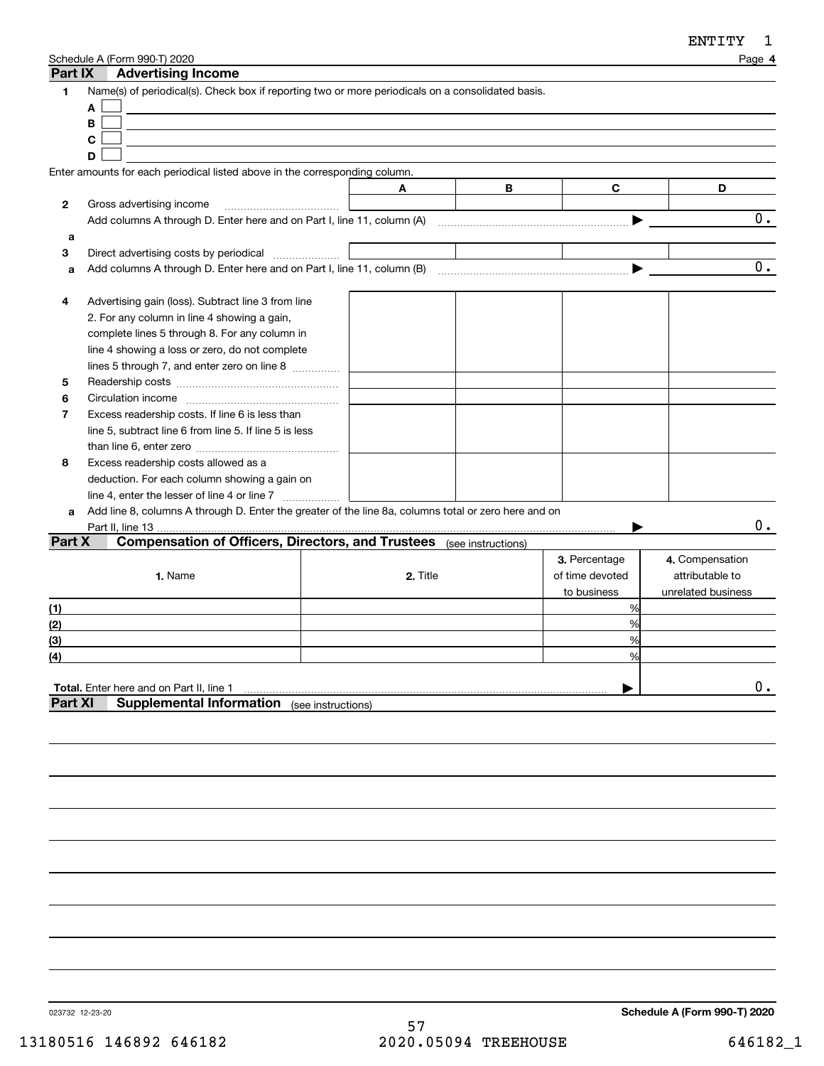ENTITY 1

Schedule A (Form 990-T) 2020 Page **4**

## Part IX Advertising Income

**1** Name(s) of periodical(s). Check box if reporting two or more periodicals on a consolidated basis.

**A** ☐

**B** ☐

**C** ☐

**D** ☐

Enter amounts for each periodical listed above in the corresponding column.

| | | A | B | C | D |
|---|---|---|---|---|---|
| **2** | Gross advertising income | | | | |
| | Add columns A through D. Enter here and on Part I, line 11, column (A) ▶ | | | | 0. |
| **a** | | | | | |
| **3** | Direct advertising costs by periodical | | | | |
| **a** | Add columns A through D. Enter here and on Part I, line 11, column (B) ▶ | | | | 0. |
| **4** | Advertising gain (loss). Subtract line 3 from line 2. For any column in line 4 showing a gain, complete lines 5 through 8. For any column in line 4 showing a loss or zero, do not complete lines 5 through 7, and enter zero on line 8 | | | | |
| **5** | Readership costs | | | | |
| **6** | Circulation income | | | | |
| **7** | Excess readership costs. If line 6 is less than line 5, subtract line 6 from line 5. If line 5 is less than line 6, enter zero | | | | |
| **8** | Excess readership costs allowed as a deduction. For each column showing a gain on line 4, enter the lesser of line 4 or line 7 | | | | |
| **a** | Add line 8, columns A through D. Enter the greater of the line 8a, columns total or zero here and on Part II, line 13 ▶ | | | | 0. |

## Part X Compensation of Officers, Directors, and Trustees (see instructions)

| | 1. Name | 2. Title | 3. Percentage of time devoted to business | 4. Compensation attributable to unrelated business |
|---|---|---|---|---|
| **(1)** | | | % | |
| **(2)** | | | % | |
| **(3)** | | | % | |
| **(4)** | | | % | |
| | **Total.** Enter here and on Part II, line 1 ▶ | | | 0. |

## Part XI Supplemental Information (see instructions)

023732 12-23-20 **Schedule A (Form 990-T) 2020**

13180516 146892 646182 2020.05094 TREEHOUSE 646182_1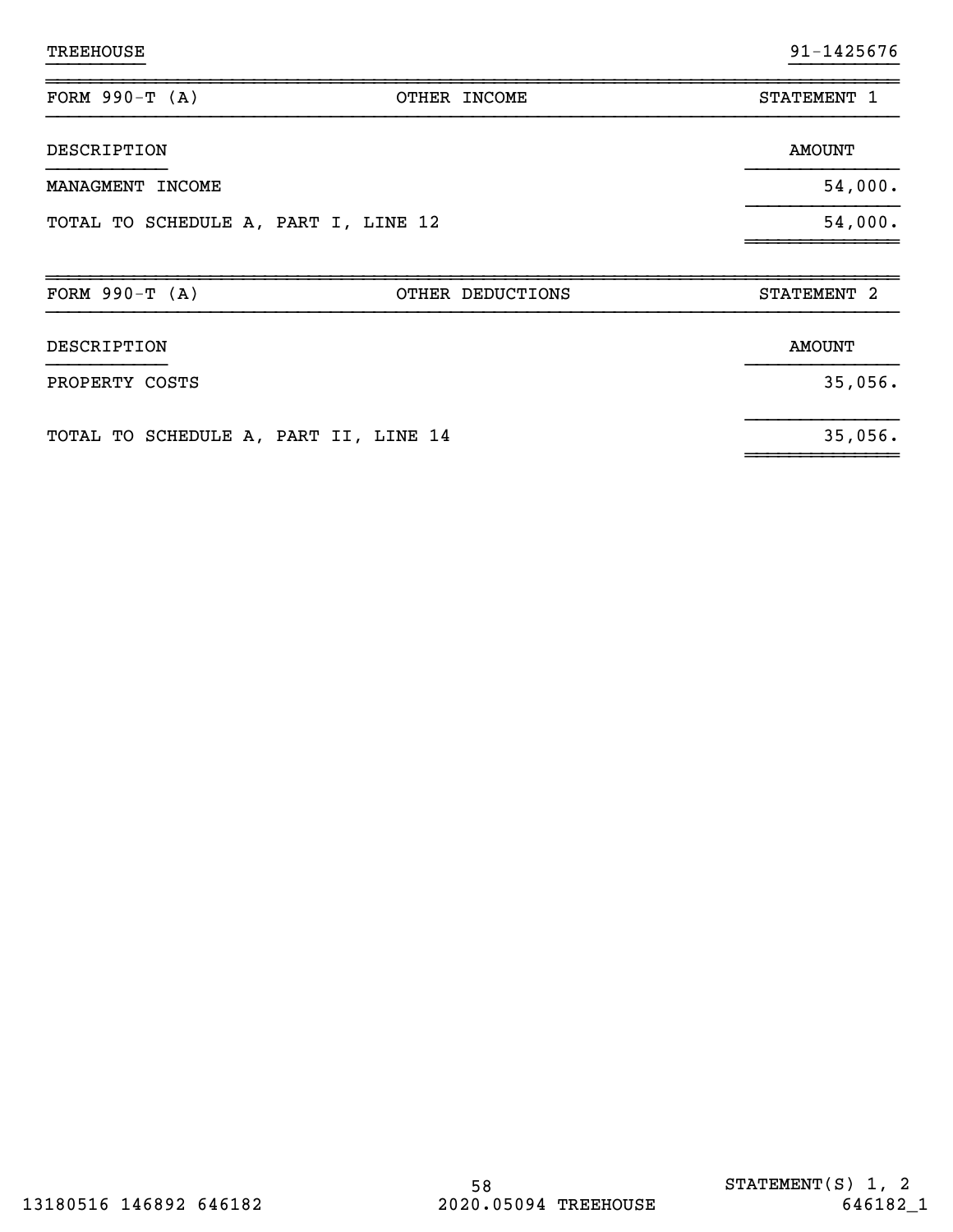TREEHOUSE 91-1425676

| FORM 990-T (A) | OTHER INCOME | STATEMENT 1 |
|---|---|---|
| DESCRIPTION | | AMOUNT |
| MANAGMENT INCOME | | 54,000. |
| TOTAL TO SCHEDULE A, PART I, LINE 12 | | 54,000. |

| FORM 990-T (A) | OTHER DEDUCTIONS | STATEMENT 2 |
|---|---|---|
| DESCRIPTION | | AMOUNT |
| PROPERTY COSTS | | 35,056. |
| TOTAL TO SCHEDULE A, PART II, LINE 14 | | 35,056. |

STATEMENT(S) 1, 2

13180516 146892 646182 2020.05094 TREEHOUSE 646182_1